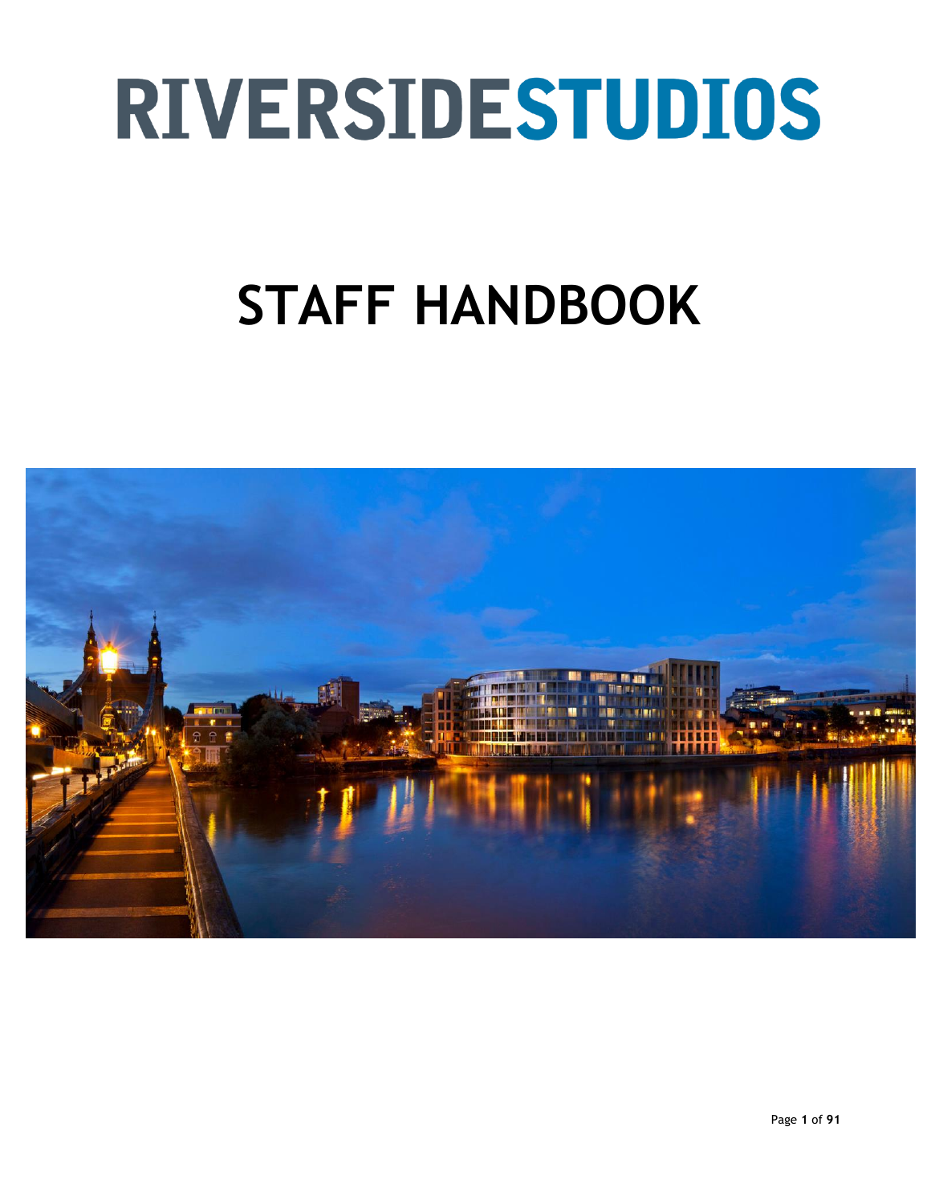# RIVERSIDESTUDIOS

# STAFF HANDBOOK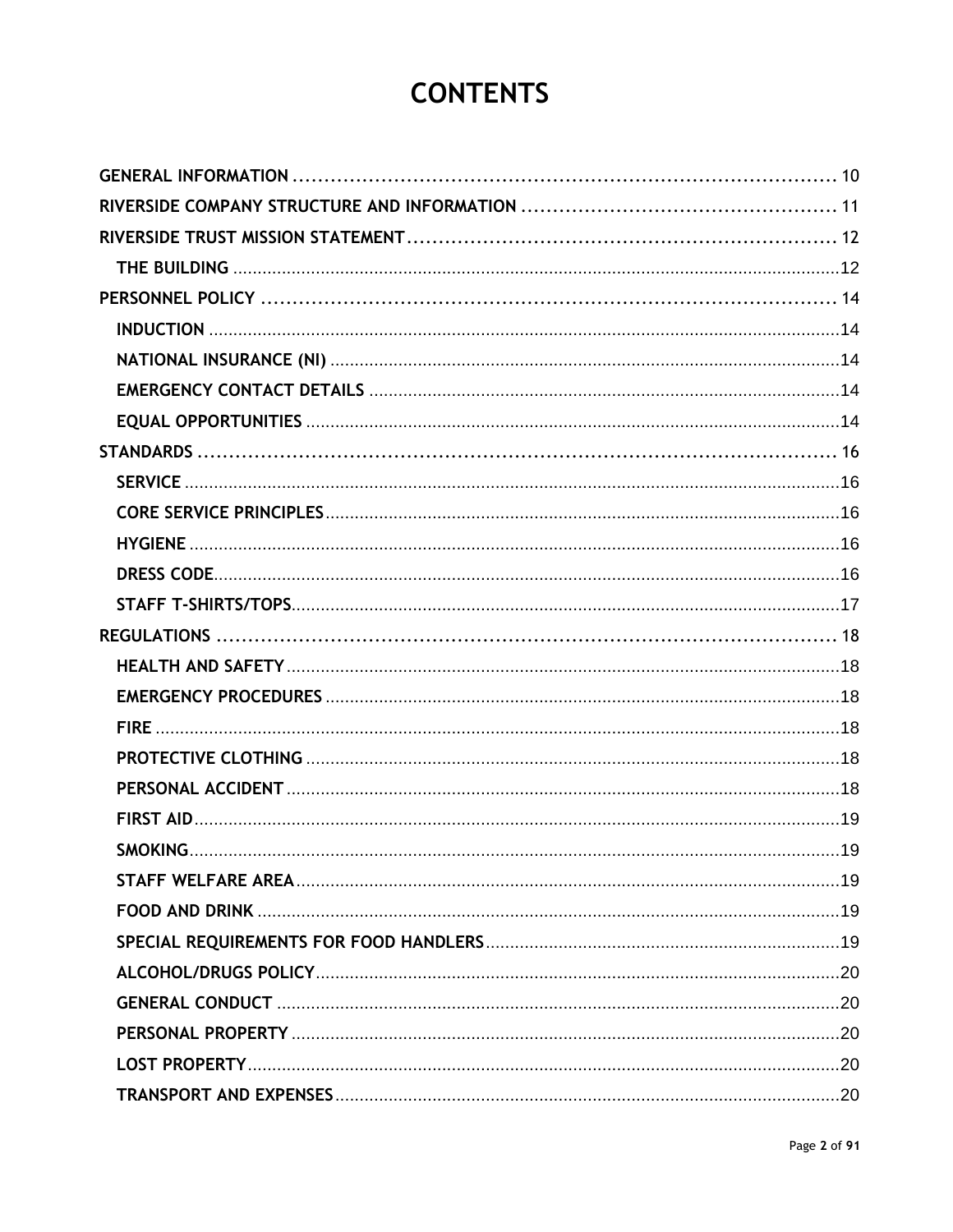# CONTENTS

GENERAL INFORMATION ........................................................................................ 10

RIVERSIDE COMPANY STRUCTURE AND INFORMATION ................................................. 11

RIVERSIDE TRUST MISSION STATEMENT ..................................................................... 12

- THE BUILDING ........................................................................................................... 12

PERSONNEL POLICY ................................................................................................. 14

- INDUCTION ................................................................................................................ 14
- NATIONAL INSURANCE (NI) ....................................................................................... 14
- EMERGENCY CONTACT DETAILS ............................................................................... 14
- EQUAL OPPORTUNITIES ............................................................................................ 14

STANDARDS ............................................................................................................. 16

- SERVICE ..................................................................................................................... 16
- CORE SERVICE PRINCIPLES ........................................................................................ 16
- HYGIENE .................................................................................................................... 16
- DRESS CODE ............................................................................................................... 16
- STAFF T-SHIRTS/TOPS ................................................................................................ 17

REGULATIONS .......................................................................................................... 18

- HEALTH AND SAFETY ................................................................................................. 18
- EMERGENCY PROCEDURES ........................................................................................ 18
- FIRE ........................................................................................................................... 18
- PROTECTIVE CLOTHING ............................................................................................. 18
- PERSONAL ACCIDENT ................................................................................................ 18
- FIRST AID .................................................................................................................... 19
- SMOKING .................................................................................................................... 19
- STAFF WELFARE AREA ............................................................................................... 19
- FOOD AND DRINK ....................................................................................................... 19
- SPECIAL REQUIREMENTS FOR FOOD HANDLERS ....................................................... 19
- ALCOHOL/DRUGS POLICY ........................................................................................... 20
- GENERAL CONDUCT ................................................................................................... 20
- PERSONAL PROPERTY ................................................................................................ 20
- LOST PROPERTY ......................................................................................................... 20
- TRANSPORT AND EXPENSES ....................................................................................... 20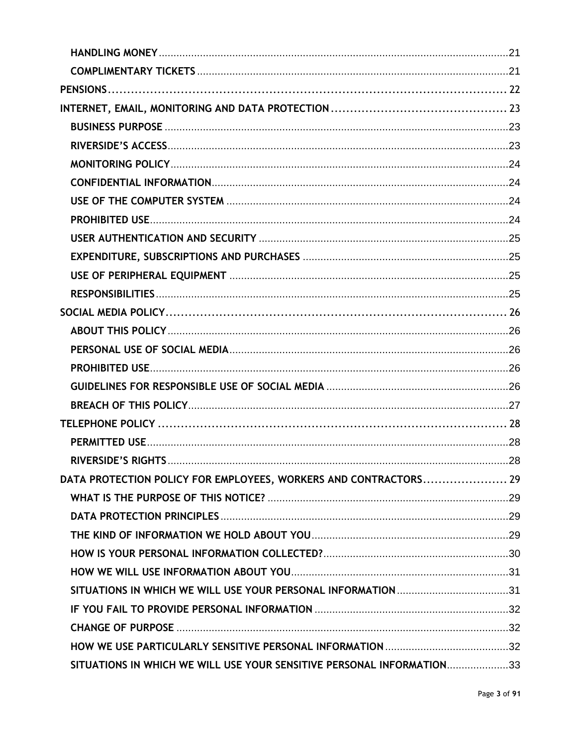- **HANDLING MONEY** ... 21
- **COMPLIMENTARY TICKETS** ... 21

**PENSIONS** ... 22

**INTERNET, EMAIL, MONITORING AND DATA PROTECTION** ... 23

- **BUSINESS PURPOSE** ... 23
- **RIVERSIDE'S ACCESS** ... 23
- **MONITORING POLICY** ... 24
- **CONFIDENTIAL INFORMATION** ... 24
- **USE OF THE COMPUTER SYSTEM** ... 24
- **PROHIBITED USE** ... 24
- **USER AUTHENTICATION AND SECURITY** ... 25
- **EXPENDITURE, SUBSCRIPTIONS AND PURCHASES** ... 25
- **USE OF PERIPHERAL EQUIPMENT** ... 25
- **RESPONSIBILITIES** ... 25

**SOCIAL MEDIA POLICY** ... 26

- **ABOUT THIS POLICY** ... 26
- **PERSONAL USE OF SOCIAL MEDIA** ... 26
- **PROHIBITED USE** ... 26
- **GUIDELINES FOR RESPONSIBLE USE OF SOCIAL MEDIA** ... 26
- **BREACH OF THIS POLICY** ... 27

**TELEPHONE POLICY** ... 28

- **PERMITTED USE** ... 28
- **RIVERSIDE'S RIGHTS** ... 28

**DATA PROTECTION POLICY FOR EMPLOYEES, WORKERS AND CONTRACTORS** ... 29

- **WHAT IS THE PURPOSE OF THIS NOTICE?** ... 29
- **DATA PROTECTION PRINCIPLES** ... 29
- **THE KIND OF INFORMATION WE HOLD ABOUT YOU** ... 29
- **HOW IS YOUR PERSONAL INFORMATION COLLECTED?** ... 30
- **HOW WE WILL USE INFORMATION ABOUT YOU** ... 31
- **SITUATIONS IN WHICH WE WILL USE YOUR PERSONAL INFORMATION** ... 31
- **IF YOU FAIL TO PROVIDE PERSONAL INFORMATION** ... 32
- **CHANGE OF PURPOSE** ... 32
- **HOW WE USE PARTICULARLY SENSITIVE PERSONAL INFORMATION** ... 32
- **SITUATIONS IN WHICH WE WILL USE YOUR SENSITIVE PERSONAL INFORMATION** ... 33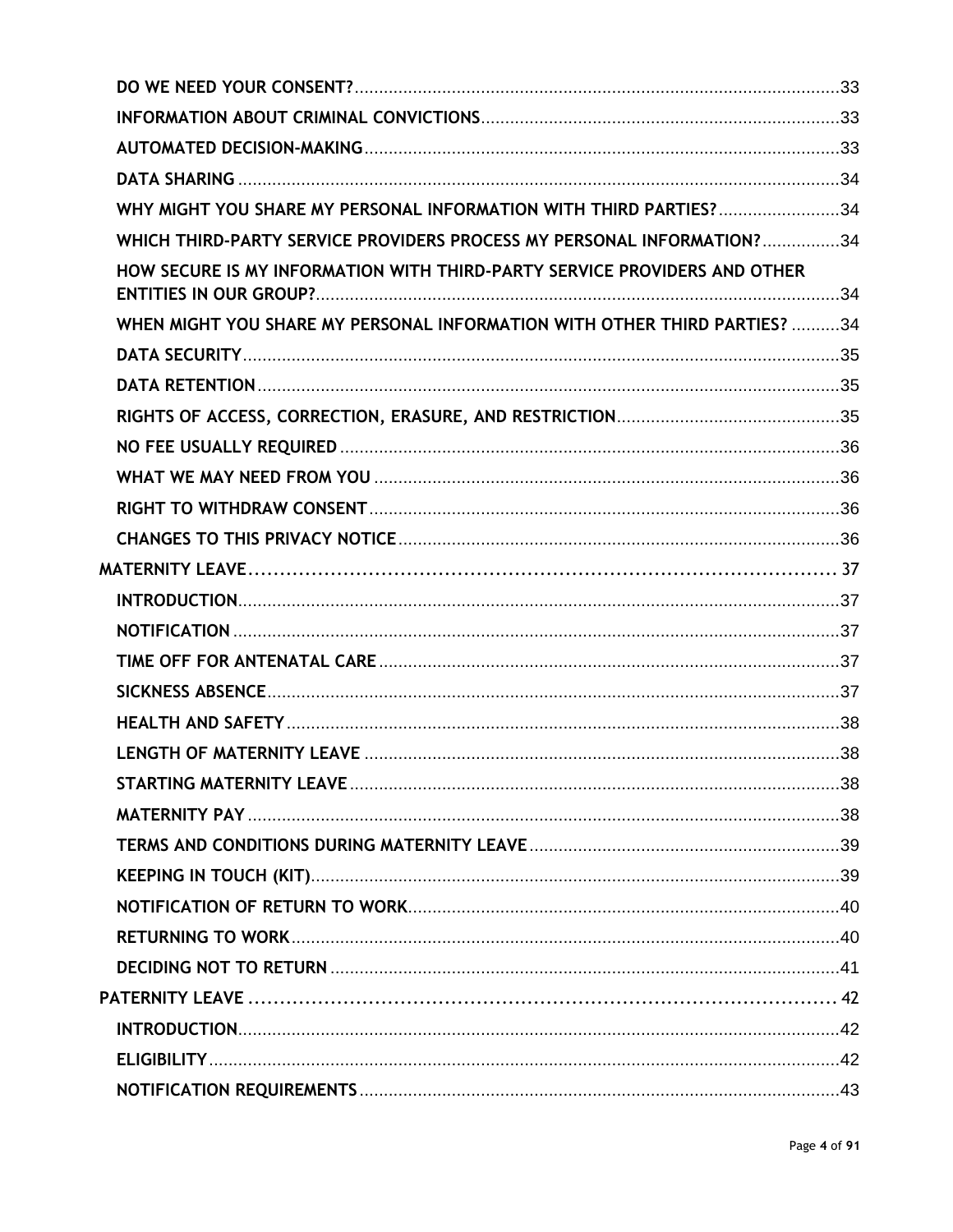- DO WE NEED YOUR CONSENT? .... 33
- INFORMATION ABOUT CRIMINAL CONVICTIONS .... 33
- AUTOMATED DECISION-MAKING .... 33
- DATA SHARING .... 34
- WHY MIGHT YOU SHARE MY PERSONAL INFORMATION WITH THIRD PARTIES? .... 34
- WHICH THIRD-PARTY SERVICE PROVIDERS PROCESS MY PERSONAL INFORMATION? .... 34
- HOW SECURE IS MY INFORMATION WITH THIRD-PARTY SERVICE PROVIDERS AND OTHER ENTITIES IN OUR GROUP? .... 34
- WHEN MIGHT YOU SHARE MY PERSONAL INFORMATION WITH OTHER THIRD PARTIES? .... 34
- DATA SECURITY .... 35
- DATA RETENTION .... 35
- RIGHTS OF ACCESS, CORRECTION, ERASURE, AND RESTRICTION .... 35
- NO FEE USUALLY REQUIRED .... 36
- WHAT WE MAY NEED FROM YOU .... 36
- RIGHT TO WITHDRAW CONSENT .... 36
- CHANGES TO THIS PRIVACY NOTICE .... 36

**MATERNITY LEAVE** .... 37

- INTRODUCTION .... 37
- NOTIFICATION .... 37
- TIME OFF FOR ANTENATAL CARE .... 37
- SICKNESS ABSENCE .... 37
- HEALTH AND SAFETY .... 38
- LENGTH OF MATERNITY LEAVE .... 38
- STARTING MATERNITY LEAVE .... 38
- MATERNITY PAY .... 38
- TERMS AND CONDITIONS DURING MATERNITY LEAVE .... 39
- KEEPING IN TOUCH (KIT) .... 39
- NOTIFICATION OF RETURN TO WORK .... 40
- RETURNING TO WORK .... 40
- DECIDING NOT TO RETURN .... 41

**PATERNITY LEAVE** .... 42

- INTRODUCTION .... 42
- ELIGIBILITY .... 42
- NOTIFICATION REQUIREMENTS .... 43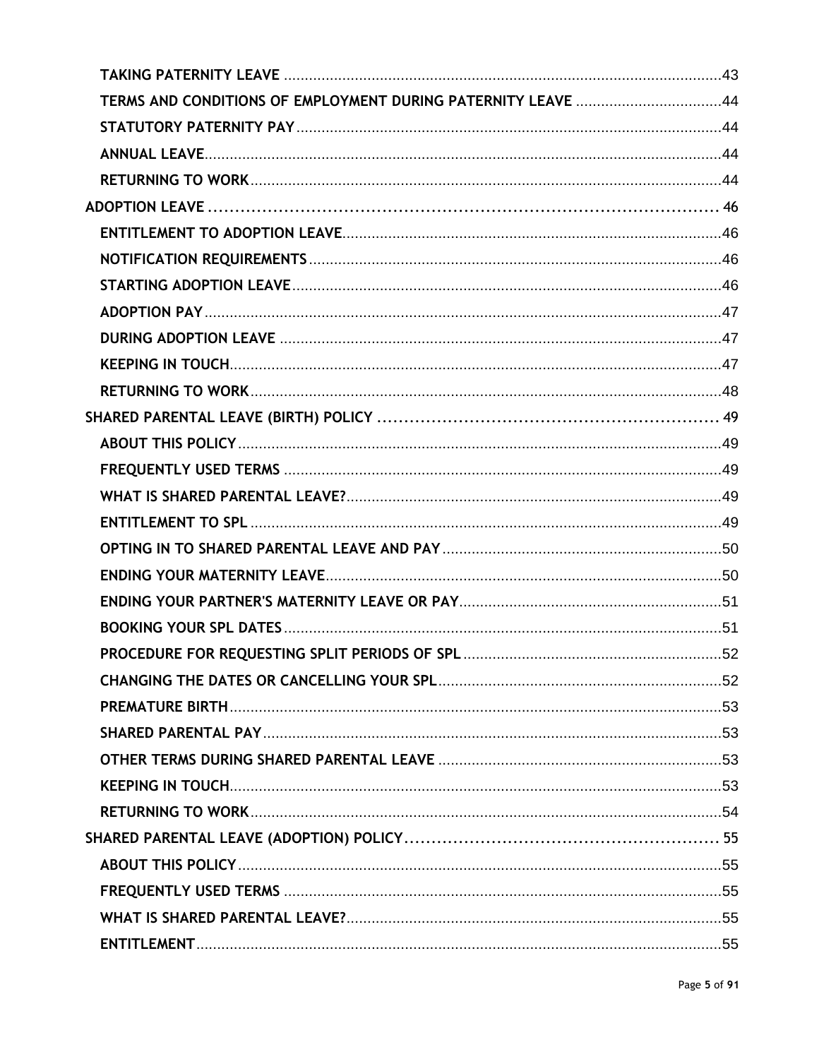- TAKING PATERNITY LEAVE ........ 43
- TERMS AND CONDITIONS OF EMPLOYMENT DURING PATERNITY LEAVE ........ 44
- STATUTORY PATERNITY PAY ........ 44
- ANNUAL LEAVE ........ 44
- RETURNING TO WORK ........ 44

ADOPTION LEAVE ........ 46

- ENTITLEMENT TO ADOPTION LEAVE ........ 46
- NOTIFICATION REQUIREMENTS ........ 46
- STARTING ADOPTION LEAVE ........ 46
- ADOPTION PAY ........ 47
- DURING ADOPTION LEAVE ........ 47
- KEEPING IN TOUCH ........ 47
- RETURNING TO WORK ........ 48

SHARED PARENTAL LEAVE (BIRTH) POLICY ........ 49

- ABOUT THIS POLICY ........ 49
- FREQUENTLY USED TERMS ........ 49
- WHAT IS SHARED PARENTAL LEAVE? ........ 49
- ENTITLEMENT TO SPL ........ 49
- OPTING IN TO SHARED PARENTAL LEAVE AND PAY ........ 50
- ENDING YOUR MATERNITY LEAVE ........ 50
- ENDING YOUR PARTNER'S MATERNITY LEAVE OR PAY ........ 51
- BOOKING YOUR SPL DATES ........ 51
- PROCEDURE FOR REQUESTING SPLIT PERIODS OF SPL ........ 52
- CHANGING THE DATES OR CANCELLING YOUR SPL ........ 52
- PREMATURE BIRTH ........ 53
- SHARED PARENTAL PAY ........ 53
- OTHER TERMS DURING SHARED PARENTAL LEAVE ........ 53
- KEEPING IN TOUCH ........ 53
- RETURNING TO WORK ........ 54

SHARED PARENTAL LEAVE (ADOPTION) POLICY ........ 55

- ABOUT THIS POLICY ........ 55
- FREQUENTLY USED TERMS ........ 55
- WHAT IS SHARED PARENTAL LEAVE? ........ 55
- ENTITLEMENT ........ 55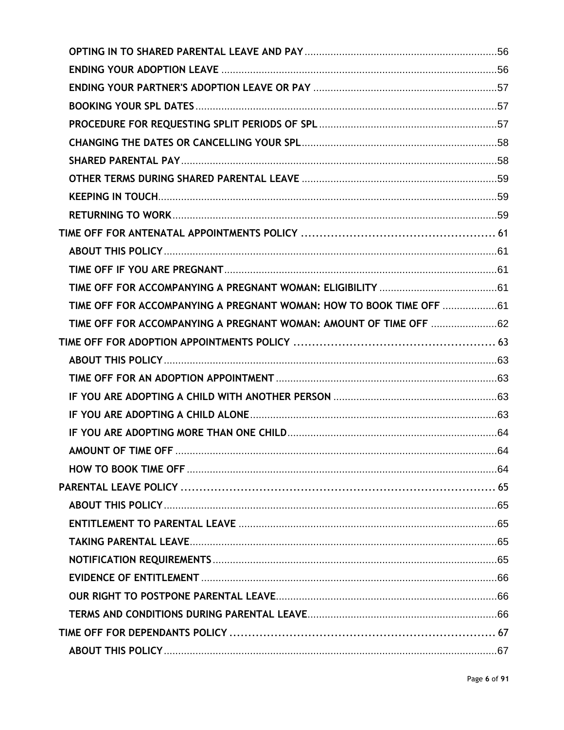OPTING IN TO SHARED PARENTAL LEAVE AND PAY ....56
ENDING YOUR ADOPTION LEAVE ....56
ENDING YOUR PARTNER'S ADOPTION LEAVE OR PAY ....57
BOOKING YOUR SPL DATES ....57
PROCEDURE FOR REQUESTING SPLIT PERIODS OF SPL ....57
CHANGING THE DATES OR CANCELLING YOUR SPL ....58
SHARED PARENTAL PAY ....58
OTHER TERMS DURING SHARED PARENTAL LEAVE ....59
KEEPING IN TOUCH ....59
RETURNING TO WORK ....59

TIME OFF FOR ANTENATAL APPOINTMENTS POLICY ....61
ABOUT THIS POLICY ....61
TIME OFF IF YOU ARE PREGNANT ....61
TIME OFF FOR ACCOMPANYING A PREGNANT WOMAN: ELIGIBILITY ....61
TIME OFF FOR ACCOMPANYING A PREGNANT WOMAN: HOW TO BOOK TIME OFF ....61
TIME OFF FOR ACCOMPANYING A PREGNANT WOMAN: AMOUNT OF TIME OFF ....62

TIME OFF FOR ADOPTION APPOINTMENTS POLICY ....63
ABOUT THIS POLICY ....63
TIME OFF FOR AN ADOPTION APPOINTMENT ....63
IF YOU ARE ADOPTING A CHILD WITH ANOTHER PERSON ....63
IF YOU ARE ADOPTING A CHILD ALONE ....63
IF YOU ARE ADOPTING MORE THAN ONE CHILD ....64
AMOUNT OF TIME OFF ....64
HOW TO BOOK TIME OFF ....64

PARENTAL LEAVE POLICY ....65
ABOUT THIS POLICY ....65
ENTITLEMENT TO PARENTAL LEAVE ....65
TAKING PARENTAL LEAVE ....65
NOTIFICATION REQUIREMENTS ....65
EVIDENCE OF ENTITLEMENT ....66
OUR RIGHT TO POSTPONE PARENTAL LEAVE ....66
TERMS AND CONDITIONS DURING PARENTAL LEAVE ....66

TIME OFF FOR DEPENDANTS POLICY ....67
ABOUT THIS POLICY ....67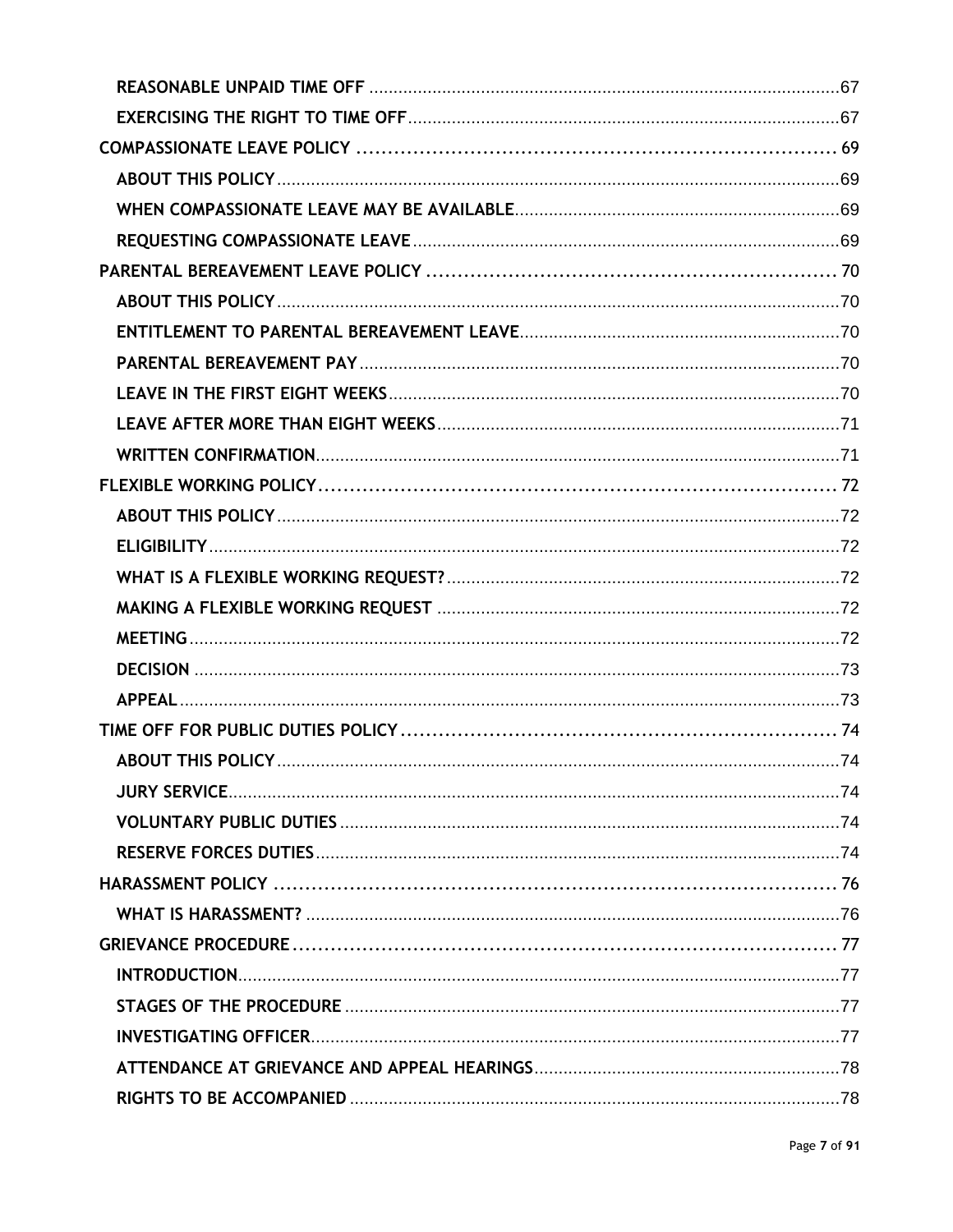REASONABLE UNPAID TIME OFF ....... 67
EXERCISING THE RIGHT TO TIME OFF ....... 67

COMPASSIONATE LEAVE POLICY ....... 69

ABOUT THIS POLICY ....... 69
WHEN COMPASSIONATE LEAVE MAY BE AVAILABLE ....... 69
REQUESTING COMPASSIONATE LEAVE ....... 69

PARENTAL BEREAVEMENT LEAVE POLICY ....... 70

ABOUT THIS POLICY ....... 70
ENTITLEMENT TO PARENTAL BEREAVEMENT LEAVE ....... 70
PARENTAL BEREAVEMENT PAY ....... 70
LEAVE IN THE FIRST EIGHT WEEKS ....... 70
LEAVE AFTER MORE THAN EIGHT WEEKS ....... 71
WRITTEN CONFIRMATION ....... 71

FLEXIBLE WORKING POLICY ....... 72

ABOUT THIS POLICY ....... 72
ELIGIBILITY ....... 72
WHAT IS A FLEXIBLE WORKING REQUEST? ....... 72
MAKING A FLEXIBLE WORKING REQUEST ....... 72
MEETING ....... 72
DECISION ....... 73
APPEAL ....... 73

TIME OFF FOR PUBLIC DUTIES POLICY ....... 74

ABOUT THIS POLICY ....... 74
JURY SERVICE ....... 74
VOLUNTARY PUBLIC DUTIES ....... 74
RESERVE FORCES DUTIES ....... 74

HARASSMENT POLICY ....... 76

WHAT IS HARASSMENT? ....... 76

GRIEVANCE PROCEDURE ....... 77

INTRODUCTION ....... 77
STAGES OF THE PROCEDURE ....... 77
INVESTIGATING OFFICER ....... 77
ATTENDANCE AT GRIEVANCE AND APPEAL HEARINGS ....... 78
RIGHTS TO BE ACCOMPANIED ....... 78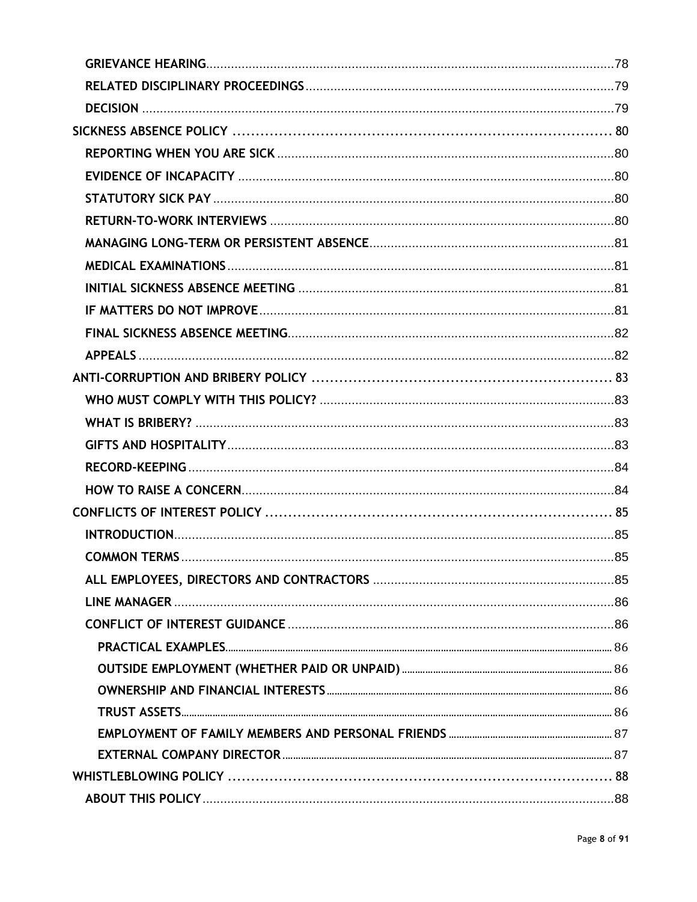- GRIEVANCE HEARING ..... 78
- RELATED DISCIPLINARY PROCEEDINGS ..... 79
- DECISION ..... 79

SICKNESS ABSENCE POLICY ..... 80

- REPORTING WHEN YOU ARE SICK ..... 80
- EVIDENCE OF INCAPACITY ..... 80
- STATUTORY SICK PAY ..... 80
- RETURN-TO-WORK INTERVIEWS ..... 80
- MANAGING LONG-TERM OR PERSISTENT ABSENCE ..... 81
- MEDICAL EXAMINATIONS ..... 81
- INITIAL SICKNESS ABSENCE MEETING ..... 81
- IF MATTERS DO NOT IMPROVE ..... 81
- FINAL SICKNESS ABSENCE MEETING ..... 82
- APPEALS ..... 82

ANTI-CORRUPTION AND BRIBERY POLICY ..... 83

- WHO MUST COMPLY WITH THIS POLICY? ..... 83
- WHAT IS BRIBERY? ..... 83
- GIFTS AND HOSPITALITY ..... 83
- RECORD-KEEPING ..... 84
- HOW TO RAISE A CONCERN ..... 84

CONFLICTS OF INTEREST POLICY ..... 85

- INTRODUCTION ..... 85
- COMMON TERMS ..... 85
- ALL EMPLOYEES, DIRECTORS AND CONTRACTORS ..... 85
- LINE MANAGER ..... 86
- CONFLICT OF INTEREST GUIDANCE ..... 86
  - PRACTICAL EXAMPLES ..... 86
  - OUTSIDE EMPLOYMENT (WHETHER PAID OR UNPAID) ..... 86
  - OWNERSHIP AND FINANCIAL INTERESTS ..... 86
  - TRUST ASSETS ..... 86
  - EMPLOYMENT OF FAMILY MEMBERS AND PERSONAL FRIENDS ..... 87
  - EXTERNAL COMPANY DIRECTOR ..... 87

WHISTLEBLOWING POLICY ..... 88

- ABOUT THIS POLICY ..... 88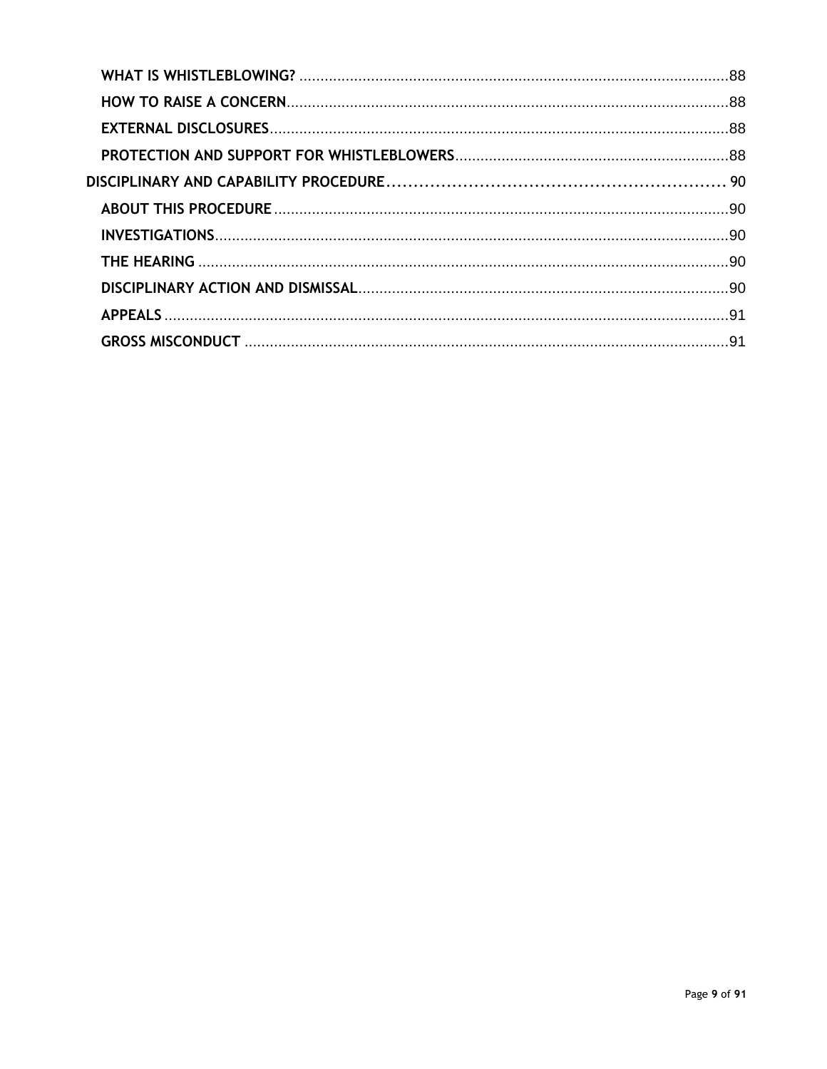- WHAT IS WHISTLEBLOWING? .......... 88
- HOW TO RAISE A CONCERN .......... 88
- EXTERNAL DISCLOSURES .......... 88
- PROTECTION AND SUPPORT FOR WHISTLEBLOWERS .......... 88

DISCIPLINARY AND CAPABILITY PROCEDURE .......... 90

- ABOUT THIS PROCEDURE .......... 90
- INVESTIGATIONS .......... 90
- THE HEARING .......... 90
- DISCIPLINARY ACTION AND DISMISSAL .......... 90
- APPEALS .......... 91
- GROSS MISCONDUCT .......... 91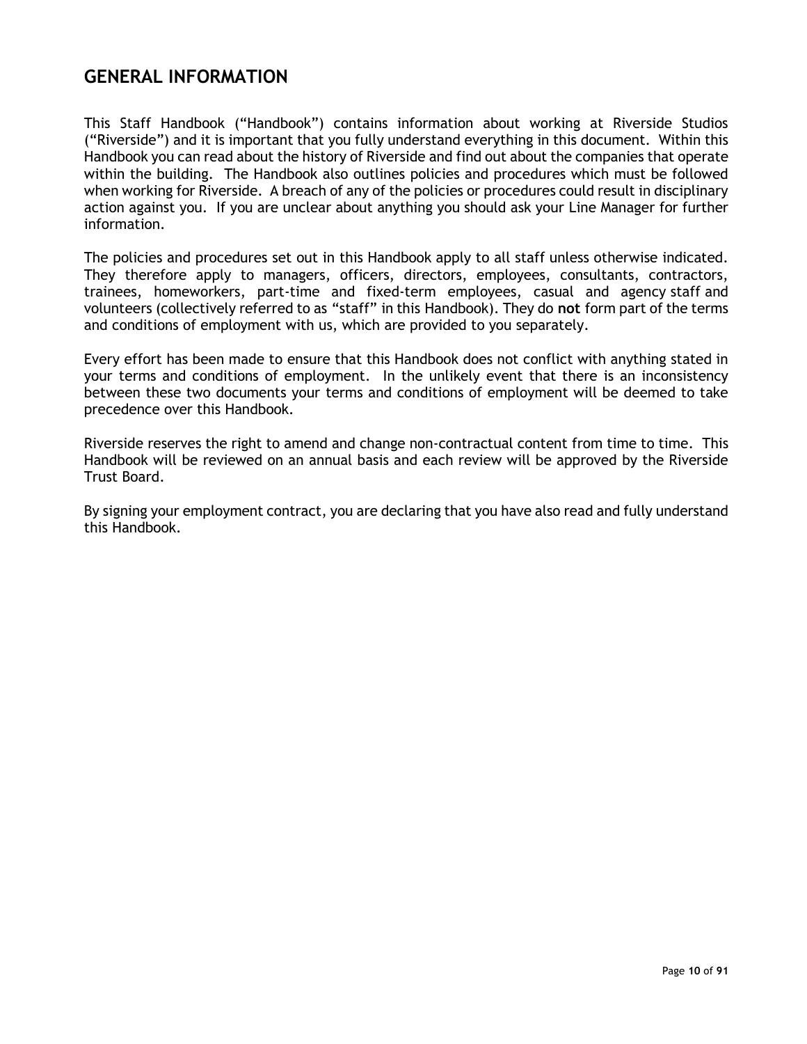## GENERAL INFORMATION

This Staff Handbook ("Handbook") contains information about working at Riverside Studios ("Riverside") and it is important that you fully understand everything in this document. Within this Handbook you can read about the history of Riverside and find out about the companies that operate within the building. The Handbook also outlines policies and procedures which must be followed when working for Riverside. A breach of any of the policies or procedures could result in disciplinary action against you. If you are unclear about anything you should ask your Line Manager for further information.

The policies and procedures set out in this Handbook apply to all staff unless otherwise indicated. They therefore apply to managers, officers, directors, employees, consultants, contractors, trainees, homeworkers, part-time and fixed-term employees, casual and agency staff and volunteers (collectively referred to as "staff" in this Handbook). They do **not** form part of the terms and conditions of employment with us, which are provided to you separately.

Every effort has been made to ensure that this Handbook does not conflict with anything stated in your terms and conditions of employment. In the unlikely event that there is an inconsistency between these two documents your terms and conditions of employment will be deemed to take precedence over this Handbook.

Riverside reserves the right to amend and change non-contractual content from time to time. This Handbook will be reviewed on an annual basis and each review will be approved by the Riverside Trust Board.

By signing your employment contract, you are declaring that you have also read and fully understand this Handbook.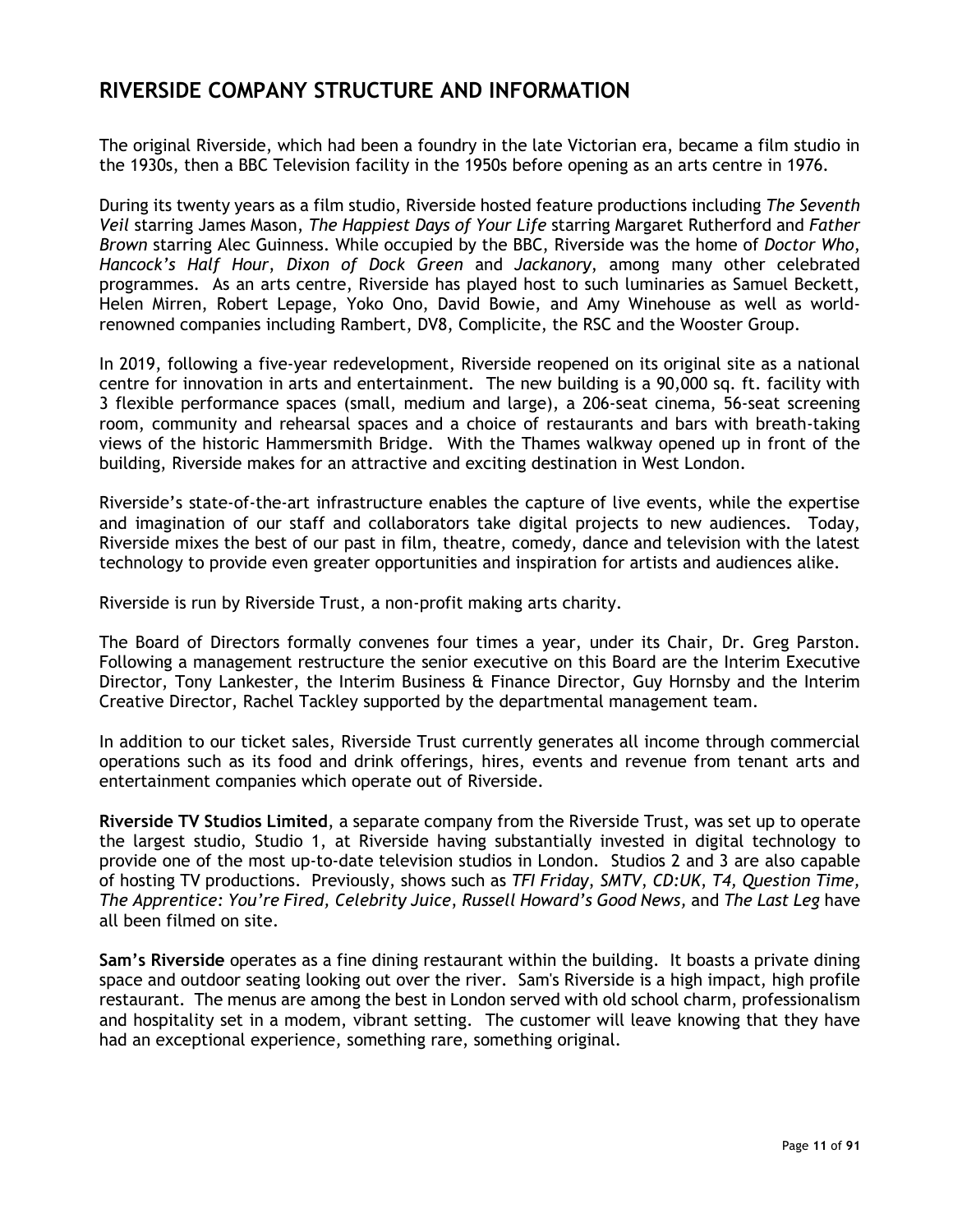## RIVERSIDE COMPANY STRUCTURE AND INFORMATION

The original Riverside, which had been a foundry in the late Victorian era, became a film studio in the 1930s, then a BBC Television facility in the 1950s before opening as an arts centre in 1976.

During its twenty years as a film studio, Riverside hosted feature productions including *The Seventh Veil* starring James Mason, *The Happiest Days of Your Life* starring Margaret Rutherford and *Father Brown* starring Alec Guinness. While occupied by the BBC, Riverside was the home of *Doctor Who*, *Hancock's Half Hour*, *Dixon of Dock Green* and *Jackanory*, among many other celebrated programmes. As an arts centre, Riverside has played host to such luminaries as Samuel Beckett, Helen Mirren, Robert Lepage, Yoko Ono, David Bowie, and Amy Winehouse as well as world-renowned companies including Rambert, DV8, Complicite, the RSC and the Wooster Group.

In 2019, following a five-year redevelopment, Riverside reopened on its original site as a national centre for innovation in arts and entertainment. The new building is a 90,000 sq. ft. facility with 3 flexible performance spaces (small, medium and large), a 206-seat cinema, 56-seat screening room, community and rehearsal spaces and a choice of restaurants and bars with breath-taking views of the historic Hammersmith Bridge. With the Thames walkway opened up in front of the building, Riverside makes for an attractive and exciting destination in West London.

Riverside's state-of-the-art infrastructure enables the capture of live events, while the expertise and imagination of our staff and collaborators take digital projects to new audiences. Today, Riverside mixes the best of our past in film, theatre, comedy, dance and television with the latest technology to provide even greater opportunities and inspiration for artists and audiences alike.

Riverside is run by Riverside Trust, a non-profit making arts charity.

The Board of Directors formally convenes four times a year, under its Chair, Dr. Greg Parston. Following a management restructure the senior executive on this Board are the Interim Executive Director, Tony Lankester, the Interim Business & Finance Director, Guy Hornsby and the Interim Creative Director, Rachel Tackley supported by the departmental management team.

In addition to our ticket sales, Riverside Trust currently generates all income through commercial operations such as its food and drink offerings, hires, events and revenue from tenant arts and entertainment companies which operate out of Riverside.

**Riverside TV Studios Limited**, a separate company from the Riverside Trust, was set up to operate the largest studio, Studio 1, at Riverside having substantially invested in digital technology to provide one of the most up-to-date television studios in London. Studios 2 and 3 are also capable of hosting TV productions. Previously, shows such as *TFI Friday*, *SMTV*, *CD:UK*, *T4*, *Question Time, The Apprentice: You're Fired, Celebrity Juice*, *Russell Howard's Good News,* and *The Last Leg* have all been filmed on site.

**Sam's Riverside** operates as a fine dining restaurant within the building. It boasts a private dining space and outdoor seating looking out over the river. Sam's Riverside is a high impact, high profile restaurant. The menus are among the best in London served with old school charm, professionalism and hospitality set in a modem, vibrant setting. The customer will leave knowing that they have had an exceptional experience, something rare, something original.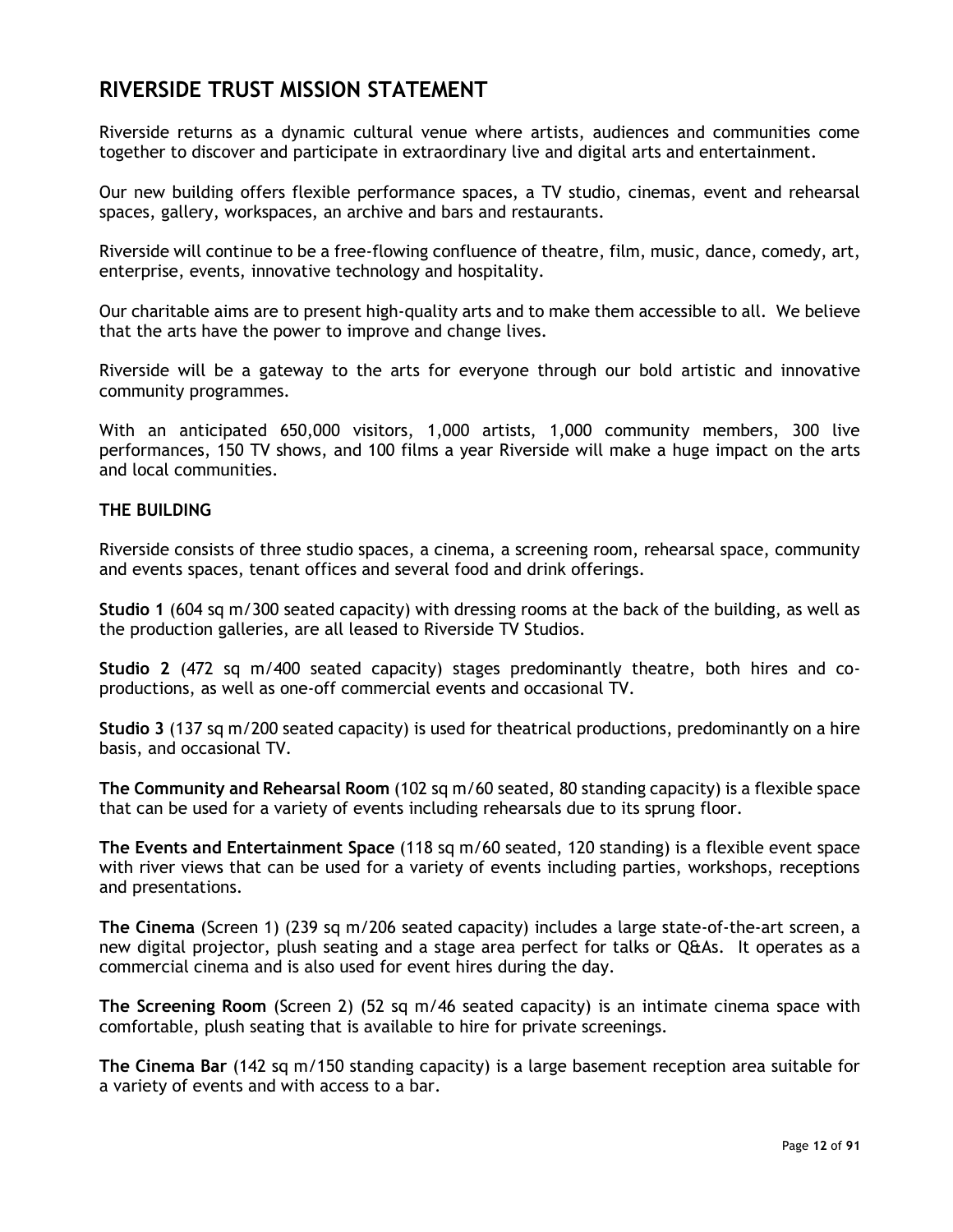## RIVERSIDE TRUST MISSION STATEMENT

Riverside returns as a dynamic cultural venue where artists, audiences and communities come together to discover and participate in extraordinary live and digital arts and entertainment.

Our new building offers flexible performance spaces, a TV studio, cinemas, event and rehearsal spaces, gallery, workspaces, an archive and bars and restaurants.

Riverside will continue to be a free-flowing confluence of theatre, film, music, dance, comedy, art, enterprise, events, innovative technology and hospitality.

Our charitable aims are to present high-quality arts and to make them accessible to all. We believe that the arts have the power to improve and change lives.

Riverside will be a gateway to the arts for everyone through our bold artistic and innovative community programmes.

With an anticipated 650,000 visitors, 1,000 artists, 1,000 community members, 300 live performances, 150 TV shows, and 100 films a year Riverside will make a huge impact on the arts and local communities.

### THE BUILDING

Riverside consists of three studio spaces, a cinema, a screening room, rehearsal space, community and events spaces, tenant offices and several food and drink offerings.

**Studio 1** (604 sq m/300 seated capacity) with dressing rooms at the back of the building, as well as the production galleries, are all leased to Riverside TV Studios.

**Studio 2** (472 sq m/400 seated capacity) stages predominantly theatre, both hires and co-productions, as well as one-off commercial events and occasional TV.

**Studio 3** (137 sq m/200 seated capacity) is used for theatrical productions, predominantly on a hire basis, and occasional TV.

**The Community and Rehearsal Room** (102 sq m/60 seated, 80 standing capacity) is a flexible space that can be used for a variety of events including rehearsals due to its sprung floor.

**The Events and Entertainment Space** (118 sq m/60 seated, 120 standing) is a flexible event space with river views that can be used for a variety of events including parties, workshops, receptions and presentations.

**The Cinema** (Screen 1) (239 sq m/206 seated capacity) includes a large state-of-the-art screen, a new digital projector, plush seating and a stage area perfect for talks or Q&As. It operates as a commercial cinema and is also used for event hires during the day.

**The Screening Room** (Screen 2) (52 sq m/46 seated capacity) is an intimate cinema space with comfortable, plush seating that is available to hire for private screenings.

**The Cinema Bar** (142 sq m/150 standing capacity) is a large basement reception area suitable for a variety of events and with access to a bar.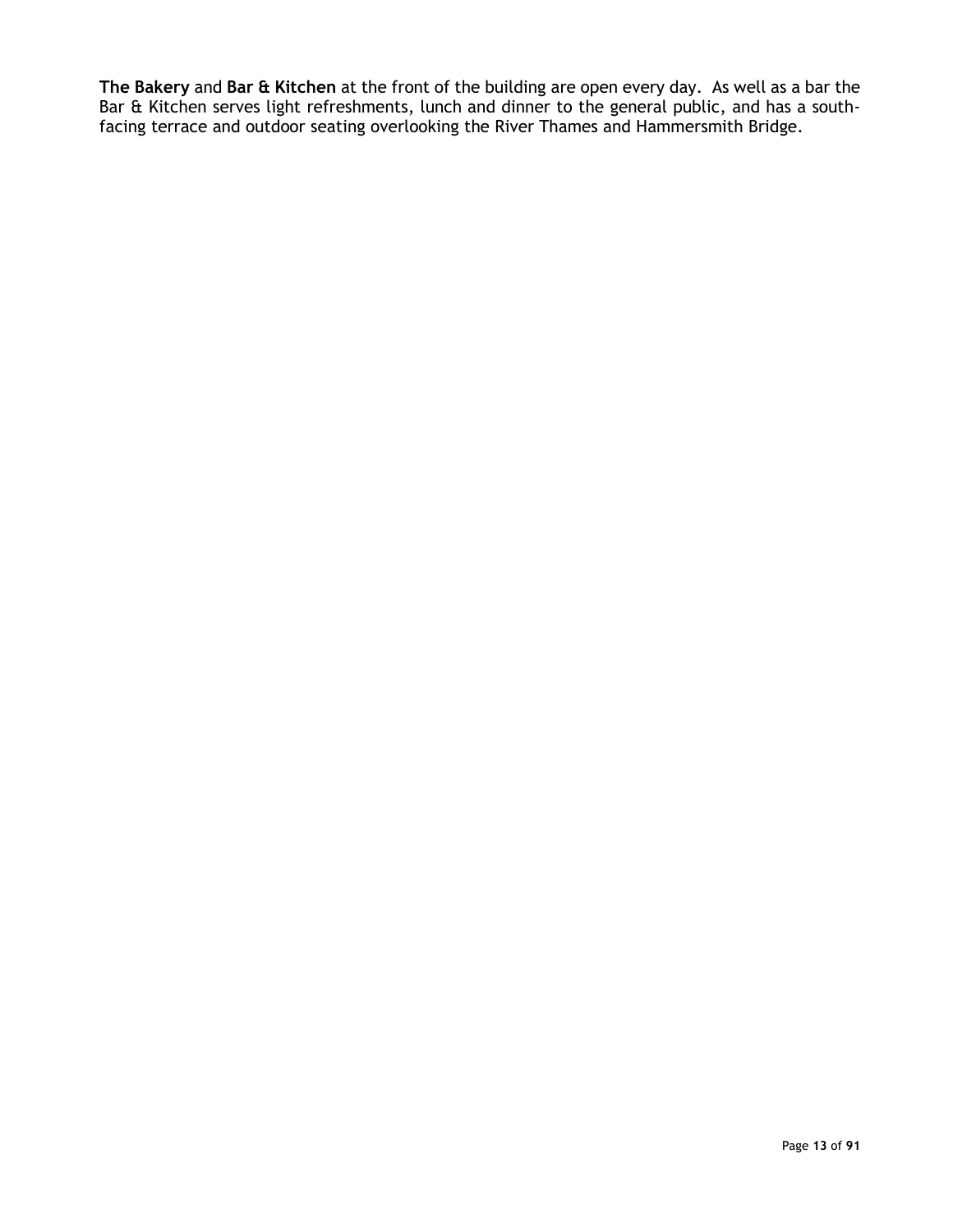**The Bakery** and **Bar & Kitchen** at the front of the building are open every day. As well as a bar the Bar & Kitchen serves light refreshments, lunch and dinner to the general public, and has a south-facing terrace and outdoor seating overlooking the River Thames and Hammersmith Bridge.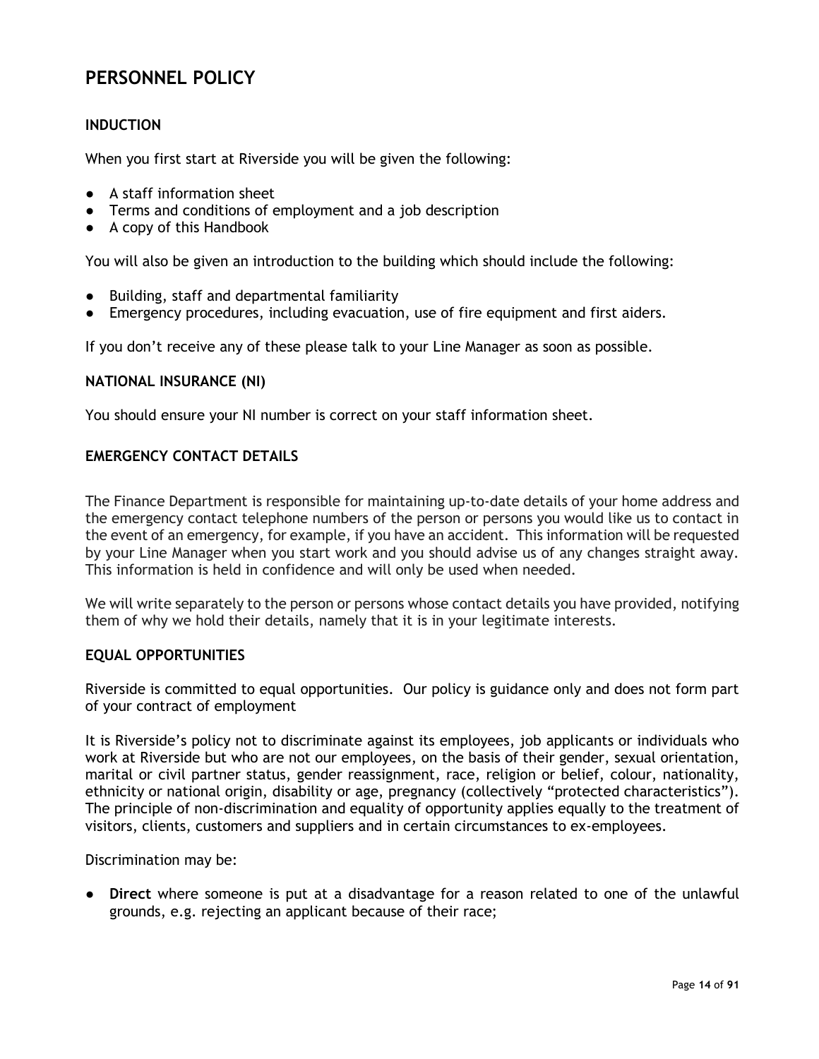# PERSONNEL POLICY

## INDUCTION

When you first start at Riverside you will be given the following:

- A staff information sheet
- Terms and conditions of employment and a job description
- A copy of this Handbook

You will also be given an introduction to the building which should include the following:

- Building, staff and departmental familiarity
- Emergency procedures, including evacuation, use of fire equipment and first aiders.

If you don't receive any of these please talk to your Line Manager as soon as possible.

## NATIONAL INSURANCE (NI)

You should ensure your NI number is correct on your staff information sheet.

## EMERGENCY CONTACT DETAILS

The Finance Department is responsible for maintaining up-to-date details of your home address and the emergency contact telephone numbers of the person or persons you would like us to contact in the event of an emergency, for example, if you have an accident. This information will be requested by your Line Manager when you start work and you should advise us of any changes straight away. This information is held in confidence and will only be used when needed.

We will write separately to the person or persons whose contact details you have provided, notifying them of why we hold their details, namely that it is in your legitimate interests.

## EQUAL OPPORTUNITIES

Riverside is committed to equal opportunities. Our policy is guidance only and does not form part of your contract of employment

It is Riverside's policy not to discriminate against its employees, job applicants or individuals who work at Riverside but who are not our employees, on the basis of their gender, sexual orientation, marital or civil partner status, gender reassignment, race, religion or belief, colour, nationality, ethnicity or national origin, disability or age, pregnancy (collectively "protected characteristics"). The principle of non-discrimination and equality of opportunity applies equally to the treatment of visitors, clients, customers and suppliers and in certain circumstances to ex-employees.

Discrimination may be:

- **Direct** where someone is put at a disadvantage for a reason related to one of the unlawful grounds, e.g. rejecting an applicant because of their race;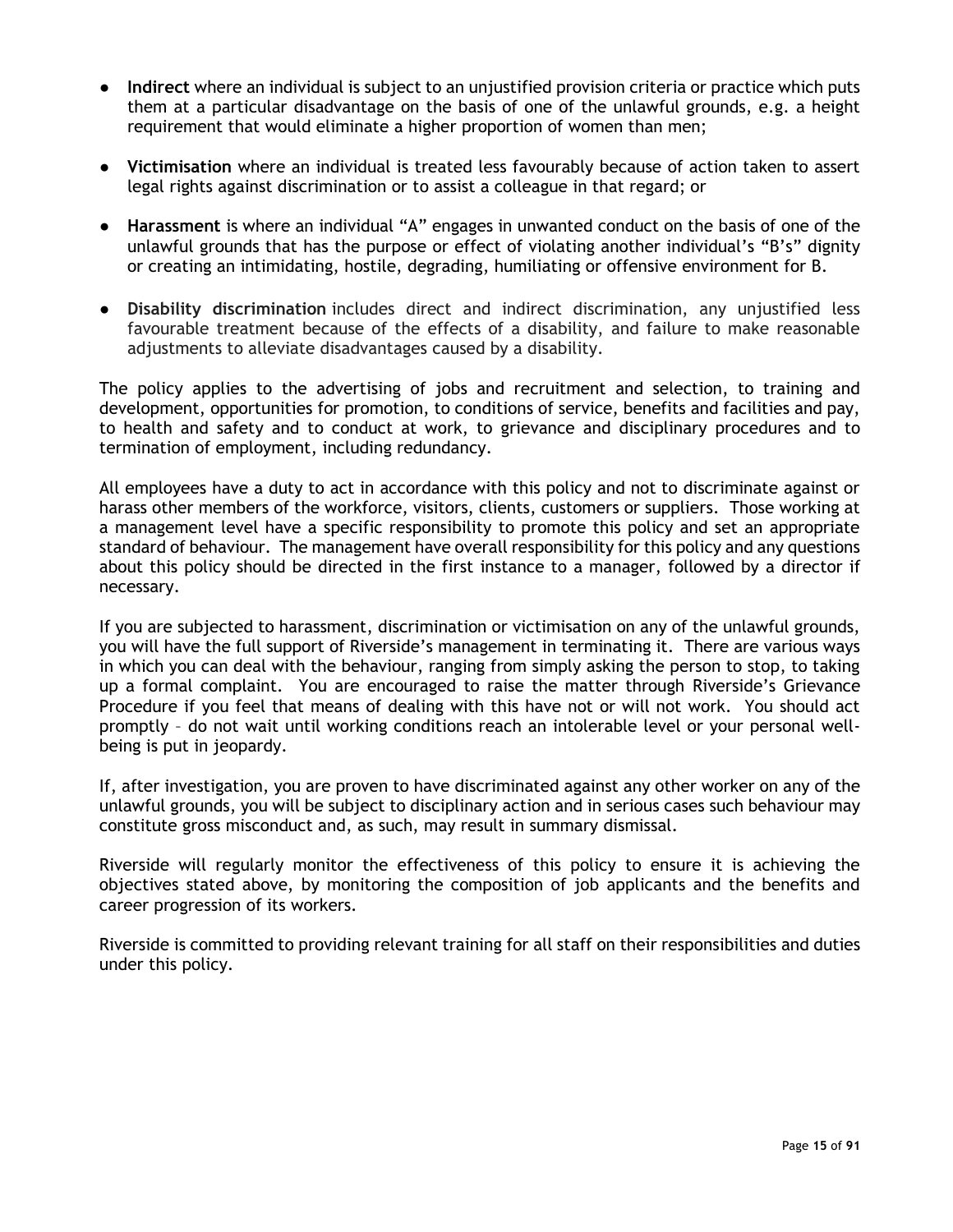- **Indirect** where an individual is subject to an unjustified provision criteria or practice which puts them at a particular disadvantage on the basis of one of the unlawful grounds, e.g. a height requirement that would eliminate a higher proportion of women than men;

- **Victimisation** where an individual is treated less favourably because of action taken to assert legal rights against discrimination or to assist a colleague in that regard; or

- **Harassment** is where an individual "A" engages in unwanted conduct on the basis of one of the unlawful grounds that has the purpose or effect of violating another individual's "B's" dignity or creating an intimidating, hostile, degrading, humiliating or offensive environment for B.

- **Disability discrimination** includes direct and indirect discrimination, any unjustified less favourable treatment because of the effects of a disability, and failure to make reasonable adjustments to alleviate disadvantages caused by a disability.

The policy applies to the advertising of jobs and recruitment and selection, to training and development, opportunities for promotion, to conditions of service, benefits and facilities and pay, to health and safety and to conduct at work, to grievance and disciplinary procedures and to termination of employment, including redundancy.

All employees have a duty to act in accordance with this policy and not to discriminate against or harass other members of the workforce, visitors, clients, customers or suppliers. Those working at a management level have a specific responsibility to promote this policy and set an appropriate standard of behaviour. The management have overall responsibility for this policy and any questions about this policy should be directed in the first instance to a manager, followed by a director if necessary.

If you are subjected to harassment, discrimination or victimisation on any of the unlawful grounds, you will have the full support of Riverside's management in terminating it. There are various ways in which you can deal with the behaviour, ranging from simply asking the person to stop, to taking up a formal complaint. You are encouraged to raise the matter through Riverside's Grievance Procedure if you feel that means of dealing with this have not or will not work. You should act promptly – do not wait until working conditions reach an intolerable level or your personal well-being is put in jeopardy.

If, after investigation, you are proven to have discriminated against any other worker on any of the unlawful grounds, you will be subject to disciplinary action and in serious cases such behaviour may constitute gross misconduct and, as such, may result in summary dismissal.

Riverside will regularly monitor the effectiveness of this policy to ensure it is achieving the objectives stated above, by monitoring the composition of job applicants and the benefits and career progression of its workers.

Riverside is committed to providing relevant training for all staff on their responsibilities and duties under this policy.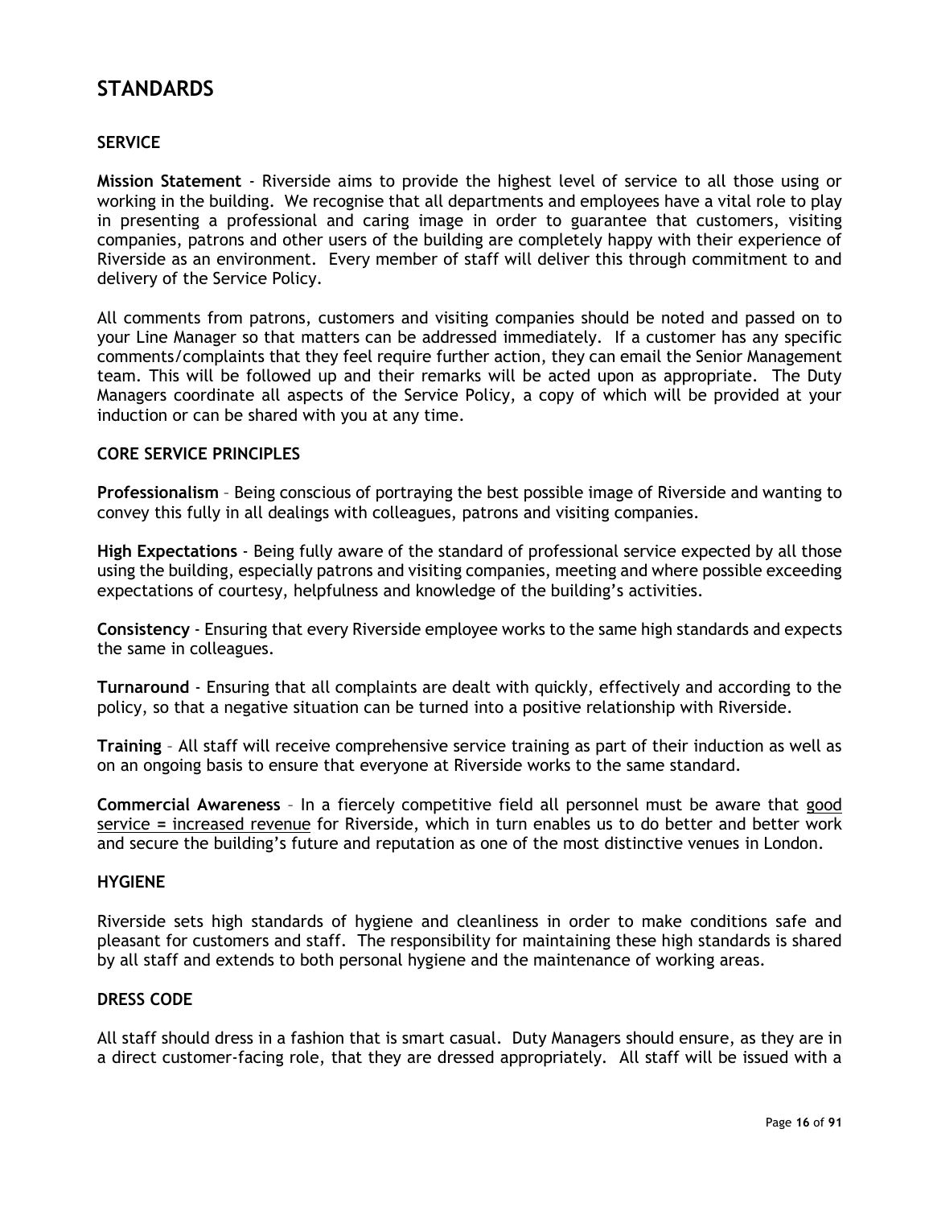# STANDARDS

## SERVICE

**Mission Statement** - Riverside aims to provide the highest level of service to all those using or working in the building. We recognise that all departments and employees have a vital role to play in presenting a professional and caring image in order to guarantee that customers, visiting companies, patrons and other users of the building are completely happy with their experience of Riverside as an environment. Every member of staff will deliver this through commitment to and delivery of the Service Policy.

All comments from patrons, customers and visiting companies should be noted and passed on to your Line Manager so that matters can be addressed immediately. If a customer has any specific comments/complaints that they feel require further action, they can email the Senior Management team. This will be followed up and their remarks will be acted upon as appropriate. The Duty Managers coordinate all aspects of the Service Policy, a copy of which will be provided at your induction or can be shared with you at any time.

## CORE SERVICE PRINCIPLES

**Professionalism** – Being conscious of portraying the best possible image of Riverside and wanting to convey this fully in all dealings with colleagues, patrons and visiting companies.

**High Expectations** - Being fully aware of the standard of professional service expected by all those using the building, especially patrons and visiting companies, meeting and where possible exceeding expectations of courtesy, helpfulness and knowledge of the building's activities.

**Consistency** - Ensuring that every Riverside employee works to the same high standards and expects the same in colleagues.

**Turnaround** - Ensuring that all complaints are dealt with quickly, effectively and according to the policy, so that a negative situation can be turned into a positive relationship with Riverside.

**Training** – All staff will receive comprehensive service training as part of their induction as well as on an ongoing basis to ensure that everyone at Riverside works to the same standard.

**Commercial Awareness** – In a fiercely competitive field all personnel must be aware that <u>good service = increased revenue</u> for Riverside, which in turn enables us to do better and better work and secure the building's future and reputation as one of the most distinctive venues in London.

## HYGIENE

Riverside sets high standards of hygiene and cleanliness in order to make conditions safe and pleasant for customers and staff. The responsibility for maintaining these high standards is shared by all staff and extends to both personal hygiene and the maintenance of working areas.

## DRESS CODE

All staff should dress in a fashion that is smart casual. Duty Managers should ensure, as they are in a direct customer-facing role, that they are dressed appropriately. All staff will be issued with a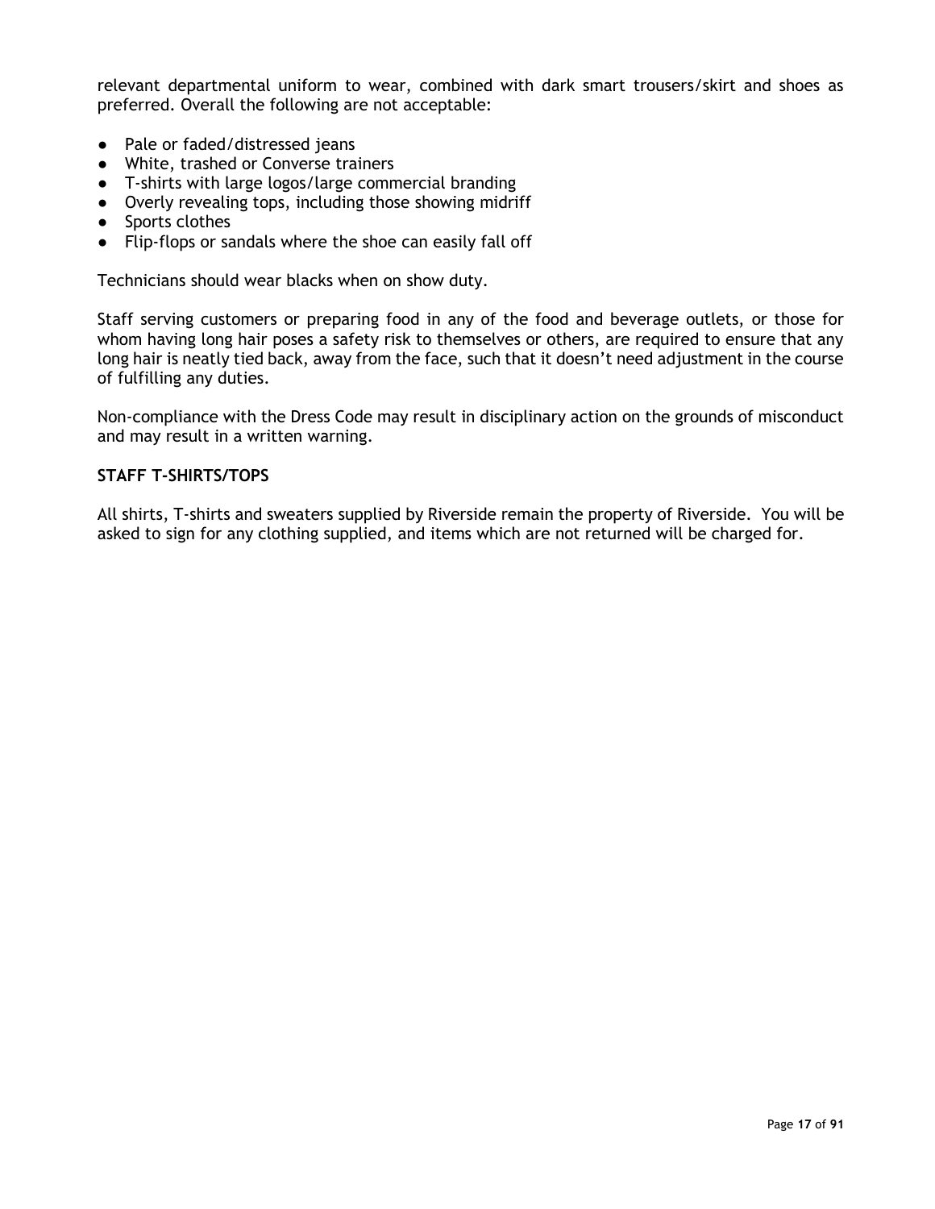relevant departmental uniform to wear, combined with dark smart trousers/skirt and shoes as preferred. Overall the following are not acceptable:

- Pale or faded/distressed jeans
- White, trashed or Converse trainers
- T-shirts with large logos/large commercial branding
- Overly revealing tops, including those showing midriff
- Sports clothes
- Flip-flops or sandals where the shoe can easily fall off

Technicians should wear blacks when on show duty.

Staff serving customers or preparing food in any of the food and beverage outlets, or those for whom having long hair poses a safety risk to themselves or others, are required to ensure that any long hair is neatly tied back, away from the face, such that it doesn't need adjustment in the course of fulfilling any duties.

Non-compliance with the Dress Code may result in disciplinary action on the grounds of misconduct and may result in a written warning.

**STAFF T-SHIRTS/TOPS**

All shirts, T-shirts and sweaters supplied by Riverside remain the property of Riverside. You will be asked to sign for any clothing supplied, and items which are not returned will be charged for.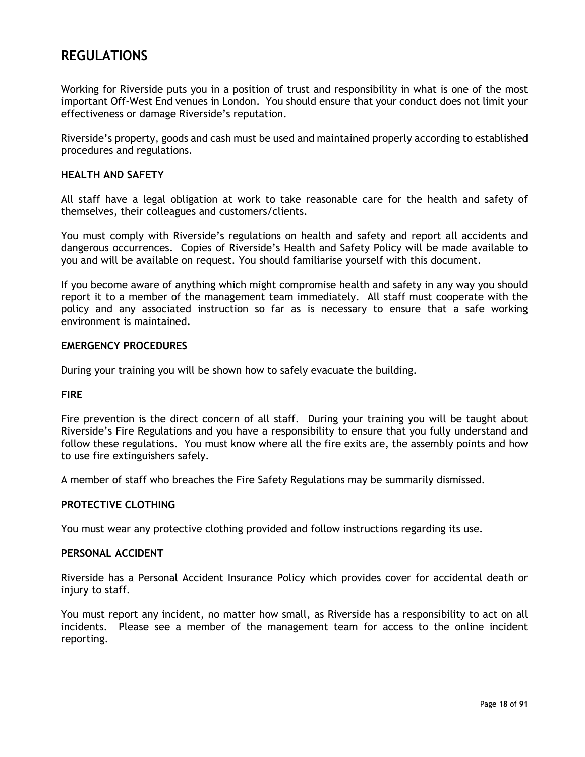# REGULATIONS

Working for Riverside puts you in a position of trust and responsibility in what is one of the most important Off-West End venues in London. You should ensure that your conduct does not limit your effectiveness or damage Riverside's reputation.

Riverside's property, goods and cash must be used and maintained properly according to established procedures and regulations.

### HEALTH AND SAFETY

All staff have a legal obligation at work to take reasonable care for the health and safety of themselves, their colleagues and customers/clients.

You must comply with Riverside's regulations on health and safety and report all accidents and dangerous occurrences. Copies of Riverside's Health and Safety Policy will be made available to you and will be available on request. You should familiarise yourself with this document.

If you become aware of anything which might compromise health and safety in any way you should report it to a member of the management team immediately. All staff must cooperate with the policy and any associated instruction so far as is necessary to ensure that a safe working environment is maintained.

### EMERGENCY PROCEDURES

During your training you will be shown how to safely evacuate the building.

### FIRE

Fire prevention is the direct concern of all staff. During your training you will be taught about Riverside's Fire Regulations and you have a responsibility to ensure that you fully understand and follow these regulations. You must know where all the fire exits are, the assembly points and how to use fire extinguishers safely.

A member of staff who breaches the Fire Safety Regulations may be summarily dismissed.

### PROTECTIVE CLOTHING

You must wear any protective clothing provided and follow instructions regarding its use.

### PERSONAL ACCIDENT

Riverside has a Personal Accident Insurance Policy which provides cover for accidental death or injury to staff.

You must report any incident, no matter how small, as Riverside has a responsibility to act on all incidents. Please see a member of the management team for access to the online incident reporting.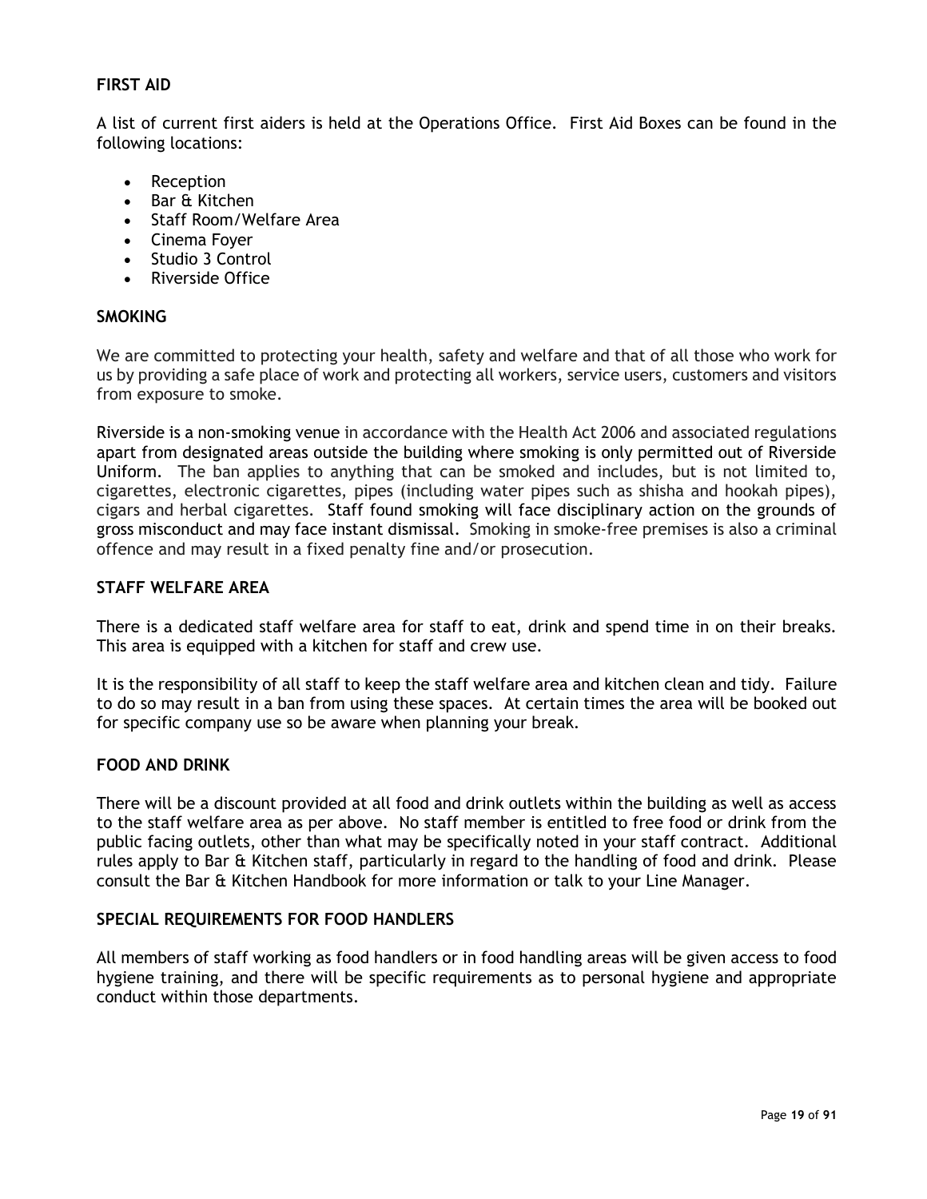## FIRST AID

A list of current first aiders is held at the Operations Office. First Aid Boxes can be found in the following locations:

- Reception
- Bar & Kitchen
- Staff Room/Welfare Area
- Cinema Foyer
- Studio 3 Control
- Riverside Office

## SMOKING

We are committed to protecting your health, safety and welfare and that of all those who work for us by providing a safe place of work and protecting all workers, service users, customers and visitors from exposure to smoke.

Riverside is a non-smoking venue in accordance with the Health Act 2006 and associated regulations apart from designated areas outside the building where smoking is only permitted out of Riverside Uniform. The ban applies to anything that can be smoked and includes, but is not limited to, cigarettes, electronic cigarettes, pipes (including water pipes such as shisha and hookah pipes), cigars and herbal cigarettes. Staff found smoking will face disciplinary action on the grounds of gross misconduct and may face instant dismissal. Smoking in smoke-free premises is also a criminal offence and may result in a fixed penalty fine and/or prosecution.

## STAFF WELFARE AREA

There is a dedicated staff welfare area for staff to eat, drink and spend time in on their breaks. This area is equipped with a kitchen for staff and crew use.

It is the responsibility of all staff to keep the staff welfare area and kitchen clean and tidy. Failure to do so may result in a ban from using these spaces. At certain times the area will be booked out for specific company use so be aware when planning your break.

## FOOD AND DRINK

There will be a discount provided at all food and drink outlets within the building as well as access to the staff welfare area as per above. No staff member is entitled to free food or drink from the public facing outlets, other than what may be specifically noted in your staff contract. Additional rules apply to Bar & Kitchen staff, particularly in regard to the handling of food and drink. Please consult the Bar & Kitchen Handbook for more information or talk to your Line Manager.

## SPECIAL REQUIREMENTS FOR FOOD HANDLERS

All members of staff working as food handlers or in food handling areas will be given access to food hygiene training, and there will be specific requirements as to personal hygiene and appropriate conduct within those departments.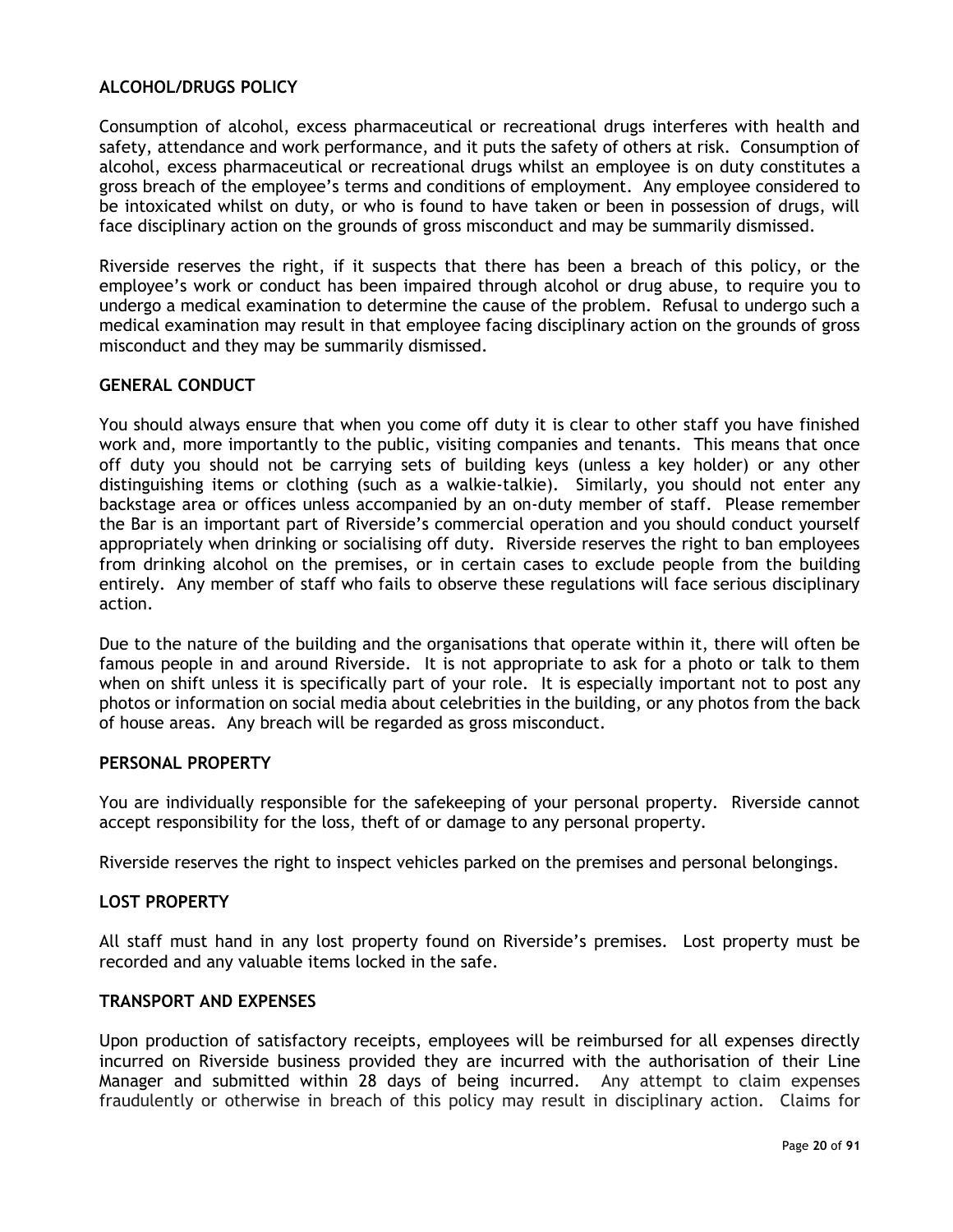## ALCOHOL/DRUGS POLICY

Consumption of alcohol, excess pharmaceutical or recreational drugs interferes with health and safety, attendance and work performance, and it puts the safety of others at risk. Consumption of alcohol, excess pharmaceutical or recreational drugs whilst an employee is on duty constitutes a gross breach of the employee's terms and conditions of employment. Any employee considered to be intoxicated whilst on duty, or who is found to have taken or been in possession of drugs, will face disciplinary action on the grounds of gross misconduct and may be summarily dismissed.

Riverside reserves the right, if it suspects that there has been a breach of this policy, or the employee's work or conduct has been impaired through alcohol or drug abuse, to require you to undergo a medical examination to determine the cause of the problem. Refusal to undergo such a medical examination may result in that employee facing disciplinary action on the grounds of gross misconduct and they may be summarily dismissed.

## GENERAL CONDUCT

You should always ensure that when you come off duty it is clear to other staff you have finished work and, more importantly to the public, visiting companies and tenants. This means that once off duty you should not be carrying sets of building keys (unless a key holder) or any other distinguishing items or clothing (such as a walkie-talkie). Similarly, you should not enter any backstage area or offices unless accompanied by an on-duty member of staff. Please remember the Bar is an important part of Riverside's commercial operation and you should conduct yourself appropriately when drinking or socialising off duty. Riverside reserves the right to ban employees from drinking alcohol on the premises, or in certain cases to exclude people from the building entirely. Any member of staff who fails to observe these regulations will face serious disciplinary action.

Due to the nature of the building and the organisations that operate within it, there will often be famous people in and around Riverside. It is not appropriate to ask for a photo or talk to them when on shift unless it is specifically part of your role. It is especially important not to post any photos or information on social media about celebrities in the building, or any photos from the back of house areas. Any breach will be regarded as gross misconduct.

## PERSONAL PROPERTY

You are individually responsible for the safekeeping of your personal property. Riverside cannot accept responsibility for the loss, theft of or damage to any personal property.

Riverside reserves the right to inspect vehicles parked on the premises and personal belongings.

## LOST PROPERTY

All staff must hand in any lost property found on Riverside's premises. Lost property must be recorded and any valuable items locked in the safe.

## TRANSPORT AND EXPENSES

Upon production of satisfactory receipts, employees will be reimbursed for all expenses directly incurred on Riverside business provided they are incurred with the authorisation of their Line Manager and submitted within 28 days of being incurred. Any attempt to claim expenses fraudulently or otherwise in breach of this policy may result in disciplinary action. Claims for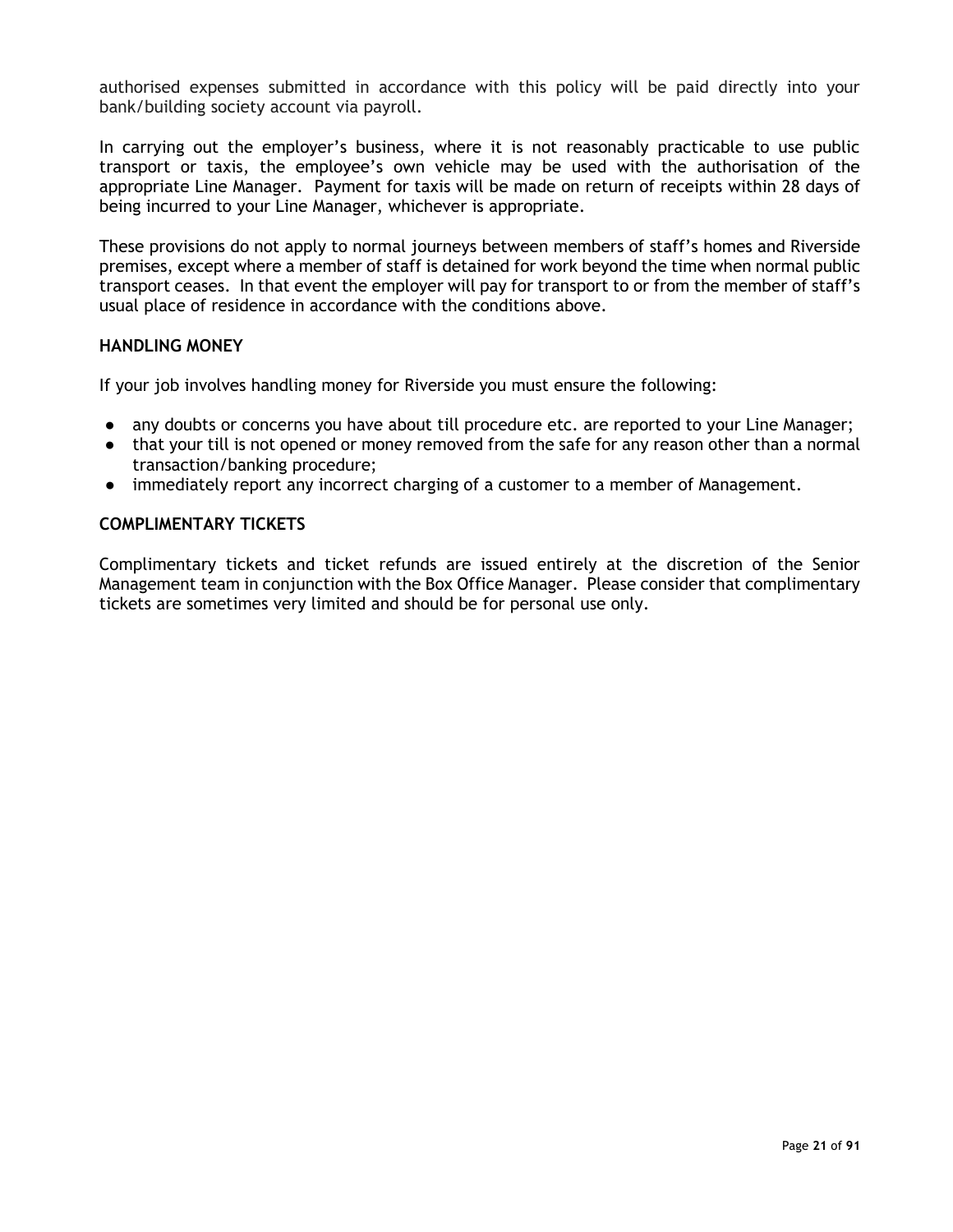authorised expenses submitted in accordance with this policy will be paid directly into your bank/building society account via payroll.

In carrying out the employer's business, where it is not reasonably practicable to use public transport or taxis, the employee's own vehicle may be used with the authorisation of the appropriate Line Manager. Payment for taxis will be made on return of receipts within 28 days of being incurred to your Line Manager, whichever is appropriate.

These provisions do not apply to normal journeys between members of staff's homes and Riverside premises, except where a member of staff is detained for work beyond the time when normal public transport ceases. In that event the employer will pay for transport to or from the member of staff's usual place of residence in accordance with the conditions above.

## HANDLING MONEY

If your job involves handling money for Riverside you must ensure the following:

- any doubts or concerns you have about till procedure etc. are reported to your Line Manager;
- that your till is not opened or money removed from the safe for any reason other than a normal transaction/banking procedure;
- immediately report any incorrect charging of a customer to a member of Management.

## COMPLIMENTARY TICKETS

Complimentary tickets and ticket refunds are issued entirely at the discretion of the Senior Management team in conjunction with the Box Office Manager. Please consider that complimentary tickets are sometimes very limited and should be for personal use only.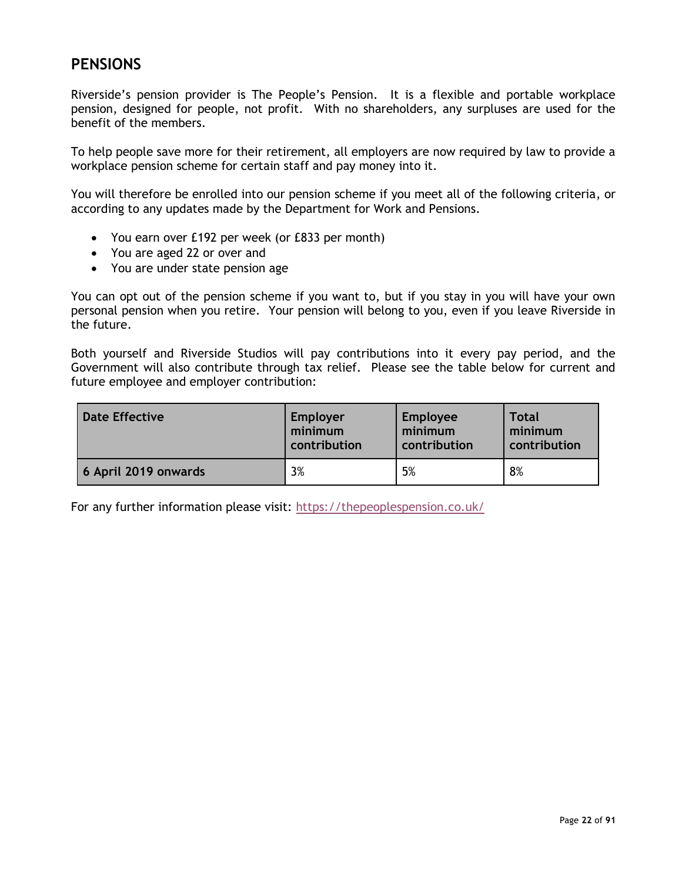## PENSIONS

Riverside's pension provider is The People's Pension. It is a flexible and portable workplace pension, designed for people, not profit. With no shareholders, any surpluses are used for the benefit of the members.

To help people save more for their retirement, all employers are now required by law to provide a workplace pension scheme for certain staff and pay money into it.

You will therefore be enrolled into our pension scheme if you meet all of the following criteria, or according to any updates made by the Department for Work and Pensions.

- You earn over £192 per week (or £833 per month)
- You are aged 22 or over and
- You are under state pension age

You can opt out of the pension scheme if you want to, but if you stay in you will have your own personal pension when you retire. Your pension will belong to you, even if you leave Riverside in the future.

Both yourself and Riverside Studios will pay contributions into it every pay period, and the Government will also contribute through tax relief. Please see the table below for current and future employee and employer contribution:

| Date Effective | Employer minimum contribution | Employee minimum contribution | Total minimum contribution |
|---|---|---|---|
| 6 April 2019 onwards | 3% | 5% | 8% |

For any further information please visit: https://thepeoplespension.co.uk/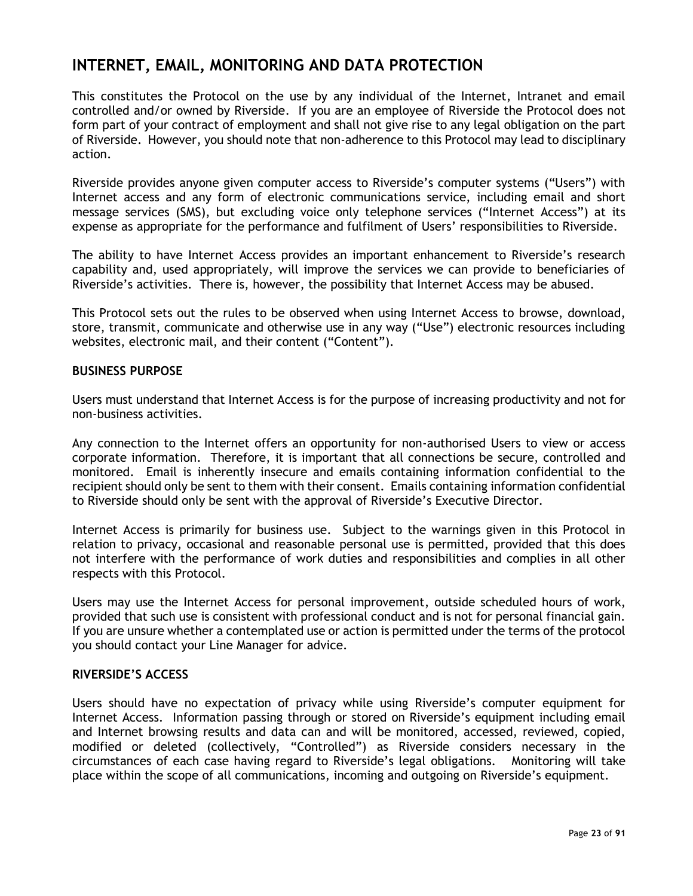## INTERNET, EMAIL, MONITORING AND DATA PROTECTION

This constitutes the Protocol on the use by any individual of the Internet, Intranet and email controlled and/or owned by Riverside. If you are an employee of Riverside the Protocol does not form part of your contract of employment and shall not give rise to any legal obligation on the part of Riverside. However, you should note that non-adherence to this Protocol may lead to disciplinary action.

Riverside provides anyone given computer access to Riverside's computer systems ("Users") with Internet access and any form of electronic communications service, including email and short message services (SMS), but excluding voice only telephone services ("Internet Access") at its expense as appropriate for the performance and fulfilment of Users' responsibilities to Riverside.

The ability to have Internet Access provides an important enhancement to Riverside's research capability and, used appropriately, will improve the services we can provide to beneficiaries of Riverside's activities. There is, however, the possibility that Internet Access may be abused.

This Protocol sets out the rules to be observed when using Internet Access to browse, download, store, transmit, communicate and otherwise use in any way ("Use") electronic resources including websites, electronic mail, and their content ("Content").

### BUSINESS PURPOSE

Users must understand that Internet Access is for the purpose of increasing productivity and not for non-business activities.

Any connection to the Internet offers an opportunity for non-authorised Users to view or access corporate information. Therefore, it is important that all connections be secure, controlled and monitored. Email is inherently insecure and emails containing information confidential to the recipient should only be sent to them with their consent. Emails containing information confidential to Riverside should only be sent with the approval of Riverside's Executive Director.

Internet Access is primarily for business use. Subject to the warnings given in this Protocol in relation to privacy, occasional and reasonable personal use is permitted, provided that this does not interfere with the performance of work duties and responsibilities and complies in all other respects with this Protocol.

Users may use the Internet Access for personal improvement, outside scheduled hours of work, provided that such use is consistent with professional conduct and is not for personal financial gain. If you are unsure whether a contemplated use or action is permitted under the terms of the protocol you should contact your Line Manager for advice.

### RIVERSIDE'S ACCESS

Users should have no expectation of privacy while using Riverside's computer equipment for Internet Access. Information passing through or stored on Riverside's equipment including email and Internet browsing results and data can and will be monitored, accessed, reviewed, copied, modified or deleted (collectively, "Controlled") as Riverside considers necessary in the circumstances of each case having regard to Riverside's legal obligations. Monitoring will take place within the scope of all communications, incoming and outgoing on Riverside's equipment.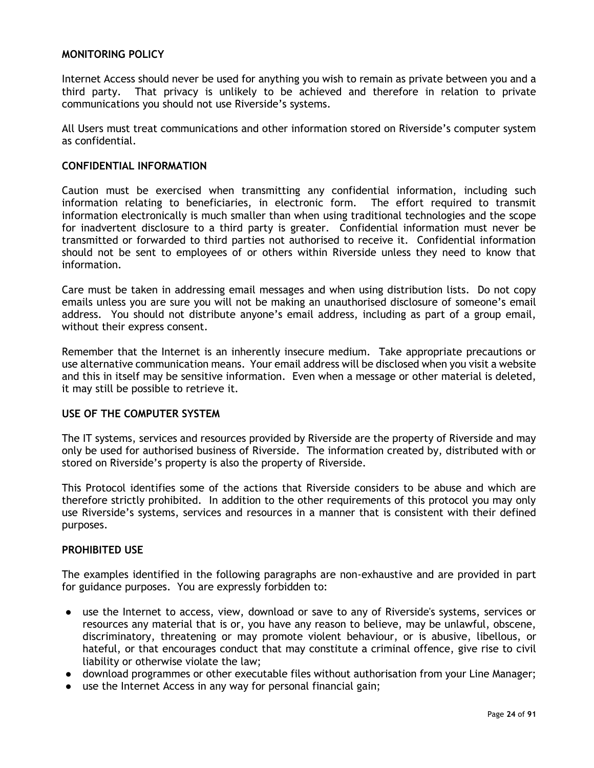**MONITORING POLICY**

Internet Access should never be used for anything you wish to remain as private between you and a third party. That privacy is unlikely to be achieved and therefore in relation to private communications you should not use Riverside's systems.

All Users must treat communications and other information stored on Riverside's computer system as confidential.

**CONFIDENTIAL INFORMATION**

Caution must be exercised when transmitting any confidential information, including such information relating to beneficiaries, in electronic form. The effort required to transmit information electronically is much smaller than when using traditional technologies and the scope for inadvertent disclosure to a third party is greater. Confidential information must never be transmitted or forwarded to third parties not authorised to receive it. Confidential information should not be sent to employees of or others within Riverside unless they need to know that information.

Care must be taken in addressing email messages and when using distribution lists. Do not copy emails unless you are sure you will not be making an unauthorised disclosure of someone's email address. You should not distribute anyone's email address, including as part of a group email, without their express consent.

Remember that the Internet is an inherently insecure medium. Take appropriate precautions or use alternative communication means. Your email address will be disclosed when you visit a website and this in itself may be sensitive information. Even when a message or other material is deleted, it may still be possible to retrieve it.

**USE OF THE COMPUTER SYSTEM**

The IT systems, services and resources provided by Riverside are the property of Riverside and may only be used for authorised business of Riverside. The information created by, distributed with or stored on Riverside's property is also the property of Riverside.

This Protocol identifies some of the actions that Riverside considers to be abuse and which are therefore strictly prohibited. In addition to the other requirements of this protocol you may only use Riverside's systems, services and resources in a manner that is consistent with their defined purposes.

**PROHIBITED USE**

The examples identified in the following paragraphs are non-exhaustive and are provided in part for guidance purposes. You are expressly forbidden to:

- use the Internet to access, view, download or save to any of Riverside's systems, services or resources any material that is or, you have any reason to believe, may be unlawful, obscene, discriminatory, threatening or may promote violent behaviour, or is abusive, libellous, or hateful, or that encourages conduct that may constitute a criminal offence, give rise to civil liability or otherwise violate the law;
- download programmes or other executable files without authorisation from your Line Manager;
- use the Internet Access in any way for personal financial gain;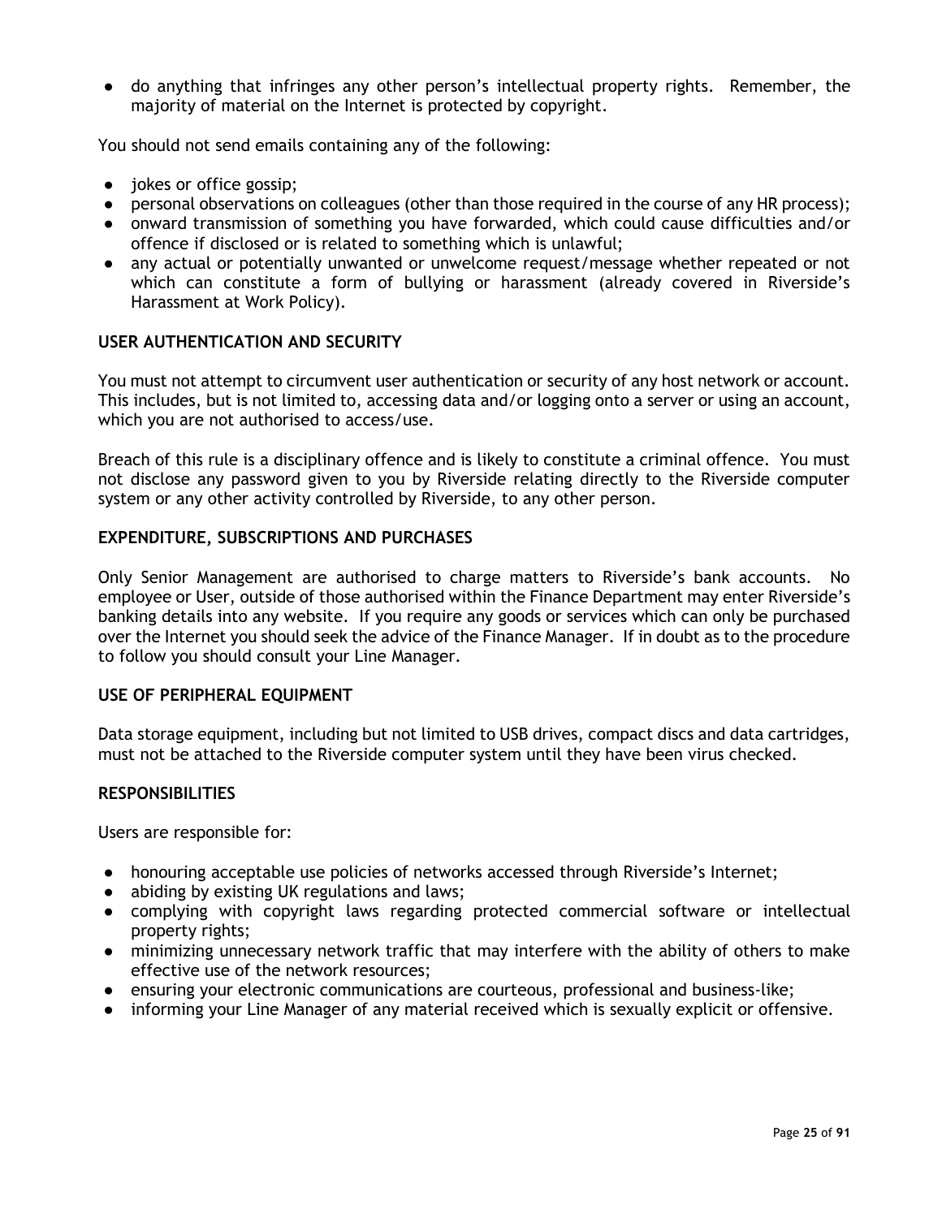- do anything that infringes any other person's intellectual property rights. Remember, the majority of material on the Internet is protected by copyright.

You should not send emails containing any of the following:

- jokes or office gossip;
- personal observations on colleagues (other than those required in the course of any HR process);
- onward transmission of something you have forwarded, which could cause difficulties and/or offence if disclosed or is related to something which is unlawful;
- any actual or potentially unwanted or unwelcome request/message whether repeated or not which can constitute a form of bullying or harassment (already covered in Riverside's Harassment at Work Policy).

## USER AUTHENTICATION AND SECURITY

You must not attempt to circumvent user authentication or security of any host network or account. This includes, but is not limited to, accessing data and/or logging onto a server or using an account, which you are not authorised to access/use.

Breach of this rule is a disciplinary offence and is likely to constitute a criminal offence. You must not disclose any password given to you by Riverside relating directly to the Riverside computer system or any other activity controlled by Riverside, to any other person.

## EXPENDITURE, SUBSCRIPTIONS AND PURCHASES

Only Senior Management are authorised to charge matters to Riverside's bank accounts. No employee or User, outside of those authorised within the Finance Department may enter Riverside's banking details into any website. If you require any goods or services which can only be purchased over the Internet you should seek the advice of the Finance Manager. If in doubt as to the procedure to follow you should consult your Line Manager.

## USE OF PERIPHERAL EQUIPMENT

Data storage equipment, including but not limited to USB drives, compact discs and data cartridges, must not be attached to the Riverside computer system until they have been virus checked.

## RESPONSIBILITIES

Users are responsible for:

- honouring acceptable use policies of networks accessed through Riverside's Internet;
- abiding by existing UK regulations and laws;
- complying with copyright laws regarding protected commercial software or intellectual property rights;
- minimizing unnecessary network traffic that may interfere with the ability of others to make effective use of the network resources;
- ensuring your electronic communications are courteous, professional and business-like;
- informing your Line Manager of any material received which is sexually explicit or offensive.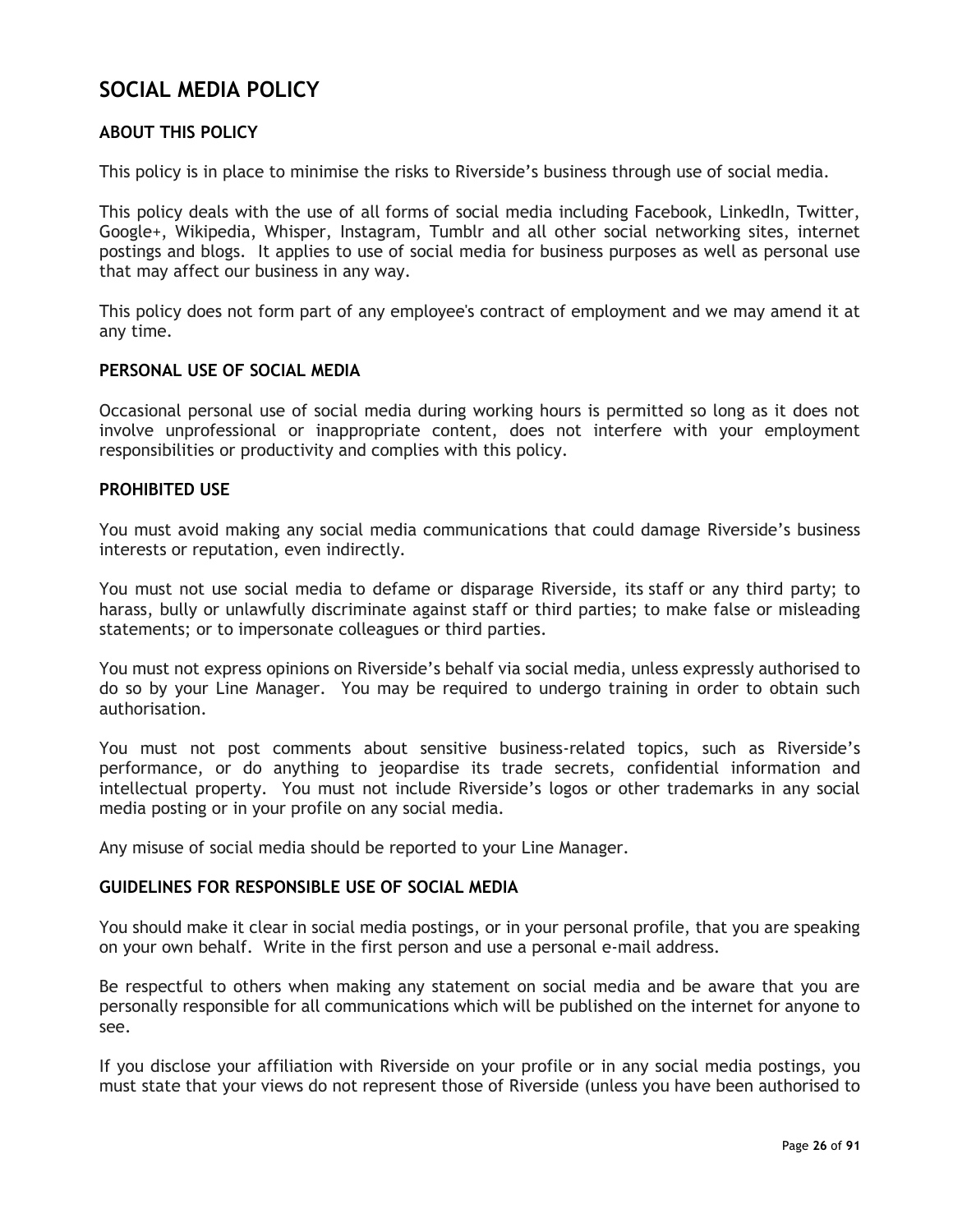# SOCIAL MEDIA POLICY

## ABOUT THIS POLICY

This policy is in place to minimise the risks to Riverside's business through use of social media.

This policy deals with the use of all forms of social media including Facebook, LinkedIn, Twitter, Google+, Wikipedia, Whisper, Instagram, Tumblr and all other social networking sites, internet postings and blogs. It applies to use of social media for business purposes as well as personal use that may affect our business in any way.

This policy does not form part of any employee's contract of employment and we may amend it at any time.

## PERSONAL USE OF SOCIAL MEDIA

Occasional personal use of social media during working hours is permitted so long as it does not involve unprofessional or inappropriate content, does not interfere with your employment responsibilities or productivity and complies with this policy.

## PROHIBITED USE

You must avoid making any social media communications that could damage Riverside's business interests or reputation, even indirectly.

You must not use social media to defame or disparage Riverside, its staff or any third party; to harass, bully or unlawfully discriminate against staff or third parties; to make false or misleading statements; or to impersonate colleagues or third parties.

You must not express opinions on Riverside's behalf via social media, unless expressly authorised to do so by your Line Manager. You may be required to undergo training in order to obtain such authorisation.

You must not post comments about sensitive business-related topics, such as Riverside's performance, or do anything to jeopardise its trade secrets, confidential information and intellectual property. You must not include Riverside's logos or other trademarks in any social media posting or in your profile on any social media.

Any misuse of social media should be reported to your Line Manager.

## GUIDELINES FOR RESPONSIBLE USE OF SOCIAL MEDIA

You should make it clear in social media postings, or in your personal profile, that you are speaking on your own behalf. Write in the first person and use a personal e-mail address.

Be respectful to others when making any statement on social media and be aware that you are personally responsible for all communications which will be published on the internet for anyone to see.

If you disclose your affiliation with Riverside on your profile or in any social media postings, you must state that your views do not represent those of Riverside (unless you have been authorised to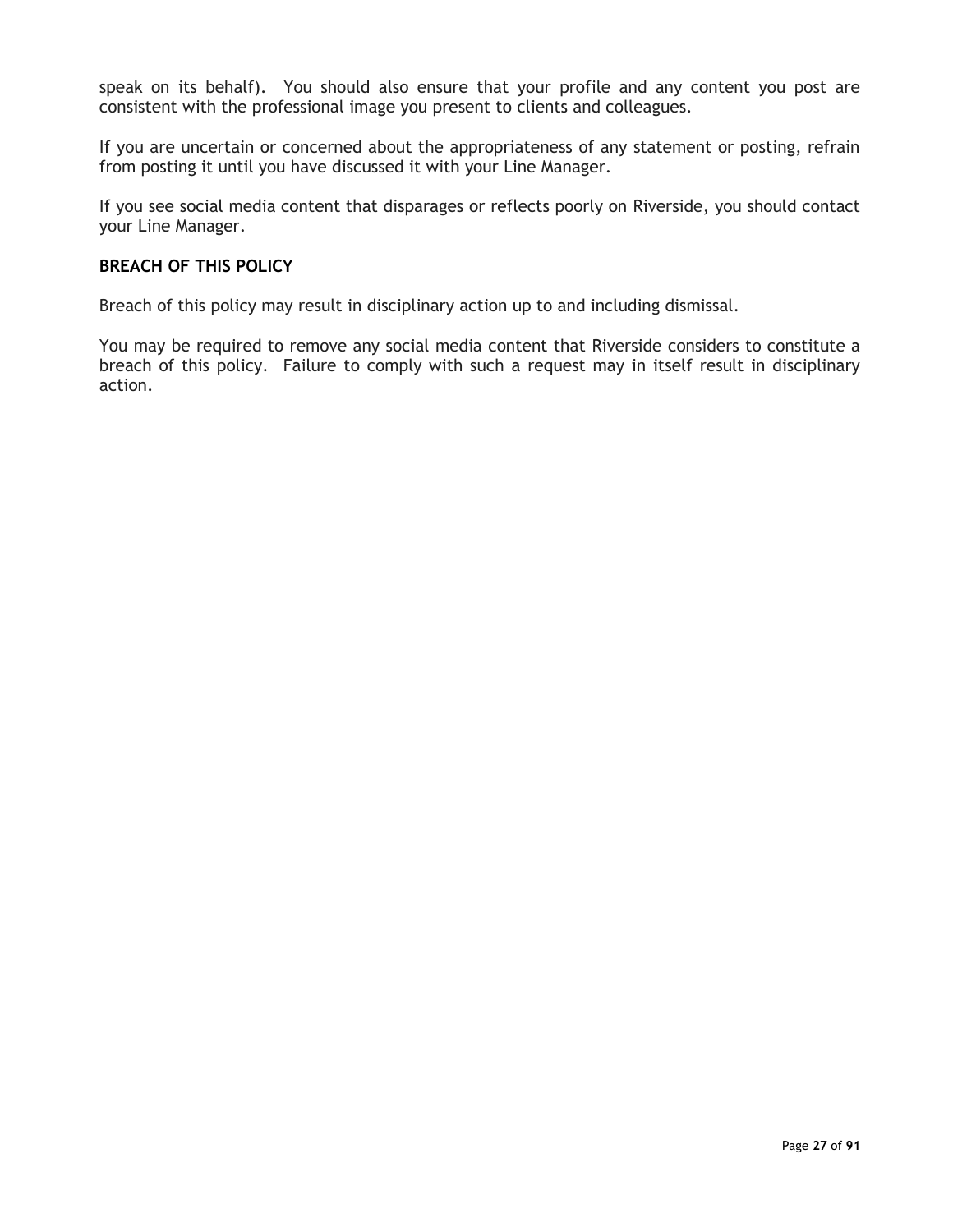speak on its behalf). You should also ensure that your profile and any content you post are consistent with the professional image you present to clients and colleagues.

If you are uncertain or concerned about the appropriateness of any statement or posting, refrain from posting it until you have discussed it with your Line Manager.

If you see social media content that disparages or reflects poorly on Riverside, you should contact your Line Manager.

## BREACH OF THIS POLICY

Breach of this policy may result in disciplinary action up to and including dismissal.

You may be required to remove any social media content that Riverside considers to constitute a breach of this policy. Failure to comply with such a request may in itself result in disciplinary action.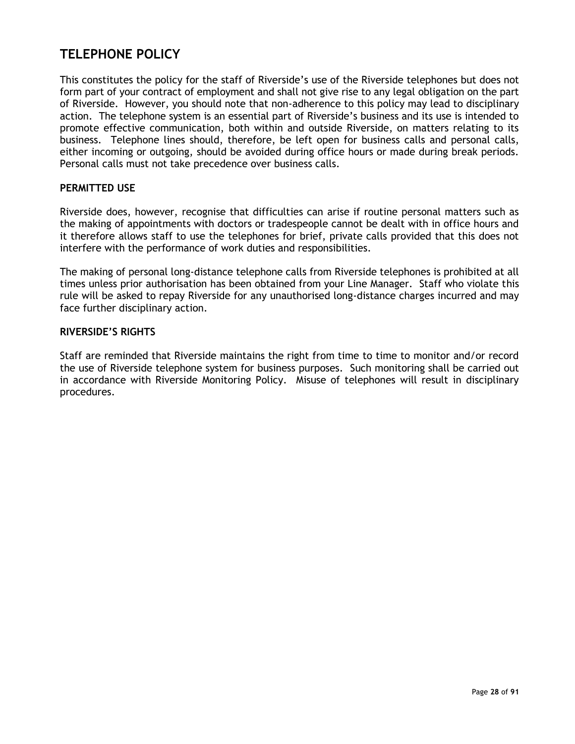## TELEPHONE POLICY

This constitutes the policy for the staff of Riverside's use of the Riverside telephones but does not form part of your contract of employment and shall not give rise to any legal obligation on the part of Riverside. However, you should note that non-adherence to this policy may lead to disciplinary action. The telephone system is an essential part of Riverside's business and its use is intended to promote effective communication, both within and outside Riverside, on matters relating to its business. Telephone lines should, therefore, be left open for business calls and personal calls, either incoming or outgoing, should be avoided during office hours or made during break periods. Personal calls must not take precedence over business calls.

### PERMITTED USE

Riverside does, however, recognise that difficulties can arise if routine personal matters such as the making of appointments with doctors or tradespeople cannot be dealt with in office hours and it therefore allows staff to use the telephones for brief, private calls provided that this does not interfere with the performance of work duties and responsibilities.

The making of personal long-distance telephone calls from Riverside telephones is prohibited at all times unless prior authorisation has been obtained from your Line Manager. Staff who violate this rule will be asked to repay Riverside for any unauthorised long-distance charges incurred and may face further disciplinary action.

### RIVERSIDE'S RIGHTS

Staff are reminded that Riverside maintains the right from time to time to monitor and/or record the use of Riverside telephone system for business purposes. Such monitoring shall be carried out in accordance with Riverside Monitoring Policy. Misuse of telephones will result in disciplinary procedures.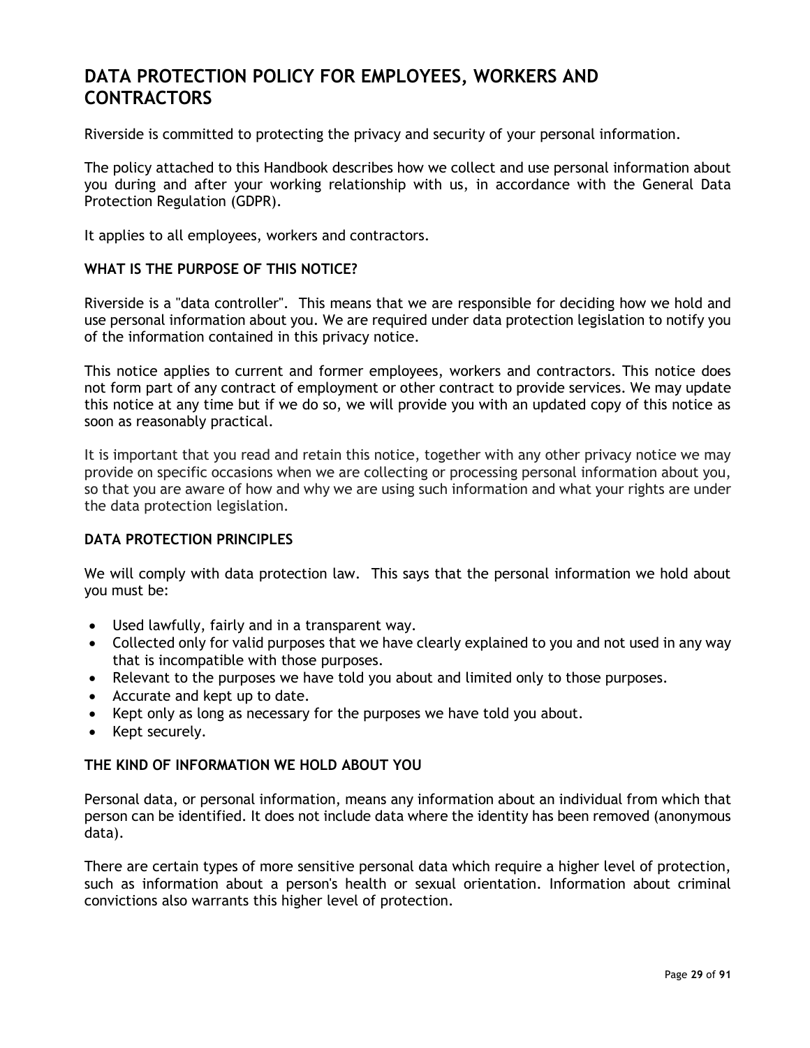# DATA PROTECTION POLICY FOR EMPLOYEES, WORKERS AND CONTRACTORS

Riverside is committed to protecting the privacy and security of your personal information.

The policy attached to this Handbook describes how we collect and use personal information about you during and after your working relationship with us, in accordance with the General Data Protection Regulation (GDPR).

It applies to all employees, workers and contractors.

## WHAT IS THE PURPOSE OF THIS NOTICE?

Riverside is a "data controller". This means that we are responsible for deciding how we hold and use personal information about you. We are required under data protection legislation to notify you of the information contained in this privacy notice.

This notice applies to current and former employees, workers and contractors. This notice does not form part of any contract of employment or other contract to provide services. We may update this notice at any time but if we do so, we will provide you with an updated copy of this notice as soon as reasonably practical.

It is important that you read and retain this notice, together with any other privacy notice we may provide on specific occasions when we are collecting or processing personal information about you, so that you are aware of how and why we are using such information and what your rights are under the data protection legislation.

## DATA PROTECTION PRINCIPLES

We will comply with data protection law. This says that the personal information we hold about you must be:

- Used lawfully, fairly and in a transparent way.
- Collected only for valid purposes that we have clearly explained to you and not used in any way that is incompatible with those purposes.
- Relevant to the purposes we have told you about and limited only to those purposes.
- Accurate and kept up to date.
- Kept only as long as necessary for the purposes we have told you about.
- Kept securely.

## THE KIND OF INFORMATION WE HOLD ABOUT YOU

Personal data, or personal information, means any information about an individual from which that person can be identified. It does not include data where the identity has been removed (anonymous data).

There are certain types of more sensitive personal data which require a higher level of protection, such as information about a person's health or sexual orientation. Information about criminal convictions also warrants this higher level of protection.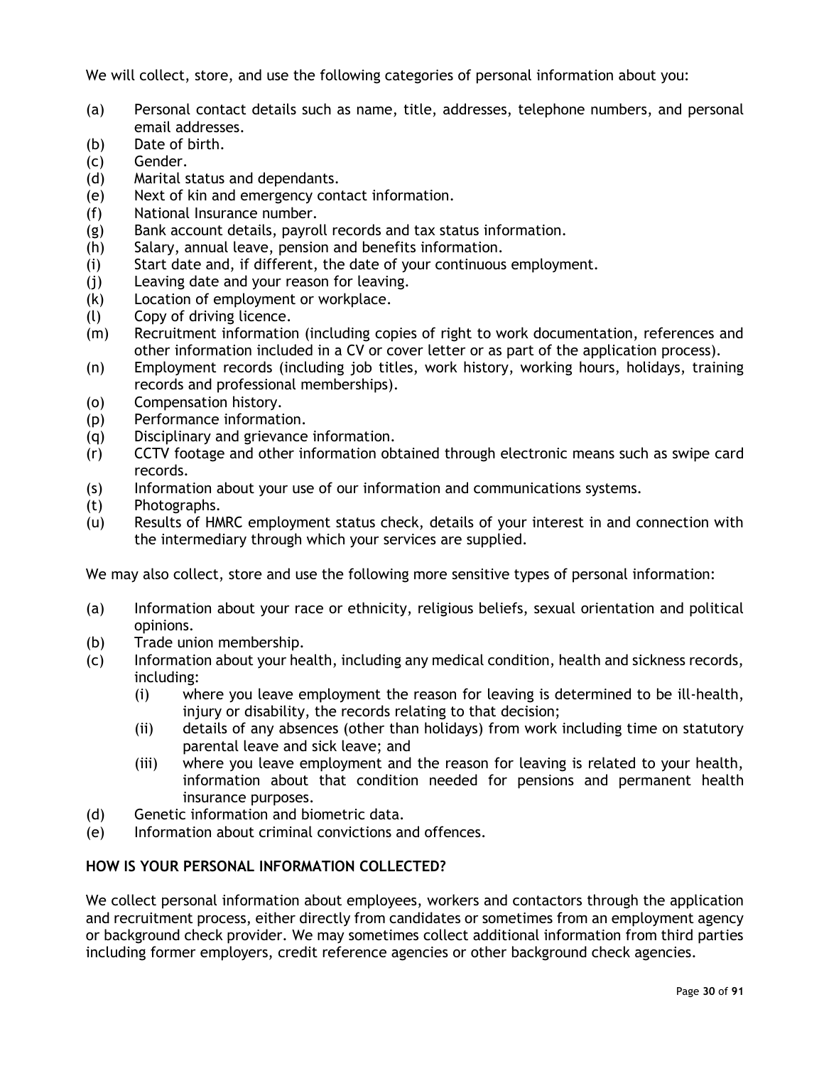We will collect, store, and use the following categories of personal information about you:

(a) Personal contact details such as name, title, addresses, telephone numbers, and personal email addresses.
(b) Date of birth.
(c) Gender.
(d) Marital status and dependants.
(e) Next of kin and emergency contact information.
(f) National Insurance number.
(g) Bank account details, payroll records and tax status information.
(h) Salary, annual leave, pension and benefits information.
(i) Start date and, if different, the date of your continuous employment.
(j) Leaving date and your reason for leaving.
(k) Location of employment or workplace.
(l) Copy of driving licence.
(m) Recruitment information (including copies of right to work documentation, references and other information included in a CV or cover letter or as part of the application process).
(n) Employment records (including job titles, work history, working hours, holidays, training records and professional memberships).
(o) Compensation history.
(p) Performance information.
(q) Disciplinary and grievance information.
(r) CCTV footage and other information obtained through electronic means such as swipe card records.
(s) Information about your use of our information and communications systems.
(t) Photographs.
(u) Results of HMRC employment status check, details of your interest in and connection with the intermediary through which your services are supplied.

We may also collect, store and use the following more sensitive types of personal information:

(a) Information about your race or ethnicity, religious beliefs, sexual orientation and political opinions.
(b) Trade union membership.
(c) Information about your health, including any medical condition, health and sickness records, including:
    (i) where you leave employment the reason for leaving is determined to be ill-health, injury or disability, the records relating to that decision;
    (ii) details of any absences (other than holidays) from work including time on statutory parental leave and sick leave; and
    (iii) where you leave employment and the reason for leaving is related to your health, information about that condition needed for pensions and permanent health insurance purposes.
(d) Genetic information and biometric data.
(e) Information about criminal convictions and offences.

**HOW IS YOUR PERSONAL INFORMATION COLLECTED?**

We collect personal information about employees, workers and contactors through the application and recruitment process, either directly from candidates or sometimes from an employment agency or background check provider. We may sometimes collect additional information from third parties including former employers, credit reference agencies or other background check agencies.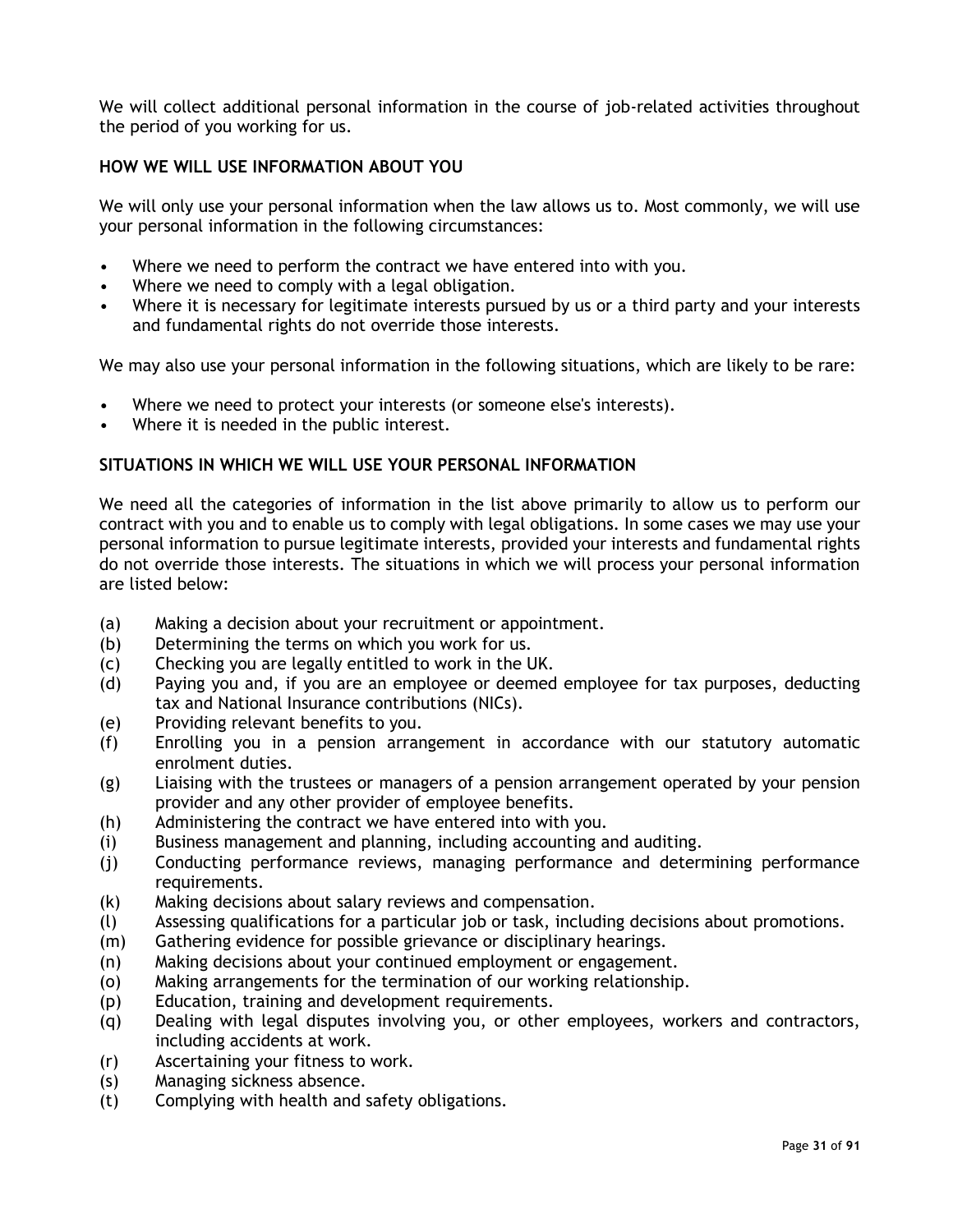We will collect additional personal information in the course of job-related activities throughout the period of you working for us.

**HOW WE WILL USE INFORMATION ABOUT YOU**

We will only use your personal information when the law allows us to. Most commonly, we will use your personal information in the following circumstances:

- Where we need to perform the contract we have entered into with you.
- Where we need to comply with a legal obligation.
- Where it is necessary for legitimate interests pursued by us or a third party and your interests and fundamental rights do not override those interests.

We may also use your personal information in the following situations, which are likely to be rare:

- Where we need to protect your interests (or someone else's interests).
- Where it is needed in the public interest.

**SITUATIONS IN WHICH WE WILL USE YOUR PERSONAL INFORMATION**

We need all the categories of information in the list above primarily to allow us to perform our contract with you and to enable us to comply with legal obligations. In some cases we may use your personal information to pursue legitimate interests, provided your interests and fundamental rights do not override those interests. The situations in which we will process your personal information are listed below:

(a) Making a decision about your recruitment or appointment.
(b) Determining the terms on which you work for us.
(c) Checking you are legally entitled to work in the UK.
(d) Paying you and, if you are an employee or deemed employee for tax purposes, deducting tax and National Insurance contributions (NICs).
(e) Providing relevant benefits to you.
(f) Enrolling you in a pension arrangement in accordance with our statutory automatic enrolment duties.
(g) Liaising with the trustees or managers of a pension arrangement operated by your pension provider and any other provider of employee benefits.
(h) Administering the contract we have entered into with you.
(i) Business management and planning, including accounting and auditing.
(j) Conducting performance reviews, managing performance and determining performance requirements.
(k) Making decisions about salary reviews and compensation.
(l) Assessing qualifications for a particular job or task, including decisions about promotions.
(m) Gathering evidence for possible grievance or disciplinary hearings.
(n) Making decisions about your continued employment or engagement.
(o) Making arrangements for the termination of our working relationship.
(p) Education, training and development requirements.
(q) Dealing with legal disputes involving you, or other employees, workers and contractors, including accidents at work.
(r) Ascertaining your fitness to work.
(s) Managing sickness absence.
(t) Complying with health and safety obligations.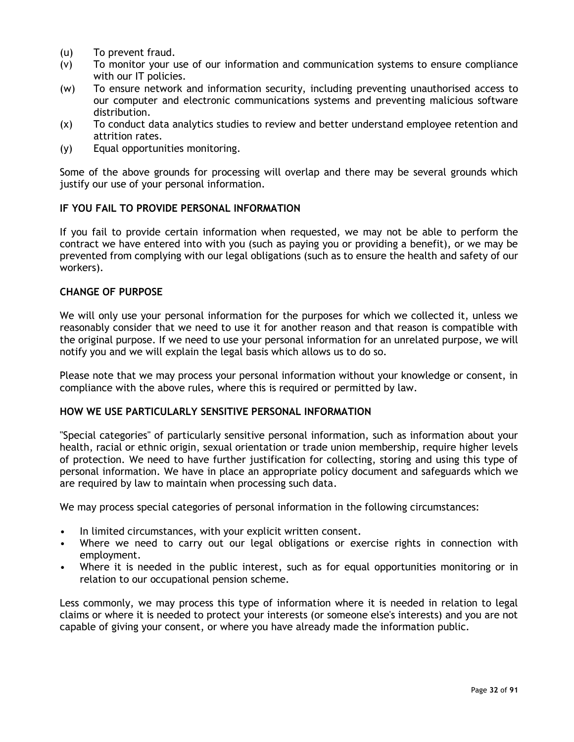(u) To prevent fraud.
(v) To monitor your use of our information and communication systems to ensure compliance with our IT policies.
(w) To ensure network and information security, including preventing unauthorised access to our computer and electronic communications systems and preventing malicious software distribution.
(x) To conduct data analytics studies to review and better understand employee retention and attrition rates.
(y) Equal opportunities monitoring.

Some of the above grounds for processing will overlap and there may be several grounds which justify our use of your personal information.

**IF YOU FAIL TO PROVIDE PERSONAL INFORMATION**

If you fail to provide certain information when requested, we may not be able to perform the contract we have entered into with you (such as paying you or providing a benefit), or we may be prevented from complying with our legal obligations (such as to ensure the health and safety of our workers).

**CHANGE OF PURPOSE**

We will only use your personal information for the purposes for which we collected it, unless we reasonably consider that we need to use it for another reason and that reason is compatible with the original purpose. If we need to use your personal information for an unrelated purpose, we will notify you and we will explain the legal basis which allows us to do so.

Please note that we may process your personal information without your knowledge or consent, in compliance with the above rules, where this is required or permitted by law.

**HOW WE USE PARTICULARLY SENSITIVE PERSONAL INFORMATION**

"Special categories" of particularly sensitive personal information, such as information about your health, racial or ethnic origin, sexual orientation or trade union membership, require higher levels of protection. We need to have further justification for collecting, storing and using this type of personal information. We have in place an appropriate policy document and safeguards which we are required by law to maintain when processing such data.

We may process special categories of personal information in the following circumstances:

- In limited circumstances, with your explicit written consent.
- Where we need to carry out our legal obligations or exercise rights in connection with employment.
- Where it is needed in the public interest, such as for equal opportunities monitoring or in relation to our occupational pension scheme.

Less commonly, we may process this type of information where it is needed in relation to legal claims or where it is needed to protect your interests (or someone else's interests) and you are not capable of giving your consent, or where you have already made the information public.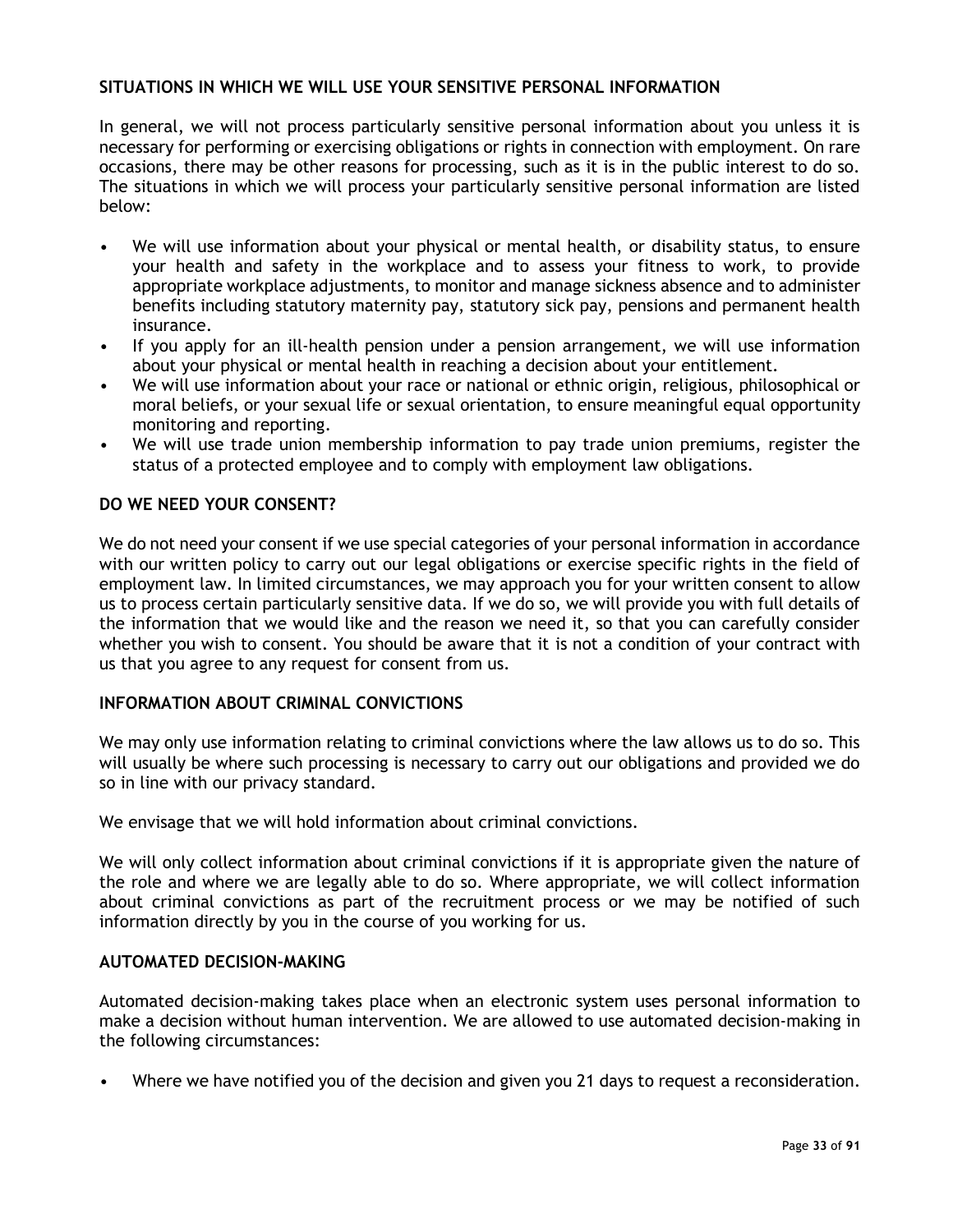## SITUATIONS IN WHICH WE WILL USE YOUR SENSITIVE PERSONAL INFORMATION

In general, we will not process particularly sensitive personal information about you unless it is necessary for performing or exercising obligations or rights in connection with employment. On rare occasions, there may be other reasons for processing, such as it is in the public interest to do so. The situations in which we will process your particularly sensitive personal information are listed below:

- We will use information about your physical or mental health, or disability status, to ensure your health and safety in the workplace and to assess your fitness to work, to provide appropriate workplace adjustments, to monitor and manage sickness absence and to administer benefits including statutory maternity pay, statutory sick pay, pensions and permanent health insurance.
- If you apply for an ill-health pension under a pension arrangement, we will use information about your physical or mental health in reaching a decision about your entitlement.
- We will use information about your race or national or ethnic origin, religious, philosophical or moral beliefs, or your sexual life or sexual orientation, to ensure meaningful equal opportunity monitoring and reporting.
- We will use trade union membership information to pay trade union premiums, register the status of a protected employee and to comply with employment law obligations.

## DO WE NEED YOUR CONSENT?

We do not need your consent if we use special categories of your personal information in accordance with our written policy to carry out our legal obligations or exercise specific rights in the field of employment law. In limited circumstances, we may approach you for your written consent to allow us to process certain particularly sensitive data. If we do so, we will provide you with full details of the information that we would like and the reason we need it, so that you can carefully consider whether you wish to consent. You should be aware that it is not a condition of your contract with us that you agree to any request for consent from us.

## INFORMATION ABOUT CRIMINAL CONVICTIONS

We may only use information relating to criminal convictions where the law allows us to do so. This will usually be where such processing is necessary to carry out our obligations and provided we do so in line with our privacy standard.

We envisage that we will hold information about criminal convictions.

We will only collect information about criminal convictions if it is appropriate given the nature of the role and where we are legally able to do so. Where appropriate, we will collect information about criminal convictions as part of the recruitment process or we may be notified of such information directly by you in the course of you working for us.

## AUTOMATED DECISION-MAKING

Automated decision-making takes place when an electronic system uses personal information to make a decision without human intervention. We are allowed to use automated decision-making in the following circumstances:

- Where we have notified you of the decision and given you 21 days to request a reconsideration.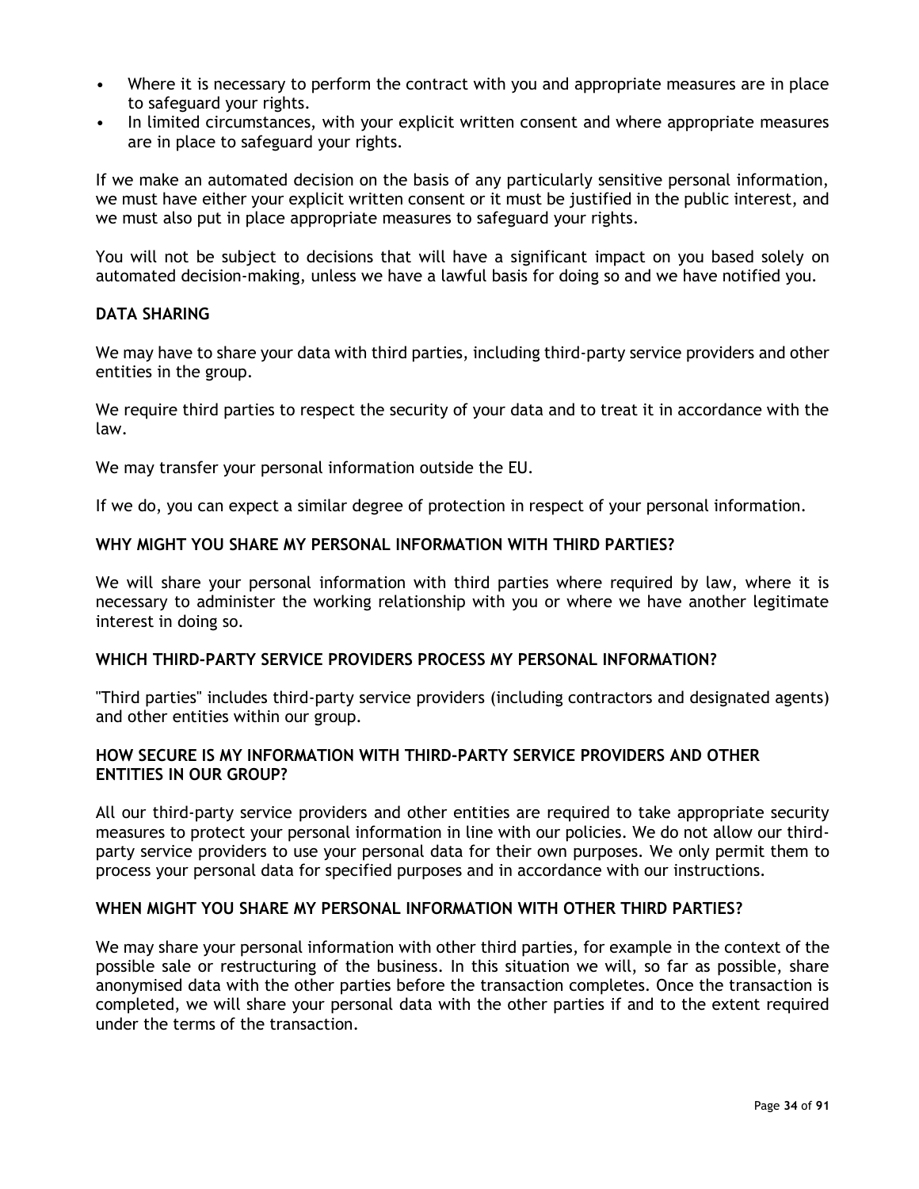- Where it is necessary to perform the contract with you and appropriate measures are in place to safeguard your rights.
- In limited circumstances, with your explicit written consent and where appropriate measures are in place to safeguard your rights.

If we make an automated decision on the basis of any particularly sensitive personal information, we must have either your explicit written consent or it must be justified in the public interest, and we must also put in place appropriate measures to safeguard your rights.

You will not be subject to decisions that will have a significant impact on you based solely on automated decision-making, unless we have a lawful basis for doing so and we have notified you.

**DATA SHARING**

We may have to share your data with third parties, including third-party service providers and other entities in the group.

We require third parties to respect the security of your data and to treat it in accordance with the law.

We may transfer your personal information outside the EU.

If we do, you can expect a similar degree of protection in respect of your personal information.

**WHY MIGHT YOU SHARE MY PERSONAL INFORMATION WITH THIRD PARTIES?**

We will share your personal information with third parties where required by law, where it is necessary to administer the working relationship with you or where we have another legitimate interest in doing so.

**WHICH THIRD-PARTY SERVICE PROVIDERS PROCESS MY PERSONAL INFORMATION?**

"Third parties" includes third-party service providers (including contractors and designated agents) and other entities within our group.

**HOW SECURE IS MY INFORMATION WITH THIRD-PARTY SERVICE PROVIDERS AND OTHER ENTITIES IN OUR GROUP?**

All our third-party service providers and other entities are required to take appropriate security measures to protect your personal information in line with our policies. We do not allow our third-party service providers to use your personal data for their own purposes. We only permit them to process your personal data for specified purposes and in accordance with our instructions.

**WHEN MIGHT YOU SHARE MY PERSONAL INFORMATION WITH OTHER THIRD PARTIES?**

We may share your personal information with other third parties, for example in the context of the possible sale or restructuring of the business. In this situation we will, so far as possible, share anonymised data with the other parties before the transaction completes. Once the transaction is completed, we will share your personal data with the other parties if and to the extent required under the terms of the transaction.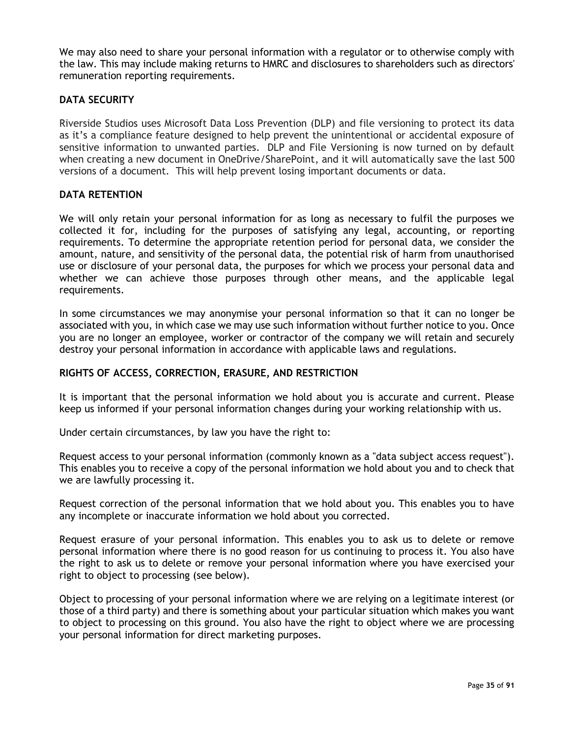We may also need to share your personal information with a regulator or to otherwise comply with the law. This may include making returns to HMRC and disclosures to shareholders such as directors' remuneration reporting requirements.

**DATA SECURITY**

Riverside Studios uses Microsoft Data Loss Prevention (DLP) and file versioning to protect its data as it's a compliance feature designed to help prevent the unintentional or accidental exposure of sensitive information to unwanted parties. DLP and File Versioning is now turned on by default when creating a new document in OneDrive/SharePoint, and it will automatically save the last 500 versions of a document. This will help prevent losing important documents or data.

**DATA RETENTION**

We will only retain your personal information for as long as necessary to fulfil the purposes we collected it for, including for the purposes of satisfying any legal, accounting, or reporting requirements. To determine the appropriate retention period for personal data, we consider the amount, nature, and sensitivity of the personal data, the potential risk of harm from unauthorised use or disclosure of your personal data, the purposes for which we process your personal data and whether we can achieve those purposes through other means, and the applicable legal requirements.

In some circumstances we may anonymise your personal information so that it can no longer be associated with you, in which case we may use such information without further notice to you. Once you are no longer an employee, worker or contractor of the company we will retain and securely destroy your personal information in accordance with applicable laws and regulations.

**RIGHTS OF ACCESS, CORRECTION, ERASURE, AND RESTRICTION**

It is important that the personal information we hold about you is accurate and current. Please keep us informed if your personal information changes during your working relationship with us.

Under certain circumstances, by law you have the right to:

Request access to your personal information (commonly known as a "data subject access request"). This enables you to receive a copy of the personal information we hold about you and to check that we are lawfully processing it.

Request correction of the personal information that we hold about you. This enables you to have any incomplete or inaccurate information we hold about you corrected.

Request erasure of your personal information. This enables you to ask us to delete or remove personal information where there is no good reason for us continuing to process it. You also have the right to ask us to delete or remove your personal information where you have exercised your right to object to processing (see below).

Object to processing of your personal information where we are relying on a legitimate interest (or those of a third party) and there is something about your particular situation which makes you want to object to processing on this ground. You also have the right to object where we are processing your personal information for direct marketing purposes.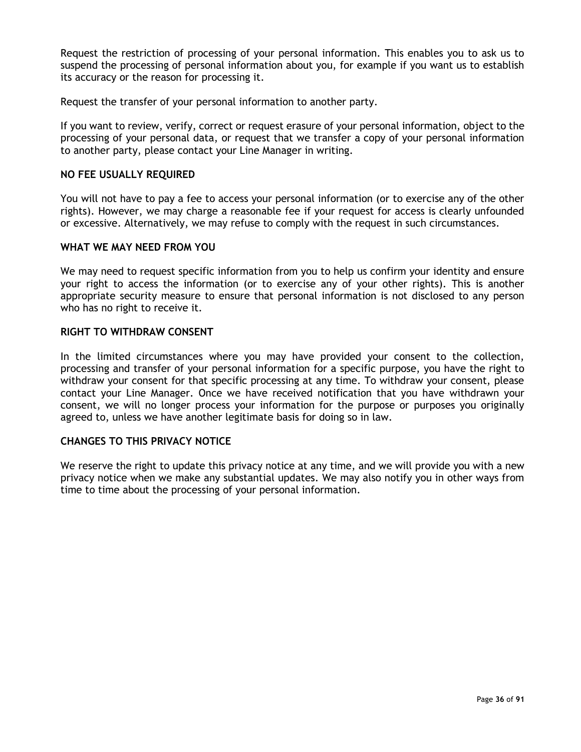Request the restriction of processing of your personal information. This enables you to ask us to suspend the processing of personal information about you, for example if you want us to establish its accuracy or the reason for processing it.

Request the transfer of your personal information to another party.

If you want to review, verify, correct or request erasure of your personal information, object to the processing of your personal data, or request that we transfer a copy of your personal information to another party, please contact your Line Manager in writing.

**NO FEE USUALLY REQUIRED**

You will not have to pay a fee to access your personal information (or to exercise any of the other rights). However, we may charge a reasonable fee if your request for access is clearly unfounded or excessive. Alternatively, we may refuse to comply with the request in such circumstances.

**WHAT WE MAY NEED FROM YOU**

We may need to request specific information from you to help us confirm your identity and ensure your right to access the information (or to exercise any of your other rights). This is another appropriate security measure to ensure that personal information is not disclosed to any person who has no right to receive it.

**RIGHT TO WITHDRAW CONSENT**

In the limited circumstances where you may have provided your consent to the collection, processing and transfer of your personal information for a specific purpose, you have the right to withdraw your consent for that specific processing at any time. To withdraw your consent, please contact your Line Manager. Once we have received notification that you have withdrawn your consent, we will no longer process your information for the purpose or purposes you originally agreed to, unless we have another legitimate basis for doing so in law.

**CHANGES TO THIS PRIVACY NOTICE**

We reserve the right to update this privacy notice at any time, and we will provide you with a new privacy notice when we make any substantial updates. We may also notify you in other ways from time to time about the processing of your personal information.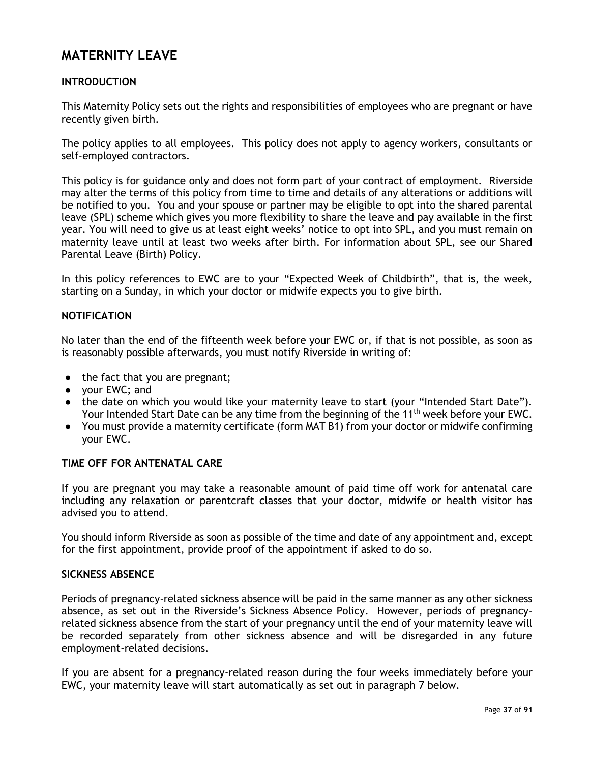# MATERNITY LEAVE

## INTRODUCTION

This Maternity Policy sets out the rights and responsibilities of employees who are pregnant or have recently given birth.

The policy applies to all employees. This policy does not apply to agency workers, consultants or self-employed contractors.

This policy is for guidance only and does not form part of your contract of employment. Riverside may alter the terms of this policy from time to time and details of any alterations or additions will be notified to you. You and your spouse or partner may be eligible to opt into the shared parental leave (SPL) scheme which gives you more flexibility to share the leave and pay available in the first year. You will need to give us at least eight weeks' notice to opt into SPL, and you must remain on maternity leave until at least two weeks after birth. For information about SPL, see our Shared Parental Leave (Birth) Policy.

In this policy references to EWC are to your "Expected Week of Childbirth", that is, the week, starting on a Sunday, in which your doctor or midwife expects you to give birth.

## NOTIFICATION

No later than the end of the fifteenth week before your EWC or, if that is not possible, as soon as is reasonably possible afterwards, you must notify Riverside in writing of:

- the fact that you are pregnant;
- your EWC; and
- the date on which you would like your maternity leave to start (your "Intended Start Date"). Your Intended Start Date can be any time from the beginning of the 11th week before your EWC.
- You must provide a maternity certificate (form MAT B1) from your doctor or midwife confirming your EWC.

## TIME OFF FOR ANTENATAL CARE

If you are pregnant you may take a reasonable amount of paid time off work for antenatal care including any relaxation or parentcraft classes that your doctor, midwife or health visitor has advised you to attend.

You should inform Riverside as soon as possible of the time and date of any appointment and, except for the first appointment, provide proof of the appointment if asked to do so.

## SICKNESS ABSENCE

Periods of pregnancy-related sickness absence will be paid in the same manner as any other sickness absence, as set out in the Riverside's Sickness Absence Policy. However, periods of pregnancy-related sickness absence from the start of your pregnancy until the end of your maternity leave will be recorded separately from other sickness absence and will be disregarded in any future employment-related decisions.

If you are absent for a pregnancy-related reason during the four weeks immediately before your EWC, your maternity leave will start automatically as set out in paragraph 7 below.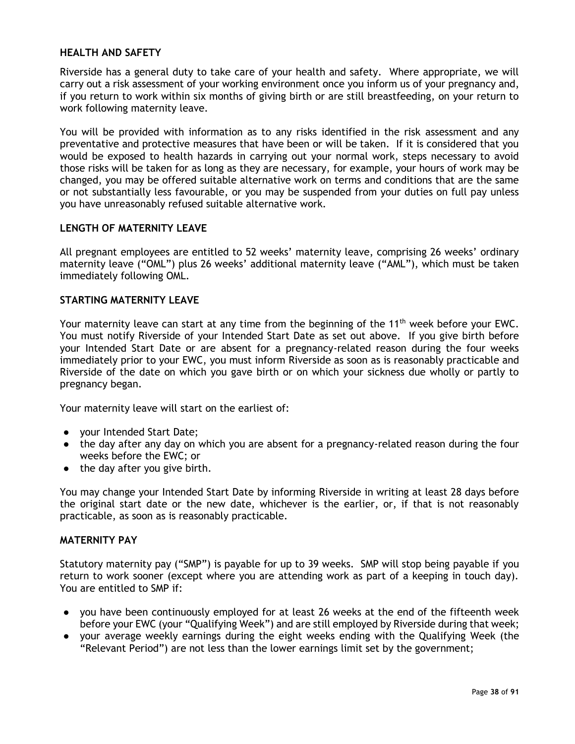## HEALTH AND SAFETY

Riverside has a general duty to take care of your health and safety. Where appropriate, we will carry out a risk assessment of your working environment once you inform us of your pregnancy and, if you return to work within six months of giving birth or are still breastfeeding, on your return to work following maternity leave.

You will be provided with information as to any risks identified in the risk assessment and any preventative and protective measures that have been or will be taken. If it is considered that you would be exposed to health hazards in carrying out your normal work, steps necessary to avoid those risks will be taken for as long as they are necessary, for example, your hours of work may be changed, you may be offered suitable alternative work on terms and conditions that are the same or not substantially less favourable, or you may be suspended from your duties on full pay unless you have unreasonably refused suitable alternative work.

## LENGTH OF MATERNITY LEAVE

All pregnant employees are entitled to 52 weeks' maternity leave, comprising 26 weeks' ordinary maternity leave ("OML") plus 26 weeks' additional maternity leave ("AML"), which must be taken immediately following OML.

## STARTING MATERNITY LEAVE

Your maternity leave can start at any time from the beginning of the 11th week before your EWC. You must notify Riverside of your Intended Start Date as set out above. If you give birth before your Intended Start Date or are absent for a pregnancy-related reason during the four weeks immediately prior to your EWC, you must inform Riverside as soon as is reasonably practicable and Riverside of the date on which you gave birth or on which your sickness due wholly or partly to pregnancy began.

Your maternity leave will start on the earliest of:

- your Intended Start Date;
- the day after any day on which you are absent for a pregnancy-related reason during the four weeks before the EWC; or
- the day after you give birth.

You may change your Intended Start Date by informing Riverside in writing at least 28 days before the original start date or the new date, whichever is the earlier, or, if that is not reasonably practicable, as soon as is reasonably practicable.

## MATERNITY PAY

Statutory maternity pay ("SMP") is payable for up to 39 weeks. SMP will stop being payable if you return to work sooner (except where you are attending work as part of a keeping in touch day). You are entitled to SMP if:

- you have been continuously employed for at least 26 weeks at the end of the fifteenth week before your EWC (your "Qualifying Week") and are still employed by Riverside during that week;
- your average weekly earnings during the eight weeks ending with the Qualifying Week (the "Relevant Period") are not less than the lower earnings limit set by the government;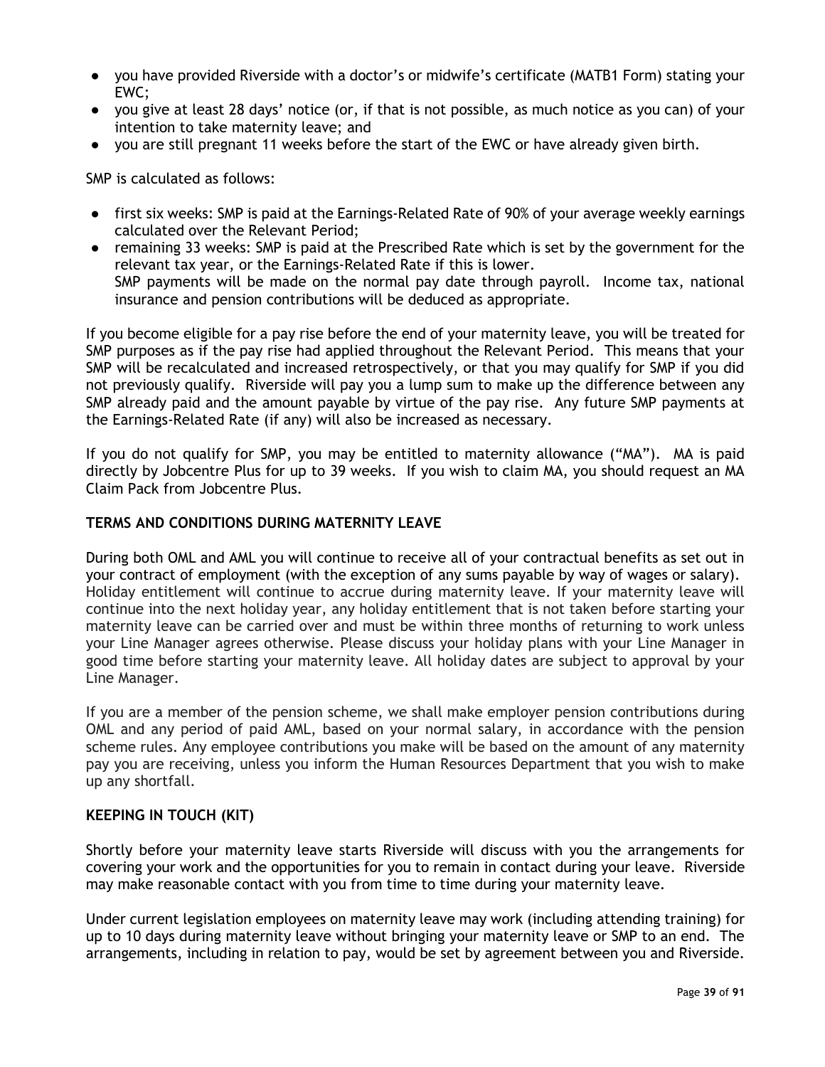- you have provided Riverside with a doctor's or midwife's certificate (MATB1 Form) stating your EWC;
- you give at least 28 days' notice (or, if that is not possible, as much notice as you can) of your intention to take maternity leave; and
- you are still pregnant 11 weeks before the start of the EWC or have already given birth.

SMP is calculated as follows:

- first six weeks: SMP is paid at the Earnings-Related Rate of 90% of your average weekly earnings calculated over the Relevant Period;
- remaining 33 weeks: SMP is paid at the Prescribed Rate which is set by the government for the relevant tax year, or the Earnings-Related Rate if this is lower.
  SMP payments will be made on the normal pay date through payroll. Income tax, national insurance and pension contributions will be deduced as appropriate.

If you become eligible for a pay rise before the end of your maternity leave, you will be treated for SMP purposes as if the pay rise had applied throughout the Relevant Period. This means that your SMP will be recalculated and increased retrospectively, or that you may qualify for SMP if you did not previously qualify. Riverside will pay you a lump sum to make up the difference between any SMP already paid and the amount payable by virtue of the pay rise. Any future SMP payments at the Earnings-Related Rate (if any) will also be increased as necessary.

If you do not qualify for SMP, you may be entitled to maternity allowance ("MA"). MA is paid directly by Jobcentre Plus for up to 39 weeks. If you wish to claim MA, you should request an MA Claim Pack from Jobcentre Plus.

**TERMS AND CONDITIONS DURING MATERNITY LEAVE**

During both OML and AML you will continue to receive all of your contractual benefits as set out in your contract of employment (with the exception of any sums payable by way of wages or salary). Holiday entitlement will continue to accrue during maternity leave. If your maternity leave will continue into the next holiday year, any holiday entitlement that is not taken before starting your maternity leave can be carried over and must be within three months of returning to work unless your Line Manager agrees otherwise. Please discuss your holiday plans with your Line Manager in good time before starting your maternity leave. All holiday dates are subject to approval by your Line Manager.

If you are a member of the pension scheme, we shall make employer pension contributions during OML and any period of paid AML, based on your normal salary, in accordance with the pension scheme rules. Any employee contributions you make will be based on the amount of any maternity pay you are receiving, unless you inform the Human Resources Department that you wish to make up any shortfall.

**KEEPING IN TOUCH (KIT)**

Shortly before your maternity leave starts Riverside will discuss with you the arrangements for covering your work and the opportunities for you to remain in contact during your leave. Riverside may make reasonable contact with you from time to time during your maternity leave.

Under current legislation employees on maternity leave may work (including attending training) for up to 10 days during maternity leave without bringing your maternity leave or SMP to an end. The arrangements, including in relation to pay, would be set by agreement between you and Riverside.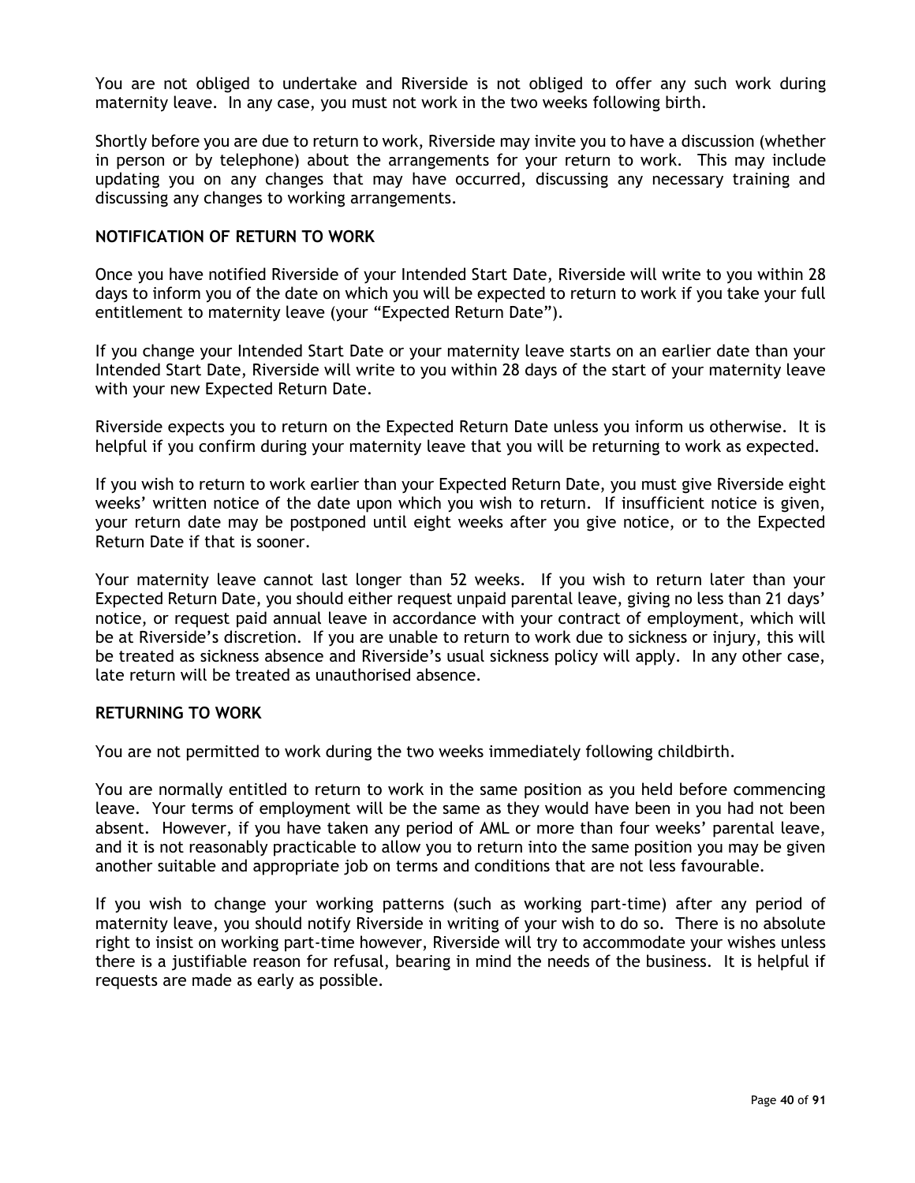You are not obliged to undertake and Riverside is not obliged to offer any such work during maternity leave. In any case, you must not work in the two weeks following birth.

Shortly before you are due to return to work, Riverside may invite you to have a discussion (whether in person or by telephone) about the arrangements for your return to work. This may include updating you on any changes that may have occurred, discussing any necessary training and discussing any changes to working arrangements.

**NOTIFICATION OF RETURN TO WORK**

Once you have notified Riverside of your Intended Start Date, Riverside will write to you within 28 days to inform you of the date on which you will be expected to return to work if you take your full entitlement to maternity leave (your "Expected Return Date").

If you change your Intended Start Date or your maternity leave starts on an earlier date than your Intended Start Date, Riverside will write to you within 28 days of the start of your maternity leave with your new Expected Return Date.

Riverside expects you to return on the Expected Return Date unless you inform us otherwise. It is helpful if you confirm during your maternity leave that you will be returning to work as expected.

If you wish to return to work earlier than your Expected Return Date, you must give Riverside eight weeks' written notice of the date upon which you wish to return. If insufficient notice is given, your return date may be postponed until eight weeks after you give notice, or to the Expected Return Date if that is sooner.

Your maternity leave cannot last longer than 52 weeks. If you wish to return later than your Expected Return Date, you should either request unpaid parental leave, giving no less than 21 days' notice, or request paid annual leave in accordance with your contract of employment, which will be at Riverside's discretion. If you are unable to return to work due to sickness or injury, this will be treated as sickness absence and Riverside's usual sickness policy will apply. In any other case, late return will be treated as unauthorised absence.

**RETURNING TO WORK**

You are not permitted to work during the two weeks immediately following childbirth.

You are normally entitled to return to work in the same position as you held before commencing leave. Your terms of employment will be the same as they would have been in you had not been absent. However, if you have taken any period of AML or more than four weeks' parental leave, and it is not reasonably practicable to allow you to return into the same position you may be given another suitable and appropriate job on terms and conditions that are not less favourable.

If you wish to change your working patterns (such as working part-time) after any period of maternity leave, you should notify Riverside in writing of your wish to do so. There is no absolute right to insist on working part-time however, Riverside will try to accommodate your wishes unless there is a justifiable reason for refusal, bearing in mind the needs of the business. It is helpful if requests are made as early as possible.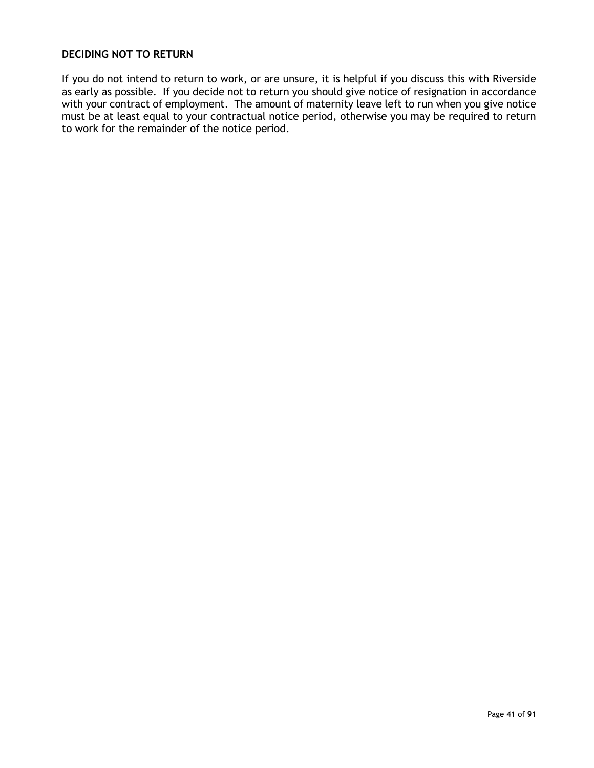## DECIDING NOT TO RETURN

If you do not intend to return to work, or are unsure, it is helpful if you discuss this with Riverside as early as possible. If you decide not to return you should give notice of resignation in accordance with your contract of employment. The amount of maternity leave left to run when you give notice must be at least equal to your contractual notice period, otherwise you may be required to return to work for the remainder of the notice period.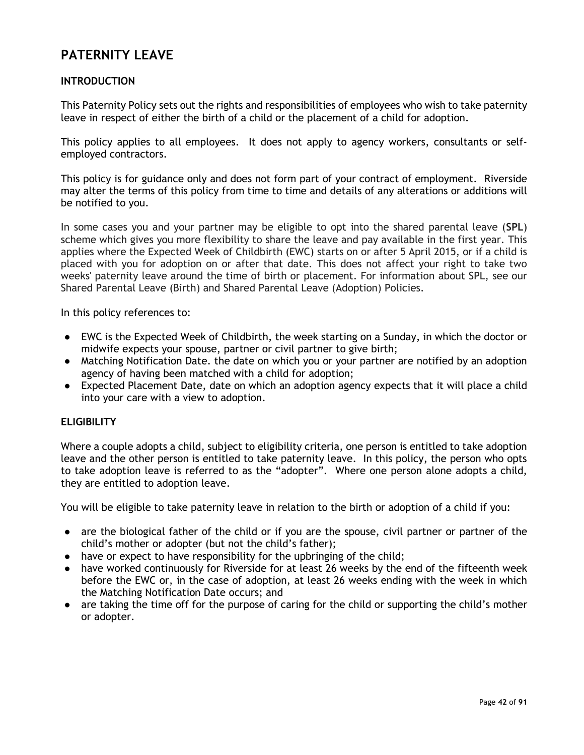# PATERNITY LEAVE

## INTRODUCTION

This Paternity Policy sets out the rights and responsibilities of employees who wish to take paternity leave in respect of either the birth of a child or the placement of a child for adoption.

This policy applies to all employees. It does not apply to agency workers, consultants or self-employed contractors.

This policy is for guidance only and does not form part of your contract of employment. Riverside may alter the terms of this policy from time to time and details of any alterations or additions will be notified to you.

In some cases you and your partner may be eligible to opt into the shared parental leave (**SPL**) scheme which gives you more flexibility to share the leave and pay available in the first year. This applies where the Expected Week of Childbirth (EWC) starts on or after 5 April 2015, or if a child is placed with you for adoption on or after that date. This does not affect your right to take two weeks' paternity leave around the time of birth or placement. For information about SPL, see our Shared Parental Leave (Birth) and Shared Parental Leave (Adoption) Policies.

In this policy references to:

- EWC is the Expected Week of Childbirth, the week starting on a Sunday, in which the doctor or midwife expects your spouse, partner or civil partner to give birth;
- Matching Notification Date. the date on which you or your partner are notified by an adoption agency of having been matched with a child for adoption;
- Expected Placement Date, date on which an adoption agency expects that it will place a child into your care with a view to adoption.

## ELIGIBILITY

Where a couple adopts a child, subject to eligibility criteria, one person is entitled to take adoption leave and the other person is entitled to take paternity leave. In this policy, the person who opts to take adoption leave is referred to as the "adopter". Where one person alone adopts a child, they are entitled to adoption leave.

You will be eligible to take paternity leave in relation to the birth or adoption of a child if you:

- are the biological father of the child or if you are the spouse, civil partner or partner of the child's mother or adopter (but not the child's father);
- have or expect to have responsibility for the upbringing of the child;
- have worked continuously for Riverside for at least 26 weeks by the end of the fifteenth week before the EWC or, in the case of adoption, at least 26 weeks ending with the week in which the Matching Notification Date occurs; and
- are taking the time off for the purpose of caring for the child or supporting the child's mother or adopter.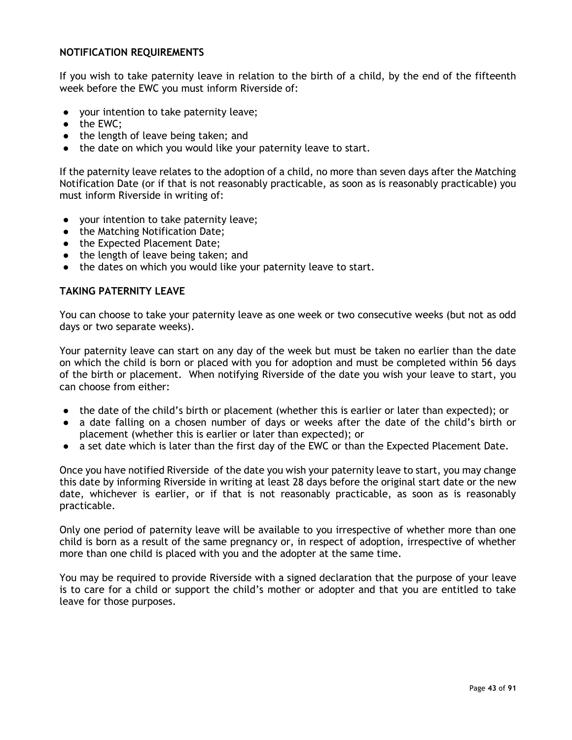**NOTIFICATION REQUIREMENTS**

If you wish to take paternity leave in relation to the birth of a child, by the end of the fifteenth week before the EWC you must inform Riverside of:

- your intention to take paternity leave;
- the EWC;
- the length of leave being taken; and
- the date on which you would like your paternity leave to start.

If the paternity leave relates to the adoption of a child, no more than seven days after the Matching Notification Date (or if that is not reasonably practicable, as soon as is reasonably practicable) you must inform Riverside in writing of:

- your intention to take paternity leave;
- the Matching Notification Date;
- the Expected Placement Date;
- the length of leave being taken; and
- the dates on which you would like your paternity leave to start.

**TAKING PATERNITY LEAVE**

You can choose to take your paternity leave as one week or two consecutive weeks (but not as odd days or two separate weeks).

Your paternity leave can start on any day of the week but must be taken no earlier than the date on which the child is born or placed with you for adoption and must be completed within 56 days of the birth or placement. When notifying Riverside of the date you wish your leave to start, you can choose from either:

- the date of the child's birth or placement (whether this is earlier or later than expected); or
- a date falling on a chosen number of days or weeks after the date of the child's birth or placement (whether this is earlier or later than expected); or
- a set date which is later than the first day of the EWC or than the Expected Placement Date.

Once you have notified Riverside of the date you wish your paternity leave to start, you may change this date by informing Riverside in writing at least 28 days before the original start date or the new date, whichever is earlier, or if that is not reasonably practicable, as soon as is reasonably practicable.

Only one period of paternity leave will be available to you irrespective of whether more than one child is born as a result of the same pregnancy or, in respect of adoption, irrespective of whether more than one child is placed with you and the adopter at the same time.

You may be required to provide Riverside with a signed declaration that the purpose of your leave is to care for a child or support the child's mother or adopter and that you are entitled to take leave for those purposes.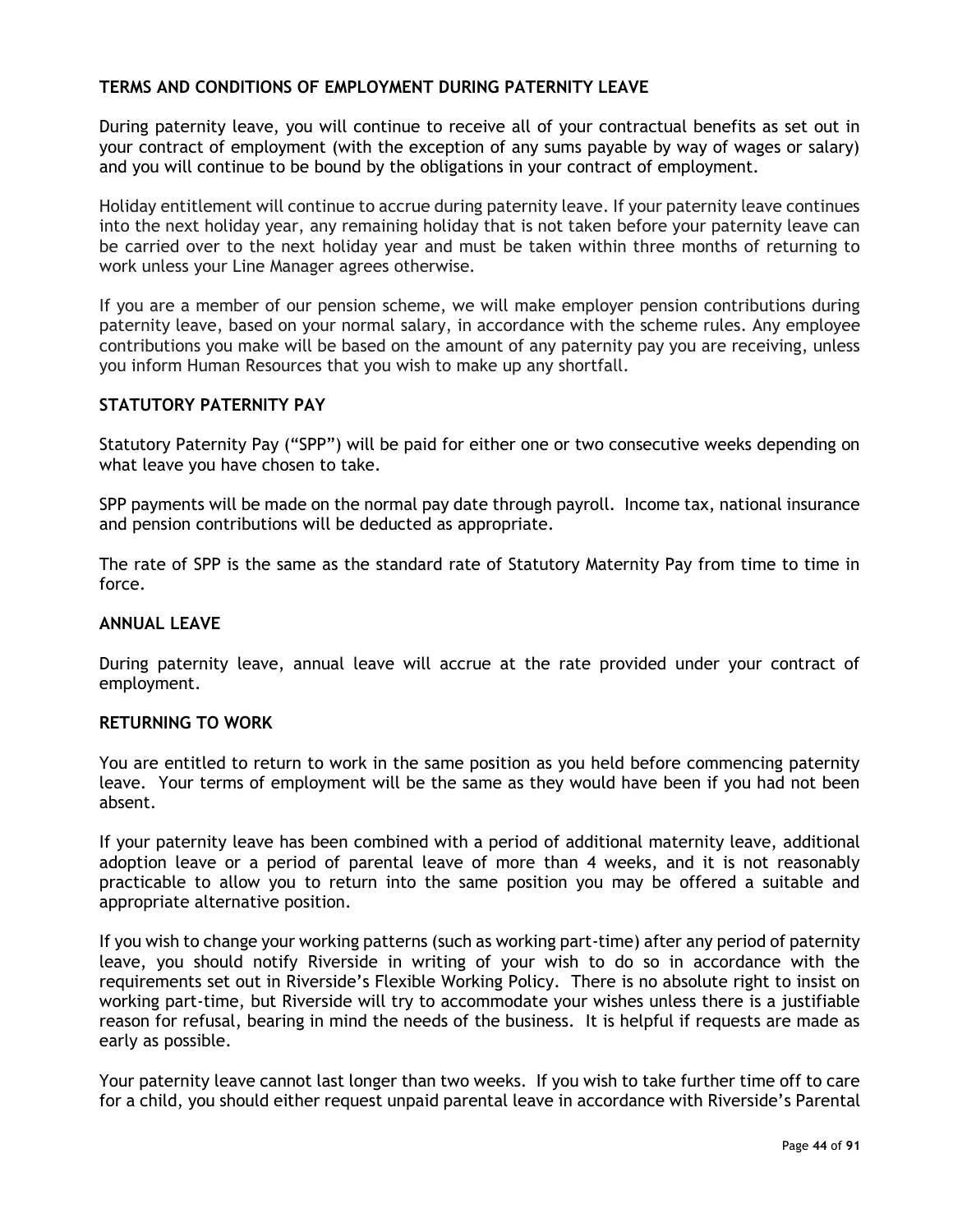## TERMS AND CONDITIONS OF EMPLOYMENT DURING PATERNITY LEAVE

During paternity leave, you will continue to receive all of your contractual benefits as set out in your contract of employment (with the exception of any sums payable by way of wages or salary) and you will continue to be bound by the obligations in your contract of employment.

Holiday entitlement will continue to accrue during paternity leave. If your paternity leave continues into the next holiday year, any remaining holiday that is not taken before your paternity leave can be carried over to the next holiday year and must be taken within three months of returning to work unless your Line Manager agrees otherwise.

If you are a member of our pension scheme, we will make employer pension contributions during paternity leave, based on your normal salary, in accordance with the scheme rules. Any employee contributions you make will be based on the amount of any paternity pay you are receiving, unless you inform Human Resources that you wish to make up any shortfall.

## STATUTORY PATERNITY PAY

Statutory Paternity Pay ("SPP") will be paid for either one or two consecutive weeks depending on what leave you have chosen to take.

SPP payments will be made on the normal pay date through payroll. Income tax, national insurance and pension contributions will be deducted as appropriate.

The rate of SPP is the same as the standard rate of Statutory Maternity Pay from time to time in force.

## ANNUAL LEAVE

During paternity leave, annual leave will accrue at the rate provided under your contract of employment.

## RETURNING TO WORK

You are entitled to return to work in the same position as you held before commencing paternity leave. Your terms of employment will be the same as they would have been if you had not been absent.

If your paternity leave has been combined with a period of additional maternity leave, additional adoption leave or a period of parental leave of more than 4 weeks, and it is not reasonably practicable to allow you to return into the same position you may be offered a suitable and appropriate alternative position.

If you wish to change your working patterns (such as working part-time) after any period of paternity leave, you should notify Riverside in writing of your wish to do so in accordance with the requirements set out in Riverside's Flexible Working Policy. There is no absolute right to insist on working part-time, but Riverside will try to accommodate your wishes unless there is a justifiable reason for refusal, bearing in mind the needs of the business. It is helpful if requests are made as early as possible.

Your paternity leave cannot last longer than two weeks. If you wish to take further time off to care for a child, you should either request unpaid parental leave in accordance with Riverside's Parental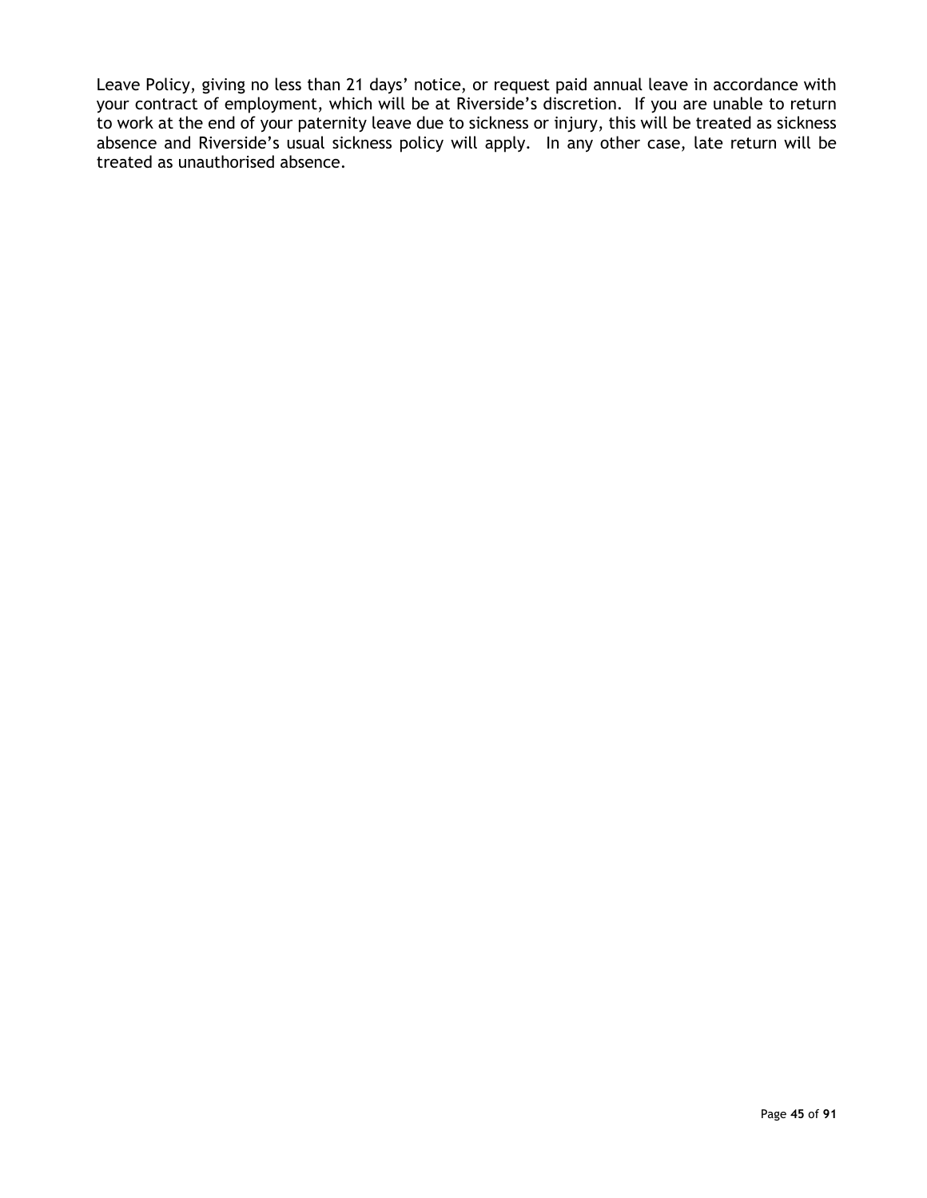Leave Policy, giving no less than 21 days' notice, or request paid annual leave in accordance with your contract of employment, which will be at Riverside's discretion. If you are unable to return to work at the end of your paternity leave due to sickness or injury, this will be treated as sickness absence and Riverside's usual sickness policy will apply. In any other case, late return will be treated as unauthorised absence.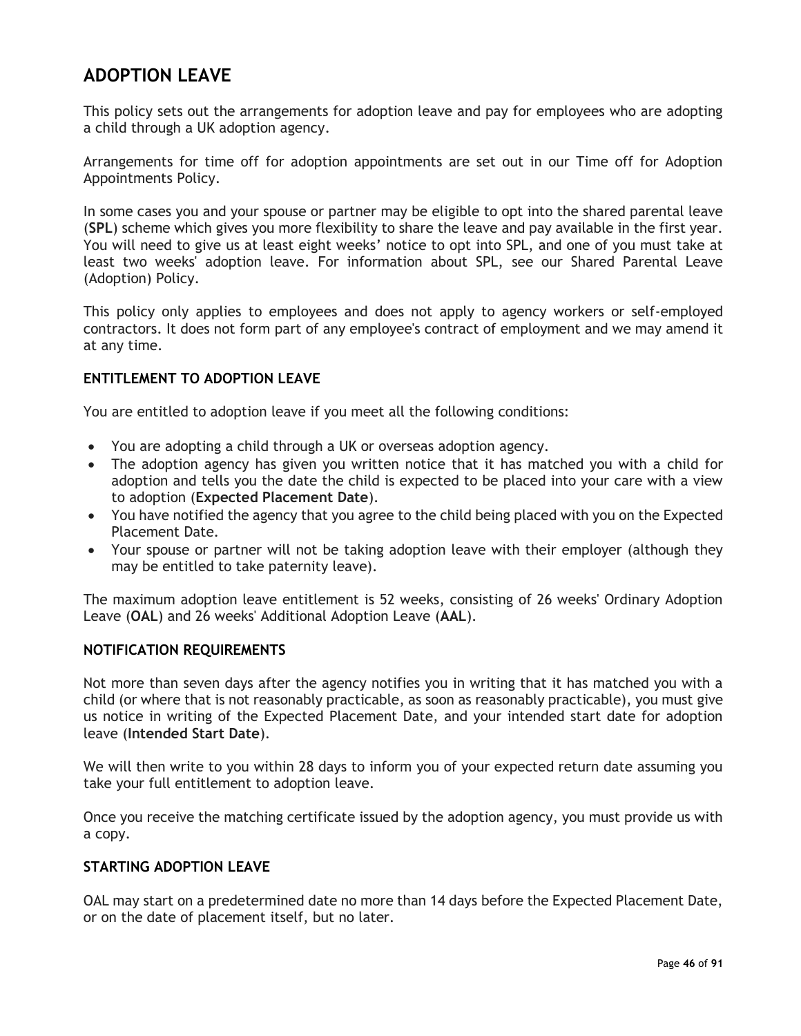## ADOPTION LEAVE

This policy sets out the arrangements for adoption leave and pay for employees who are adopting a child through a UK adoption agency.

Arrangements for time off for adoption appointments are set out in our Time off for Adoption Appointments Policy.

In some cases you and your spouse or partner may be eligible to opt into the shared parental leave (**SPL**) scheme which gives you more flexibility to share the leave and pay available in the first year. You will need to give us at least eight weeks' notice to opt into SPL, and one of you must take at least two weeks' adoption leave. For information about SPL, see our Shared Parental Leave (Adoption) Policy.

This policy only applies to employees and does not apply to agency workers or self-employed contractors. It does not form part of any employee's contract of employment and we may amend it at any time.

### ENTITLEMENT TO ADOPTION LEAVE

You are entitled to adoption leave if you meet all the following conditions:

- You are adopting a child through a UK or overseas adoption agency.
- The adoption agency has given you written notice that it has matched you with a child for adoption and tells you the date the child is expected to be placed into your care with a view to adoption (**Expected Placement Date**).
- You have notified the agency that you agree to the child being placed with you on the Expected Placement Date.
- Your spouse or partner will not be taking adoption leave with their employer (although they may be entitled to take paternity leave).

The maximum adoption leave entitlement is 52 weeks, consisting of 26 weeks' Ordinary Adoption Leave (**OAL**) and 26 weeks' Additional Adoption Leave (**AAL**).

### NOTIFICATION REQUIREMENTS

Not more than seven days after the agency notifies you in writing that it has matched you with a child (or where that is not reasonably practicable, as soon as reasonably practicable), you must give us notice in writing of the Expected Placement Date, and your intended start date for adoption leave (**Intended Start Date**).

We will then write to you within 28 days to inform you of your expected return date assuming you take your full entitlement to adoption leave.

Once you receive the matching certificate issued by the adoption agency, you must provide us with a copy.

### STARTING ADOPTION LEAVE

OAL may start on a predetermined date no more than 14 days before the Expected Placement Date, or on the date of placement itself, but no later.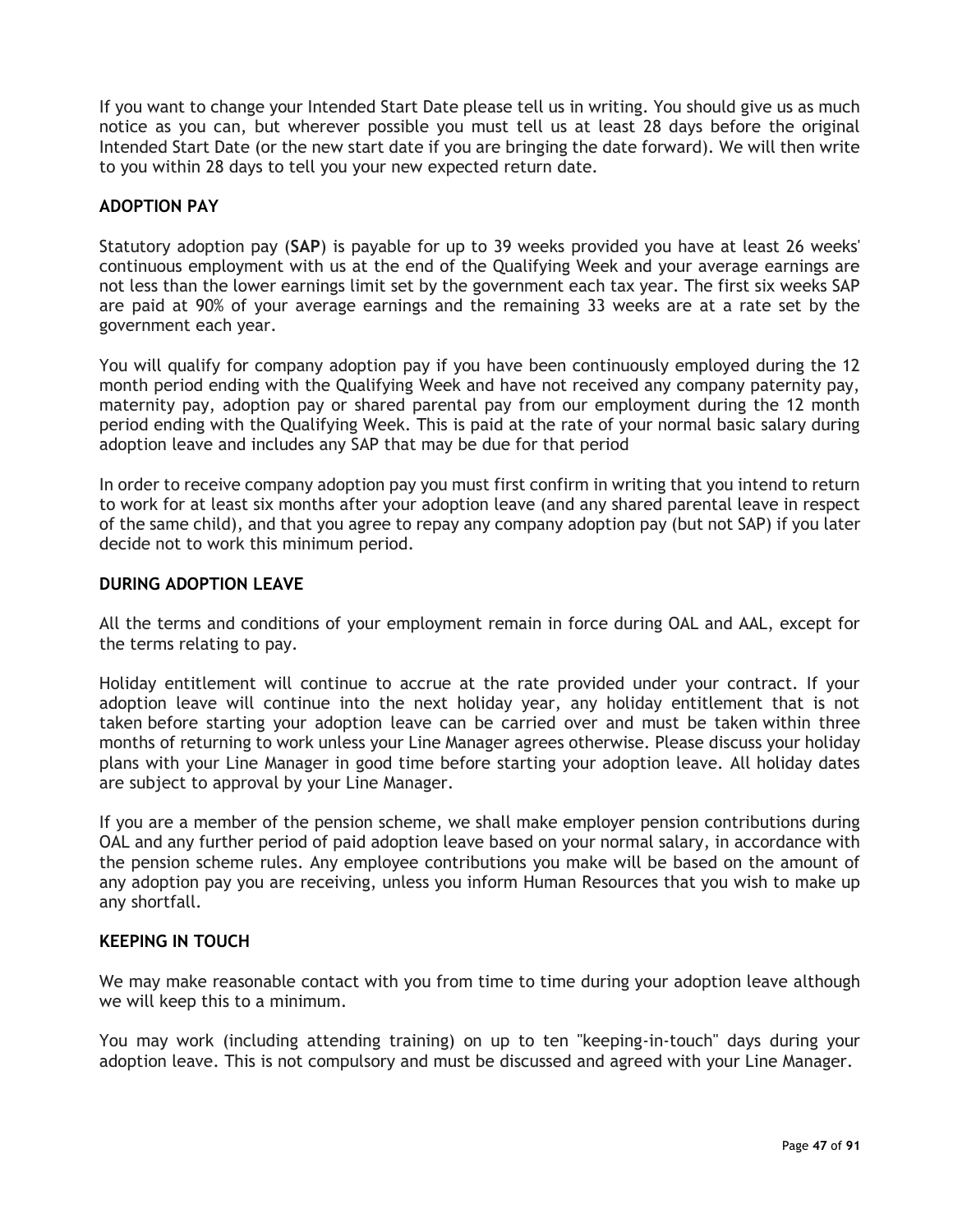If you want to change your Intended Start Date please tell us in writing. You should give us as much notice as you can, but wherever possible you must tell us at least 28 days before the original Intended Start Date (or the new start date if you are bringing the date forward). We will then write to you within 28 days to tell you your new expected return date.

## ADOPTION PAY

Statutory adoption pay (**SAP**) is payable for up to 39 weeks provided you have at least 26 weeks' continuous employment with us at the end of the Qualifying Week and your average earnings are not less than the lower earnings limit set by the government each tax year. The first six weeks SAP are paid at 90% of your average earnings and the remaining 33 weeks are at a rate set by the government each year.

You will qualify for company adoption pay if you have been continuously employed during the 12 month period ending with the Qualifying Week and have not received any company paternity pay, maternity pay, adoption pay or shared parental pay from our employment during the 12 month period ending with the Qualifying Week. This is paid at the rate of your normal basic salary during adoption leave and includes any SAP that may be due for that period

In order to receive company adoption pay you must first confirm in writing that you intend to return to work for at least six months after your adoption leave (and any shared parental leave in respect of the same child), and that you agree to repay any company adoption pay (but not SAP) if you later decide not to work this minimum period.

## DURING ADOPTION LEAVE

All the terms and conditions of your employment remain in force during OAL and AAL, except for the terms relating to pay.

Holiday entitlement will continue to accrue at the rate provided under your contract. If your adoption leave will continue into the next holiday year, any holiday entitlement that is not taken before starting your adoption leave can be carried over and must be taken within three months of returning to work unless your Line Manager agrees otherwise. Please discuss your holiday plans with your Line Manager in good time before starting your adoption leave. All holiday dates are subject to approval by your Line Manager.

If you are a member of the pension scheme, we shall make employer pension contributions during OAL and any further period of paid adoption leave based on your normal salary, in accordance with the pension scheme rules. Any employee contributions you make will be based on the amount of any adoption pay you are receiving, unless you inform Human Resources that you wish to make up any shortfall.

## KEEPING IN TOUCH

We may make reasonable contact with you from time to time during your adoption leave although we will keep this to a minimum.

You may work (including attending training) on up to ten "keeping-in-touch" days during your adoption leave. This is not compulsory and must be discussed and agreed with your Line Manager.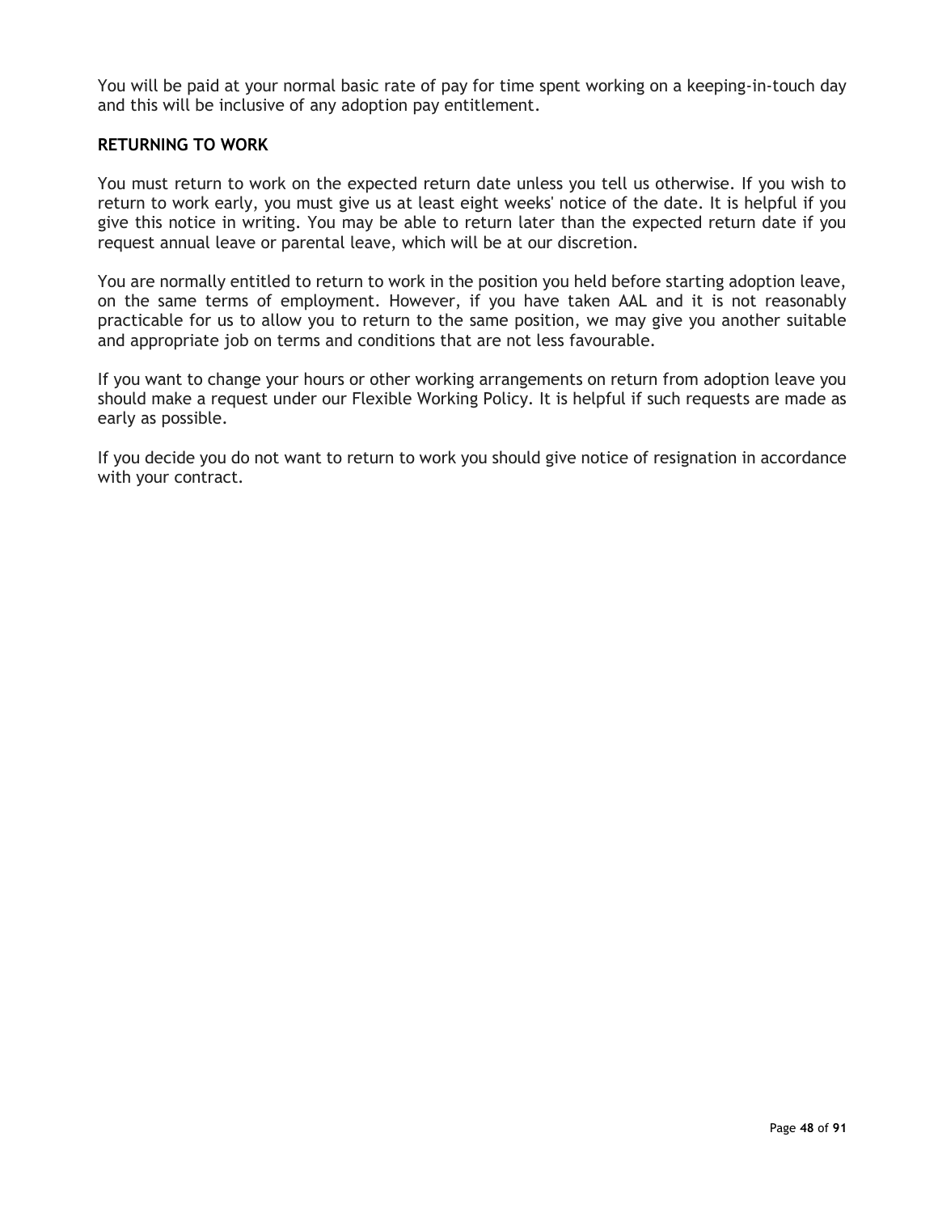You will be paid at your normal basic rate of pay for time spent working on a keeping-in-touch day and this will be inclusive of any adoption pay entitlement.

**RETURNING TO WORK**

You must return to work on the expected return date unless you tell us otherwise. If you wish to return to work early, you must give us at least eight weeks' notice of the date. It is helpful if you give this notice in writing. You may be able to return later than the expected return date if you request annual leave or parental leave, which will be at our discretion.

You are normally entitled to return to work in the position you held before starting adoption leave, on the same terms of employment. However, if you have taken AAL and it is not reasonably practicable for us to allow you to return to the same position, we may give you another suitable and appropriate job on terms and conditions that are not less favourable.

If you want to change your hours or other working arrangements on return from adoption leave you should make a request under our Flexible Working Policy. It is helpful if such requests are made as early as possible.

If you decide you do not want to return to work you should give notice of resignation in accordance with your contract.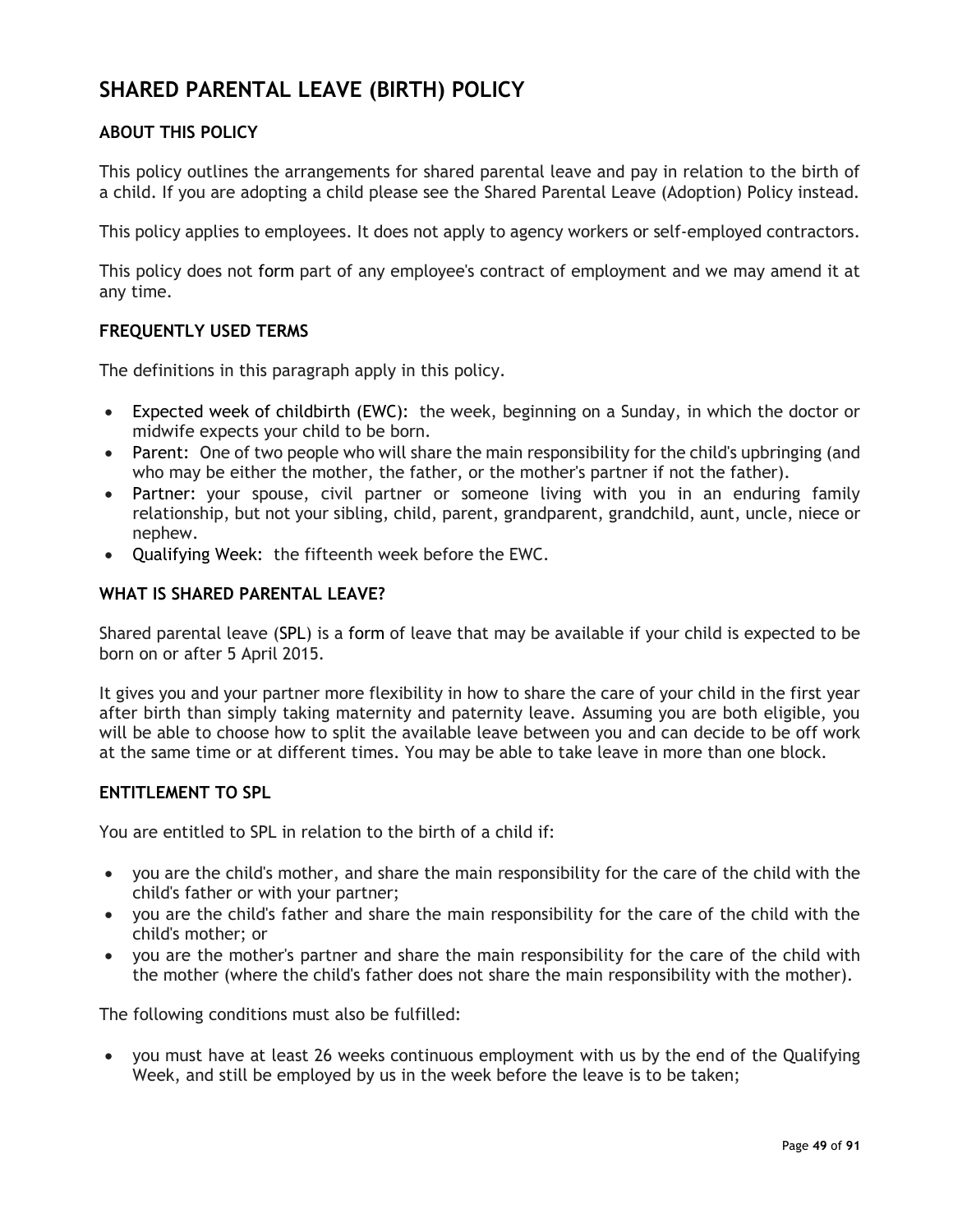# SHARED PARENTAL LEAVE (BIRTH) POLICY

## ABOUT THIS POLICY

This policy outlines the arrangements for shared parental leave and pay in relation to the birth of a child. If you are adopting a child please see the Shared Parental Leave (Adoption) Policy instead.

This policy applies to employees. It does not apply to agency workers or self-employed contractors.

This policy does not form part of any employee's contract of employment and we may amend it at any time.

## FREQUENTLY USED TERMS

The definitions in this paragraph apply in this policy.

- Expected week of childbirth (EWC): the week, beginning on a Sunday, in which the doctor or midwife expects your child to be born.
- Parent: One of two people who will share the main responsibility for the child's upbringing (and who may be either the mother, the father, or the mother's partner if not the father).
- Partner: your spouse, civil partner or someone living with you in an enduring family relationship, but not your sibling, child, parent, grandparent, grandchild, aunt, uncle, niece or nephew.
- Qualifying Week: the fifteenth week before the EWC.

## WHAT IS SHARED PARENTAL LEAVE?

Shared parental leave (SPL) is a form of leave that may be available if your child is expected to be born on or after 5 April 2015.

It gives you and your partner more flexibility in how to share the care of your child in the first year after birth than simply taking maternity and paternity leave. Assuming you are both eligible, you will be able to choose how to split the available leave between you and can decide to be off work at the same time or at different times. You may be able to take leave in more than one block.

## ENTITLEMENT TO SPL

You are entitled to SPL in relation to the birth of a child if:

- you are the child's mother, and share the main responsibility for the care of the child with the child's father or with your partner;
- you are the child's father and share the main responsibility for the care of the child with the child's mother; or
- you are the mother's partner and share the main responsibility for the care of the child with the mother (where the child's father does not share the main responsibility with the mother).

The following conditions must also be fulfilled:

- you must have at least 26 weeks continuous employment with us by the end of the Qualifying Week, and still be employed by us in the week before the leave is to be taken;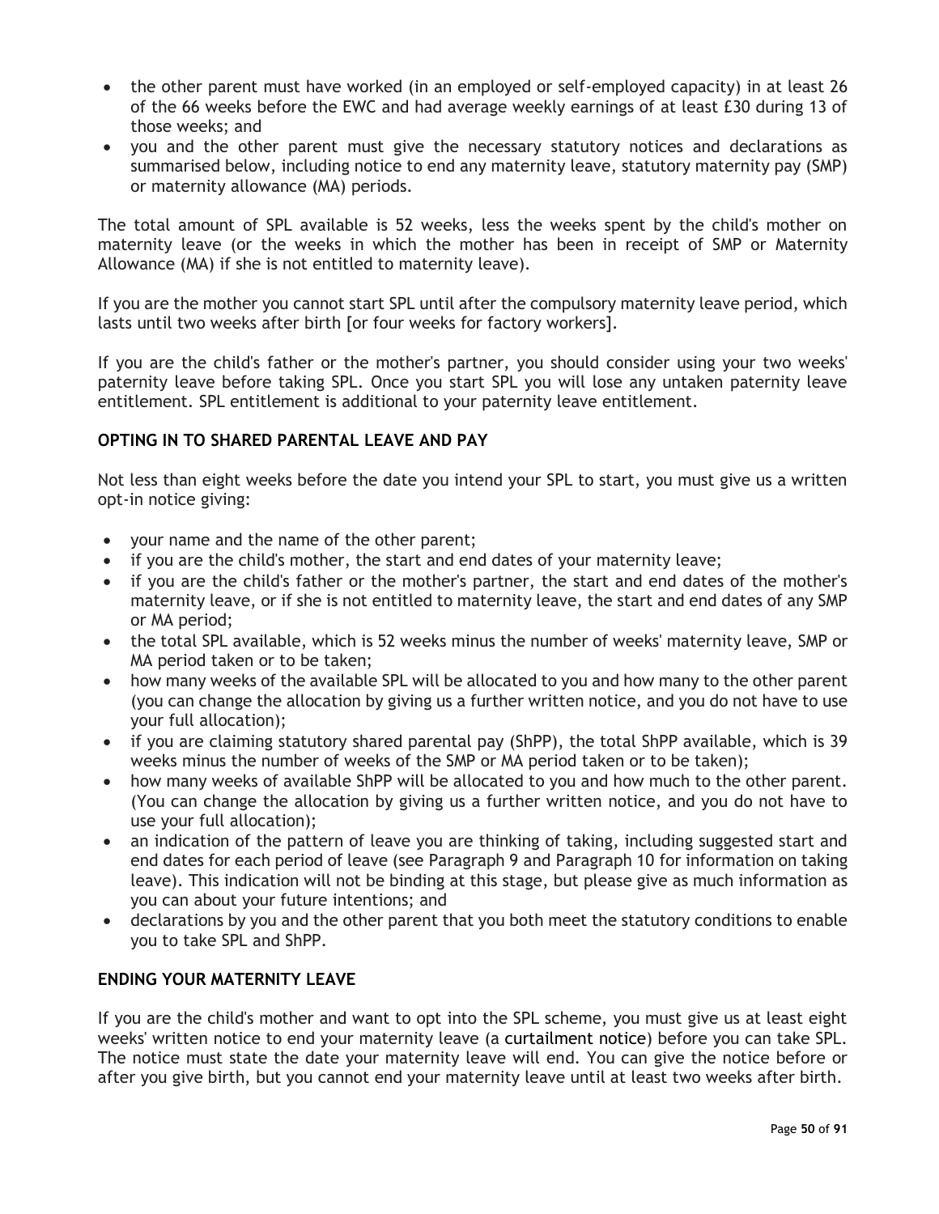- the other parent must have worked (in an employed or self-employed capacity) in at least 26 of the 66 weeks before the EWC and had average weekly earnings of at least £30 during 13 of those weeks; and
- you and the other parent must give the necessary statutory notices and declarations as summarised below, including notice to end any maternity leave, statutory maternity pay (SMP) or maternity allowance (MA) periods.

The total amount of SPL available is 52 weeks, less the weeks spent by the child's mother on maternity leave (or the weeks in which the mother has been in receipt of SMP or Maternity Allowance (MA) if she is not entitled to maternity leave).

If you are the mother you cannot start SPL until after the compulsory maternity leave period, which lasts until two weeks after birth [or four weeks for factory workers].

If you are the child's father or the mother's partner, you should consider using your two weeks' paternity leave before taking SPL. Once you start SPL you will lose any untaken paternity leave entitlement. SPL entitlement is additional to your paternity leave entitlement.

**OPTING IN TO SHARED PARENTAL LEAVE AND PAY**

Not less than eight weeks before the date you intend your SPL to start, you must give us a written opt-in notice giving:

- your name and the name of the other parent;
- if you are the child's mother, the start and end dates of your maternity leave;
- if you are the child's father or the mother's partner, the start and end dates of the mother's maternity leave, or if she is not entitled to maternity leave, the start and end dates of any SMP or MA period;
- the total SPL available, which is 52 weeks minus the number of weeks' maternity leave, SMP or MA period taken or to be taken;
- how many weeks of the available SPL will be allocated to you and how many to the other parent (you can change the allocation by giving us a further written notice, and you do not have to use your full allocation);
- if you are claiming statutory shared parental pay (ShPP), the total ShPP available, which is 39 weeks minus the number of weeks of the SMP or MA period taken or to be taken);
- how many weeks of available ShPP will be allocated to you and how much to the other parent. (You can change the allocation by giving us a further written notice, and you do not have to use your full allocation);
- an indication of the pattern of leave you are thinking of taking, including suggested start and end dates for each period of leave (see Paragraph 9 and Paragraph 10 for information on taking leave). This indication will not be binding at this stage, but please give as much information as you can about your future intentions; and
- declarations by you and the other parent that you both meet the statutory conditions to enable you to take SPL and ShPP.

**ENDING YOUR MATERNITY LEAVE**

If you are the child's mother and want to opt into the SPL scheme, you must give us at least eight weeks' written notice to end your maternity leave (a curtailment notice) before you can take SPL. The notice must state the date your maternity leave will end. You can give the notice before or after you give birth, but you cannot end your maternity leave until at least two weeks after birth.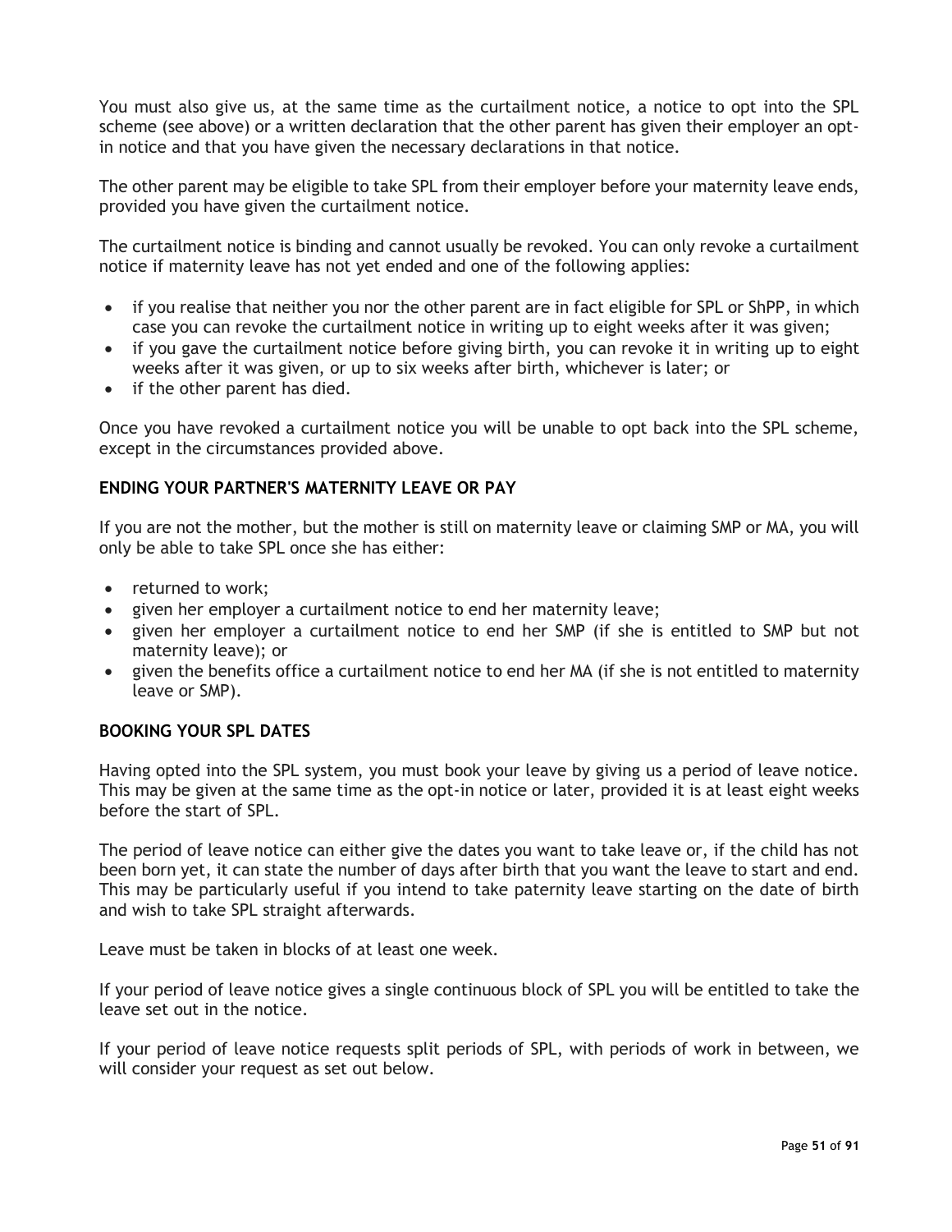You must also give us, at the same time as the curtailment notice, a notice to opt into the SPL scheme (see above) or a written declaration that the other parent has given their employer an opt-in notice and that you have given the necessary declarations in that notice.

The other parent may be eligible to take SPL from their employer before your maternity leave ends, provided you have given the curtailment notice.

The curtailment notice is binding and cannot usually be revoked. You can only revoke a curtailment notice if maternity leave has not yet ended and one of the following applies:

- if you realise that neither you nor the other parent are in fact eligible for SPL or ShPP, in which case you can revoke the curtailment notice in writing up to eight weeks after it was given;
- if you gave the curtailment notice before giving birth, you can revoke it in writing up to eight weeks after it was given, or up to six weeks after birth, whichever is later; or
- if the other parent has died.

Once you have revoked a curtailment notice you will be unable to opt back into the SPL scheme, except in the circumstances provided above.

### ENDING YOUR PARTNER'S MATERNITY LEAVE OR PAY

If you are not the mother, but the mother is still on maternity leave or claiming SMP or MA, you will only be able to take SPL once she has either:

- returned to work;
- given her employer a curtailment notice to end her maternity leave;
- given her employer a curtailment notice to end her SMP (if she is entitled to SMP but not maternity leave); or
- given the benefits office a curtailment notice to end her MA (if she is not entitled to maternity leave or SMP).

### BOOKING YOUR SPL DATES

Having opted into the SPL system, you must book your leave by giving us a period of leave notice. This may be given at the same time as the opt-in notice or later, provided it is at least eight weeks before the start of SPL.

The period of leave notice can either give the dates you want to take leave or, if the child has not been born yet, it can state the number of days after birth that you want the leave to start and end. This may be particularly useful if you intend to take paternity leave starting on the date of birth and wish to take SPL straight afterwards.

Leave must be taken in blocks of at least one week.

If your period of leave notice gives a single continuous block of SPL you will be entitled to take the leave set out in the notice.

If your period of leave notice requests split periods of SPL, with periods of work in between, we will consider your request as set out below.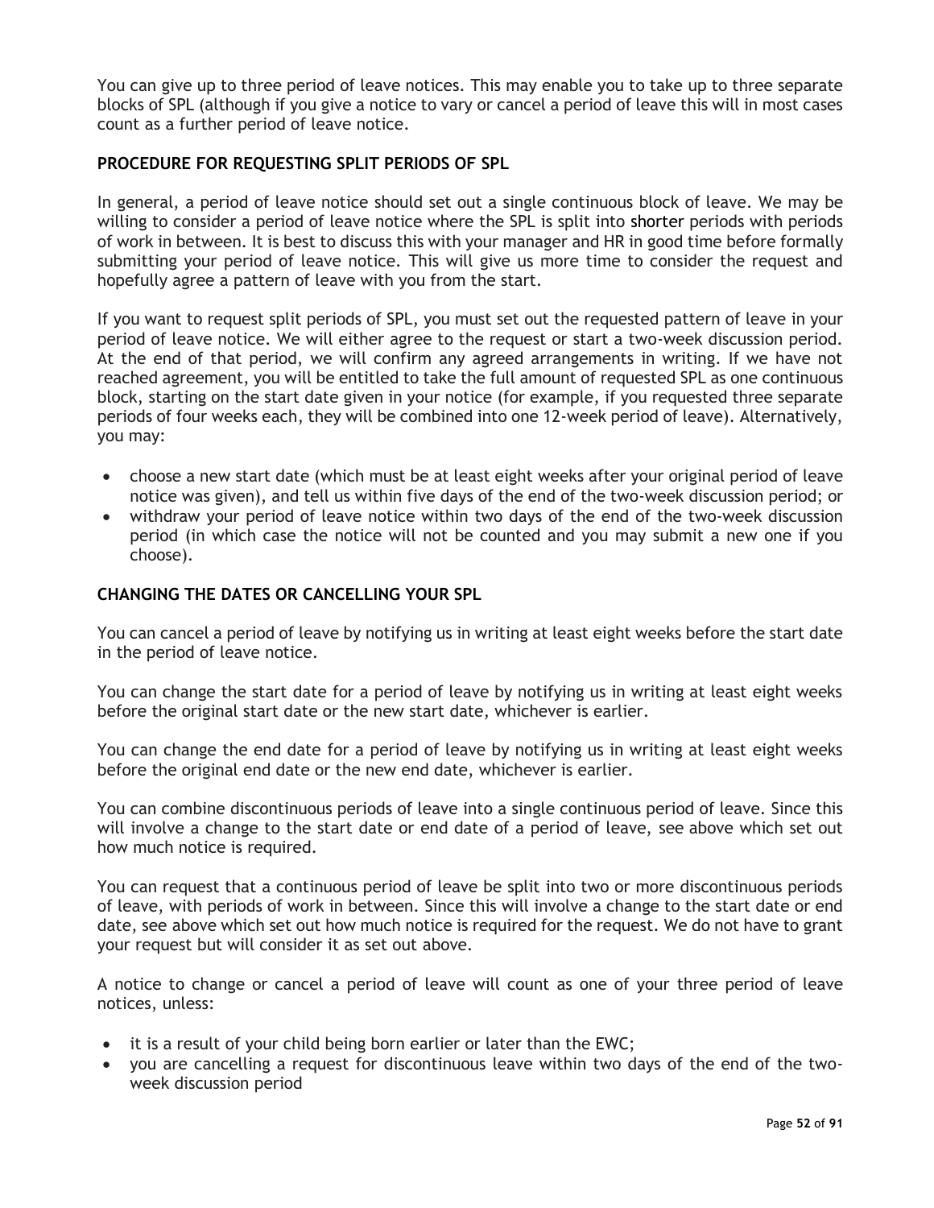You can give up to three period of leave notices. This may enable you to take up to three separate blocks of SPL (although if you give a notice to vary or cancel a period of leave this will in most cases count as a further period of leave notice.

## PROCEDURE FOR REQUESTING SPLIT PERIODS OF SPL

In general, a period of leave notice should set out a single continuous block of leave. We may be willing to consider a period of leave notice where the SPL is split into shorter periods with periods of work in between. It is best to discuss this with your manager and HR in good time before formally submitting your period of leave notice. This will give us more time to consider the request and hopefully agree a pattern of leave with you from the start.

If you want to request split periods of SPL, you must set out the requested pattern of leave in your period of leave notice. We will either agree to the request or start a two-week discussion period. At the end of that period, we will confirm any agreed arrangements in writing. If we have not reached agreement, you will be entitled to take the full amount of requested SPL as one continuous block, starting on the start date given in your notice (for example, if you requested three separate periods of four weeks each, they will be combined into one 12-week period of leave). Alternatively, you may:

- choose a new start date (which must be at least eight weeks after your original period of leave notice was given), and tell us within five days of the end of the two-week discussion period; or
- withdraw your period of leave notice within two days of the end of the two-week discussion period (in which case the notice will not be counted and you may submit a new one if you choose).

## CHANGING THE DATES OR CANCELLING YOUR SPL

You can cancel a period of leave by notifying us in writing at least eight weeks before the start date in the period of leave notice.

You can change the start date for a period of leave by notifying us in writing at least eight weeks before the original start date or the new start date, whichever is earlier.

You can change the end date for a period of leave by notifying us in writing at least eight weeks before the original end date or the new end date, whichever is earlier.

You can combine discontinuous periods of leave into a single continuous period of leave. Since this will involve a change to the start date or end date of a period of leave, see above which set out how much notice is required.

You can request that a continuous period of leave be split into two or more discontinuous periods of leave, with periods of work in between. Since this will involve a change to the start date or end date, see above which set out how much notice is required for the request. We do not have to grant your request but will consider it as set out above.

A notice to change or cancel a period of leave will count as one of your three period of leave notices, unless:

- it is a result of your child being born earlier or later than the EWC;
- you are cancelling a request for discontinuous leave within two days of the end of the two-week discussion period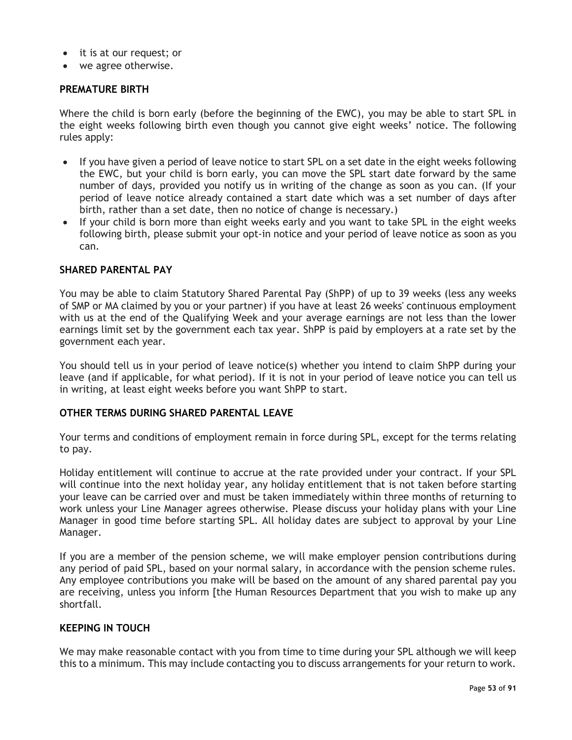- it is at our request; or
- we agree otherwise.

## PREMATURE BIRTH

Where the child is born early (before the beginning of the EWC), you may be able to start SPL in the eight weeks following birth even though you cannot give eight weeks' notice. The following rules apply:

- If you have given a period of leave notice to start SPL on a set date in the eight weeks following the EWC, but your child is born early, you can move the SPL start date forward by the same number of days, provided you notify us in writing of the change as soon as you can. (If your period of leave notice already contained a start date which was a set number of days after birth, rather than a set date, then no notice of change is necessary.)
- If your child is born more than eight weeks early and you want to take SPL in the eight weeks following birth, please submit your opt-in notice and your period of leave notice as soon as you can.

## SHARED PARENTAL PAY

You may be able to claim Statutory Shared Parental Pay (ShPP) of up to 39 weeks (less any weeks of SMP or MA claimed by you or your partner) if you have at least 26 weeks' continuous employment with us at the end of the Qualifying Week and your average earnings are not less than the lower earnings limit set by the government each tax year. ShPP is paid by employers at a rate set by the government each year.

You should tell us in your period of leave notice(s) whether you intend to claim ShPP during your leave (and if applicable, for what period). If it is not in your period of leave notice you can tell us in writing, at least eight weeks before you want ShPP to start.

## OTHER TERMS DURING SHARED PARENTAL LEAVE

Your terms and conditions of employment remain in force during SPL, except for the terms relating to pay.

Holiday entitlement will continue to accrue at the rate provided under your contract. If your SPL will continue into the next holiday year, any holiday entitlement that is not taken before starting your leave can be carried over and must be taken immediately within three months of returning to work unless your Line Manager agrees otherwise. Please discuss your holiday plans with your Line Manager in good time before starting SPL. All holiday dates are subject to approval by your Line Manager.

If you are a member of the pension scheme, we will make employer pension contributions during any period of paid SPL, based on your normal salary, in accordance with the pension scheme rules. Any employee contributions you make will be based on the amount of any shared parental pay you are receiving, unless you inform [the Human Resources Department that you wish to make up any shortfall.

## KEEPING IN TOUCH

We may make reasonable contact with you from time to time during your SPL although we will keep this to a minimum. This may include contacting you to discuss arrangements for your return to work.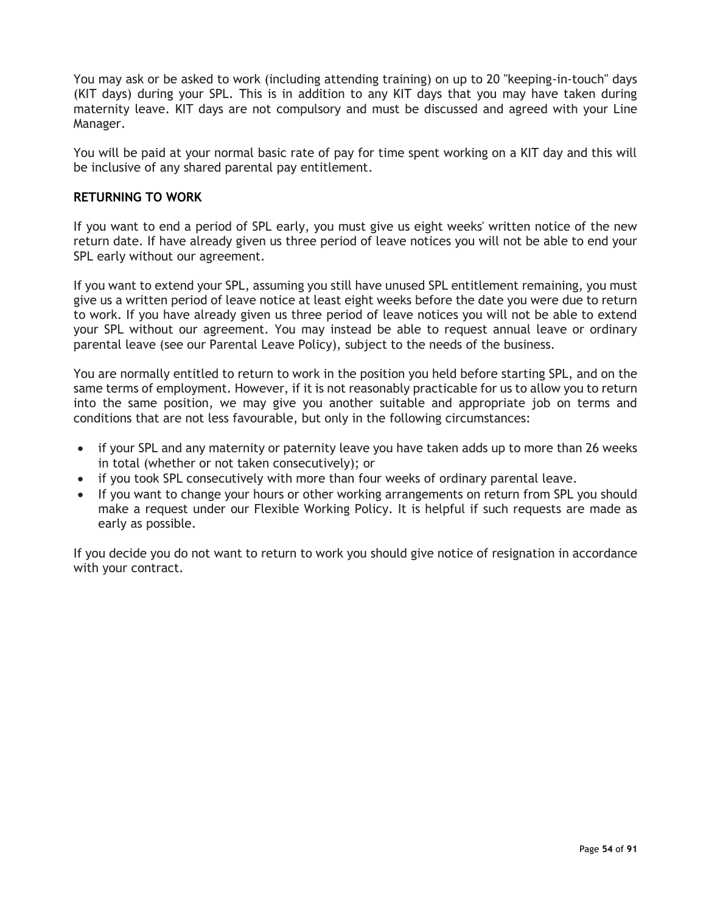You may ask or be asked to work (including attending training) on up to 20 "keeping-in-touch" days (KIT days) during your SPL. This is in addition to any KIT days that you may have taken during maternity leave. KIT days are not compulsory and must be discussed and agreed with your Line Manager.

You will be paid at your normal basic rate of pay for time spent working on a KIT day and this will be inclusive of any shared parental pay entitlement.

**RETURNING TO WORK**

If you want to end a period of SPL early, you must give us eight weeks' written notice of the new return date. If have already given us three period of leave notices you will not be able to end your SPL early without our agreement.

If you want to extend your SPL, assuming you still have unused SPL entitlement remaining, you must give us a written period of leave notice at least eight weeks before the date you were due to return to work. If you have already given us three period of leave notices you will not be able to extend your SPL without our agreement. You may instead be able to request annual leave or ordinary parental leave (see our Parental Leave Policy), subject to the needs of the business.

You are normally entitled to return to work in the position you held before starting SPL, and on the same terms of employment. However, if it is not reasonably practicable for us to allow you to return into the same position, we may give you another suitable and appropriate job on terms and conditions that are not less favourable, but only in the following circumstances:

- if your SPL and any maternity or paternity leave you have taken adds up to more than 26 weeks in total (whether or not taken consecutively); or
- if you took SPL consecutively with more than four weeks of ordinary parental leave.
- If you want to change your hours or other working arrangements on return from SPL you should make a request under our Flexible Working Policy. It is helpful if such requests are made as early as possible.

If you decide you do not want to return to work you should give notice of resignation in accordance with your contract.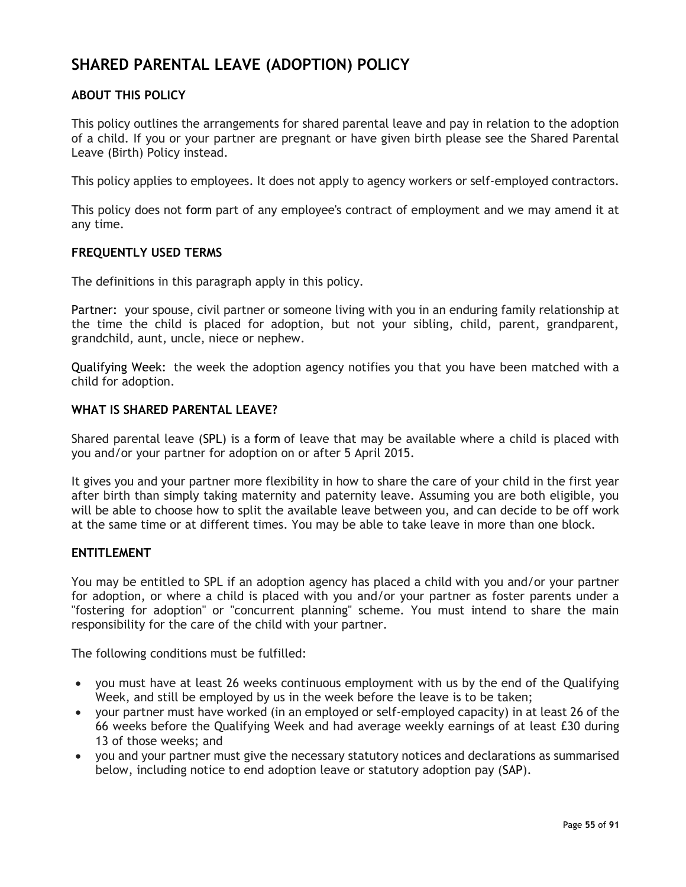# SHARED PARENTAL LEAVE (ADOPTION) POLICY

## ABOUT THIS POLICY

This policy outlines the arrangements for shared parental leave and pay in relation to the adoption of a child. If you or your partner are pregnant or have given birth please see the Shared Parental Leave (Birth) Policy instead.

This policy applies to employees. It does not apply to agency workers or self-employed contractors.

This policy does not form part of any employee's contract of employment and we may amend it at any time.

## FREQUENTLY USED TERMS

The definitions in this paragraph apply in this policy.

Partner: your spouse, civil partner or someone living with you in an enduring family relationship at the time the child is placed for adoption, but not your sibling, child, parent, grandparent, grandchild, aunt, uncle, niece or nephew.

Qualifying Week: the week the adoption agency notifies you that you have been matched with a child for adoption.

## WHAT IS SHARED PARENTAL LEAVE?

Shared parental leave (SPL) is a form of leave that may be available where a child is placed with you and/or your partner for adoption on or after 5 April 2015.

It gives you and your partner more flexibility in how to share the care of your child in the first year after birth than simply taking maternity and paternity leave. Assuming you are both eligible, you will be able to choose how to split the available leave between you, and can decide to be off work at the same time or at different times. You may be able to take leave in more than one block.

## ENTITLEMENT

You may be entitled to SPL if an adoption agency has placed a child with you and/or your partner for adoption, or where a child is placed with you and/or your partner as foster parents under a "fostering for adoption" or "concurrent planning" scheme. You must intend to share the main responsibility for the care of the child with your partner.

The following conditions must be fulfilled:

- you must have at least 26 weeks continuous employment with us by the end of the Qualifying Week, and still be employed by us in the week before the leave is to be taken;
- your partner must have worked (in an employed or self-employed capacity) in at least 26 of the 66 weeks before the Qualifying Week and had average weekly earnings of at least £30 during 13 of those weeks; and
- you and your partner must give the necessary statutory notices and declarations as summarised below, including notice to end adoption leave or statutory adoption pay (SAP).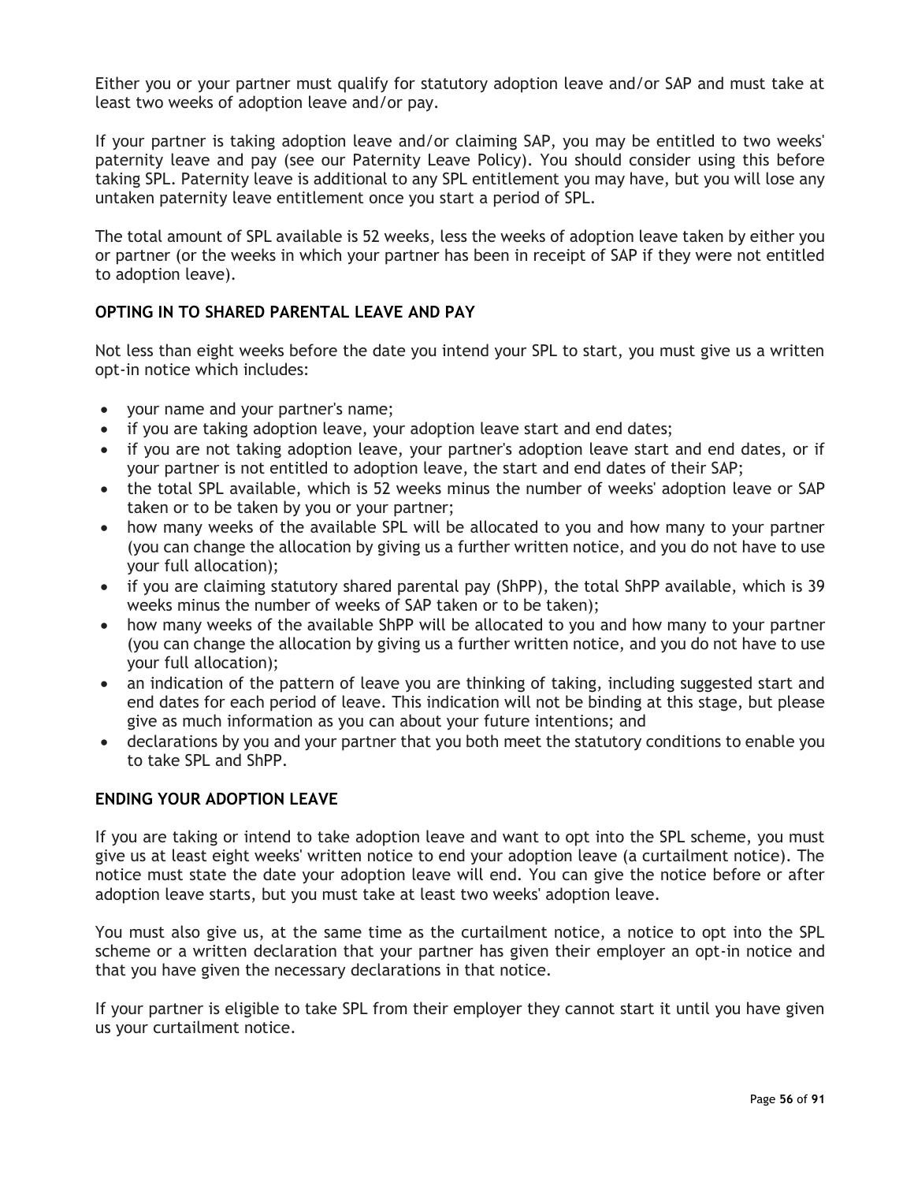Either you or your partner must qualify for statutory adoption leave and/or SAP and must take at least two weeks of adoption leave and/or pay.

If your partner is taking adoption leave and/or claiming SAP, you may be entitled to two weeks' paternity leave and pay (see our Paternity Leave Policy). You should consider using this before taking SPL. Paternity leave is additional to any SPL entitlement you may have, but you will lose any untaken paternity leave entitlement once you start a period of SPL.

The total amount of SPL available is 52 weeks, less the weeks of adoption leave taken by either you or partner (or the weeks in which your partner has been in receipt of SAP if they were not entitled to adoption leave).

## OPTING IN TO SHARED PARENTAL LEAVE AND PAY

Not less than eight weeks before the date you intend your SPL to start, you must give us a written opt-in notice which includes:

- your name and your partner's name;
- if you are taking adoption leave, your adoption leave start and end dates;
- if you are not taking adoption leave, your partner's adoption leave start and end dates, or if your partner is not entitled to adoption leave, the start and end dates of their SAP;
- the total SPL available, which is 52 weeks minus the number of weeks' adoption leave or SAP taken or to be taken by you or your partner;
- how many weeks of the available SPL will be allocated to you and how many to your partner (you can change the allocation by giving us a further written notice, and you do not have to use your full allocation);
- if you are claiming statutory shared parental pay (ShPP), the total ShPP available, which is 39 weeks minus the number of weeks of SAP taken or to be taken);
- how many weeks of the available ShPP will be allocated to you and how many to your partner (you can change the allocation by giving us a further written notice, and you do not have to use your full allocation);
- an indication of the pattern of leave you are thinking of taking, including suggested start and end dates for each period of leave. This indication will not be binding at this stage, but please give as much information as you can about your future intentions; and
- declarations by you and your partner that you both meet the statutory conditions to enable you to take SPL and ShPP.

## ENDING YOUR ADOPTION LEAVE

If you are taking or intend to take adoption leave and want to opt into the SPL scheme, you must give us at least eight weeks' written notice to end your adoption leave (a curtailment notice). The notice must state the date your adoption leave will end. You can give the notice before or after adoption leave starts, but you must take at least two weeks' adoption leave.

You must also give us, at the same time as the curtailment notice, a notice to opt into the SPL scheme or a written declaration that your partner has given their employer an opt-in notice and that you have given the necessary declarations in that notice.

If your partner is eligible to take SPL from their employer they cannot start it until you have given us your curtailment notice.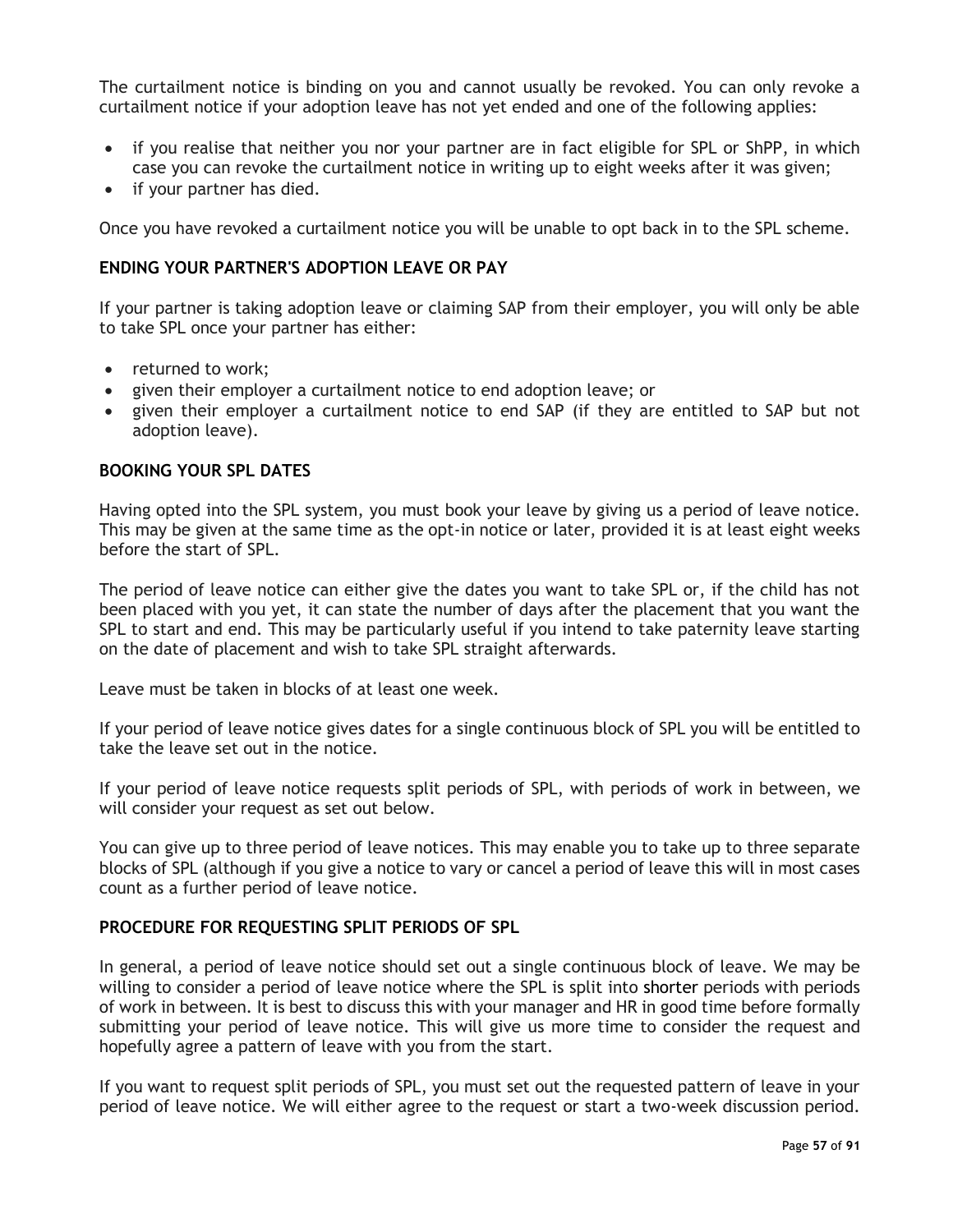The curtailment notice is binding on you and cannot usually be revoked. You can only revoke a curtailment notice if your adoption leave has not yet ended and one of the following applies:

- if you realise that neither you nor your partner are in fact eligible for SPL or ShPP, in which case you can revoke the curtailment notice in writing up to eight weeks after it was given;
- if your partner has died.

Once you have revoked a curtailment notice you will be unable to opt back in to the SPL scheme.

### ENDING YOUR PARTNER'S ADOPTION LEAVE OR PAY

If your partner is taking adoption leave or claiming SAP from their employer, you will only be able to take SPL once your partner has either:

- returned to work;
- given their employer a curtailment notice to end adoption leave; or
- given their employer a curtailment notice to end SAP (if they are entitled to SAP but not adoption leave).

### BOOKING YOUR SPL DATES

Having opted into the SPL system, you must book your leave by giving us a period of leave notice. This may be given at the same time as the opt-in notice or later, provided it is at least eight weeks before the start of SPL.

The period of leave notice can either give the dates you want to take SPL or, if the child has not been placed with you yet, it can state the number of days after the placement that you want the SPL to start and end. This may be particularly useful if you intend to take paternity leave starting on the date of placement and wish to take SPL straight afterwards.

Leave must be taken in blocks of at least one week.

If your period of leave notice gives dates for a single continuous block of SPL you will be entitled to take the leave set out in the notice.

If your period of leave notice requests split periods of SPL, with periods of work in between, we will consider your request as set out below.

You can give up to three period of leave notices. This may enable you to take up to three separate blocks of SPL (although if you give a notice to vary or cancel a period of leave this will in most cases count as a further period of leave notice.

### PROCEDURE FOR REQUESTING SPLIT PERIODS OF SPL

In general, a period of leave notice should set out a single continuous block of leave. We may be willing to consider a period of leave notice where the SPL is split into shorter periods with periods of work in between. It is best to discuss this with your manager and HR in good time before formally submitting your period of leave notice. This will give us more time to consider the request and hopefully agree a pattern of leave with you from the start.

If you want to request split periods of SPL, you must set out the requested pattern of leave in your period of leave notice. We will either agree to the request or start a two-week discussion period.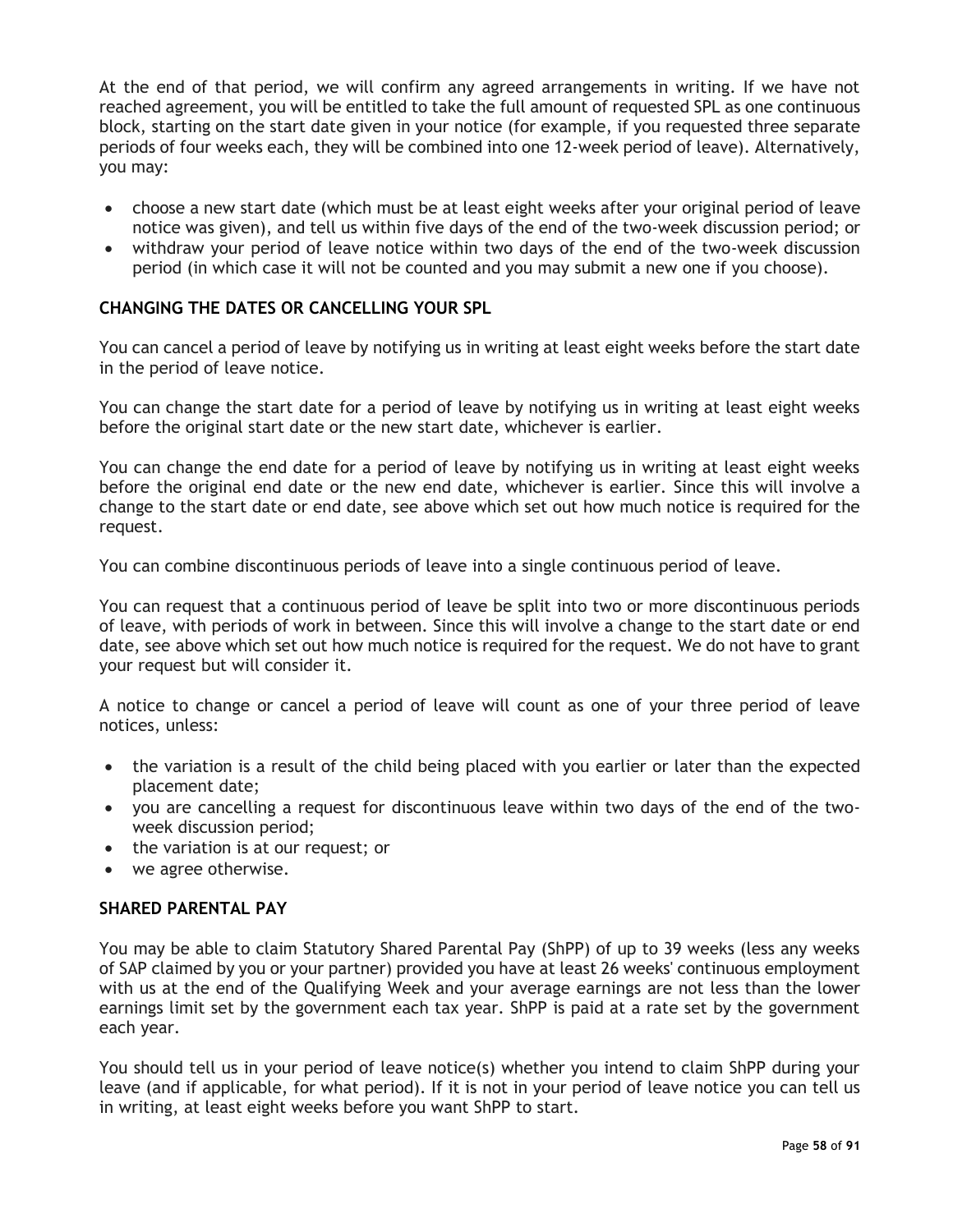At the end of that period, we will confirm any agreed arrangements in writing. If we have not reached agreement, you will be entitled to take the full amount of requested SPL as one continuous block, starting on the start date given in your notice (for example, if you requested three separate periods of four weeks each, they will be combined into one 12-week period of leave). Alternatively, you may:

- choose a new start date (which must be at least eight weeks after your original period of leave notice was given), and tell us within five days of the end of the two-week discussion period; or
- withdraw your period of leave notice within two days of the end of the two-week discussion period (in which case it will not be counted and you may submit a new one if you choose).

### CHANGING THE DATES OR CANCELLING YOUR SPL

You can cancel a period of leave by notifying us in writing at least eight weeks before the start date in the period of leave notice.

You can change the start date for a period of leave by notifying us in writing at least eight weeks before the original start date or the new start date, whichever is earlier.

You can change the end date for a period of leave by notifying us in writing at least eight weeks before the original end date or the new end date, whichever is earlier. Since this will involve a change to the start date or end date, see above which set out how much notice is required for the request.

You can combine discontinuous periods of leave into a single continuous period of leave.

You can request that a continuous period of leave be split into two or more discontinuous periods of leave, with periods of work in between. Since this will involve a change to the start date or end date, see above which set out how much notice is required for the request. We do not have to grant your request but will consider it.

A notice to change or cancel a period of leave will count as one of your three period of leave notices, unless:

- the variation is a result of the child being placed with you earlier or later than the expected placement date;
- you are cancelling a request for discontinuous leave within two days of the end of the two-week discussion period;
- the variation is at our request; or
- we agree otherwise.

### SHARED PARENTAL PAY

You may be able to claim Statutory Shared Parental Pay (ShPP) of up to 39 weeks (less any weeks of SAP claimed by you or your partner) provided you have at least 26 weeks' continuous employment with us at the end of the Qualifying Week and your average earnings are not less than the lower earnings limit set by the government each tax year. ShPP is paid at a rate set by the government each year.

You should tell us in your period of leave notice(s) whether you intend to claim ShPP during your leave (and if applicable, for what period). If it is not in your period of leave notice you can tell us in writing, at least eight weeks before you want ShPP to start.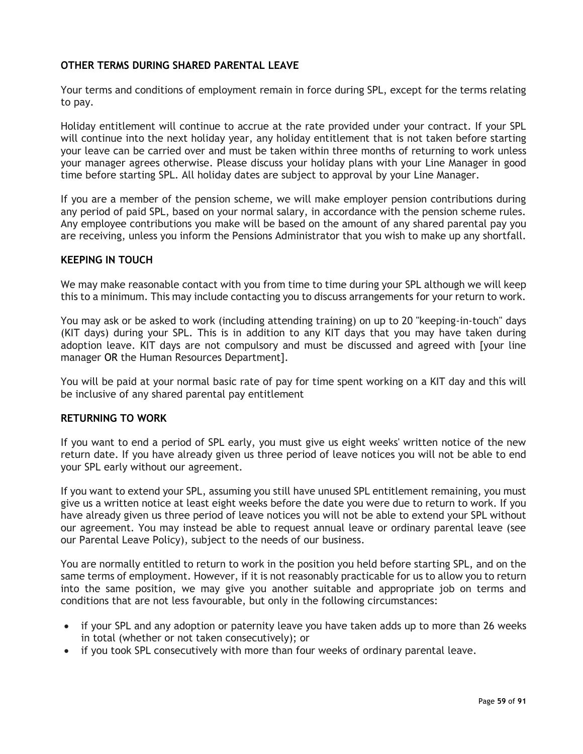## OTHER TERMS DURING SHARED PARENTAL LEAVE

Your terms and conditions of employment remain in force during SPL, except for the terms relating to pay.

Holiday entitlement will continue to accrue at the rate provided under your contract. If your SPL will continue into the next holiday year, any holiday entitlement that is not taken before starting your leave can be carried over and must be taken within three months of returning to work unless your manager agrees otherwise. Please discuss your holiday plans with your Line Manager in good time before starting SPL. All holiday dates are subject to approval by your Line Manager.

If you are a member of the pension scheme, we will make employer pension contributions during any period of paid SPL, based on your normal salary, in accordance with the pension scheme rules. Any employee contributions you make will be based on the amount of any shared parental pay you are receiving, unless you inform the Pensions Administrator that you wish to make up any shortfall.

## KEEPING IN TOUCH

We may make reasonable contact with you from time to time during your SPL although we will keep this to a minimum. This may include contacting you to discuss arrangements for your return to work.

You may ask or be asked to work (including attending training) on up to 20 "keeping-in-touch" days (KIT days) during your SPL. This is in addition to any KIT days that you may have taken during adoption leave. KIT days are not compulsory and must be discussed and agreed with [your line manager OR the Human Resources Department].

You will be paid at your normal basic rate of pay for time spent working on a KIT day and this will be inclusive of any shared parental pay entitlement

## RETURNING TO WORK

If you want to end a period of SPL early, you must give us eight weeks' written notice of the new return date. If you have already given us three period of leave notices you will not be able to end your SPL early without our agreement.

If you want to extend your SPL, assuming you still have unused SPL entitlement remaining, you must give us a written notice at least eight weeks before the date you were due to return to work. If you have already given us three period of leave notices you will not be able to extend your SPL without our agreement. You may instead be able to request annual leave or ordinary parental leave (see our Parental Leave Policy), subject to the needs of our business.

You are normally entitled to return to work in the position you held before starting SPL, and on the same terms of employment. However, if it is not reasonably practicable for us to allow you to return into the same position, we may give you another suitable and appropriate job on terms and conditions that are not less favourable, but only in the following circumstances:

- if your SPL and any adoption or paternity leave you have taken adds up to more than 26 weeks in total (whether or not taken consecutively); or
- if you took SPL consecutively with more than four weeks of ordinary parental leave.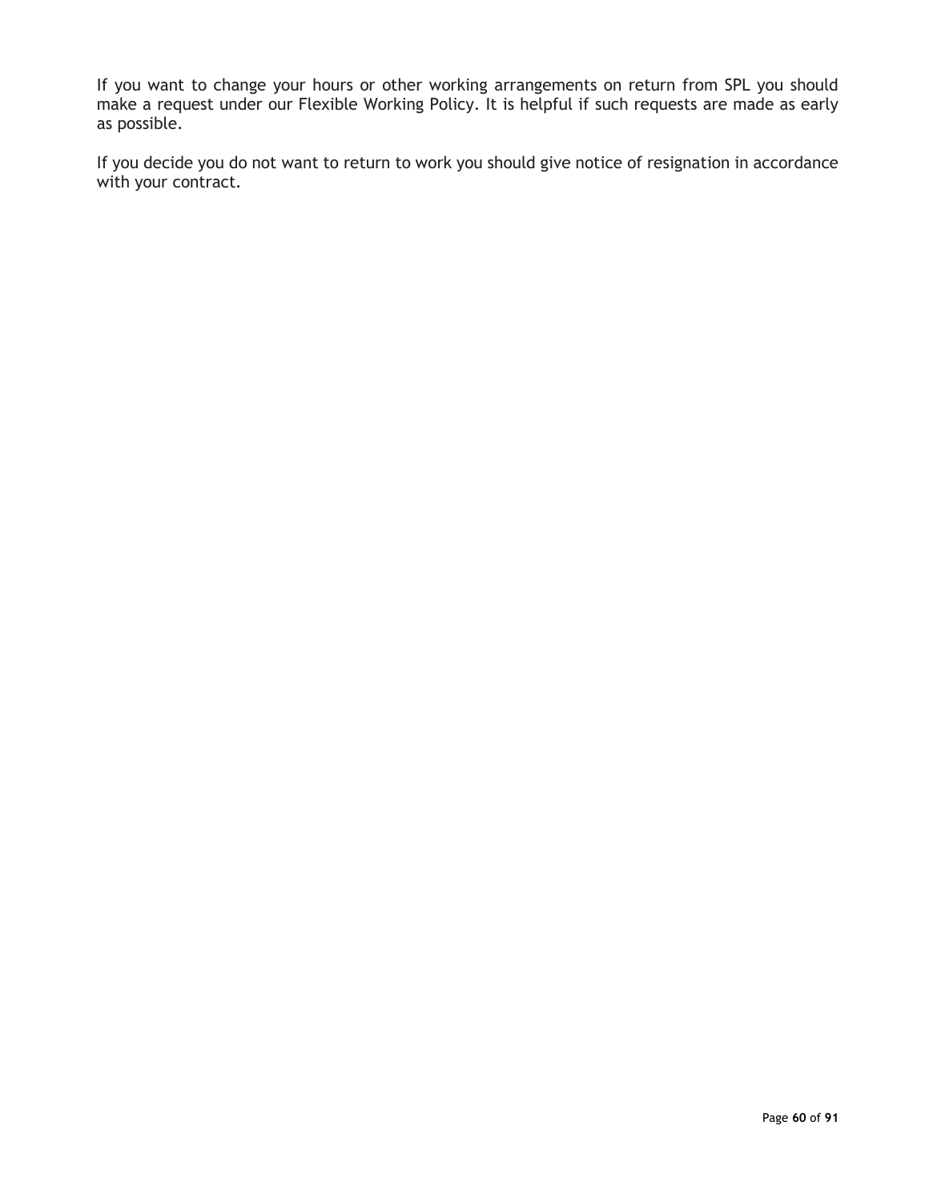If you want to change your hours or other working arrangements on return from SPL you should make a request under our Flexible Working Policy. It is helpful if such requests are made as early as possible.

If you decide you do not want to return to work you should give notice of resignation in accordance with your contract.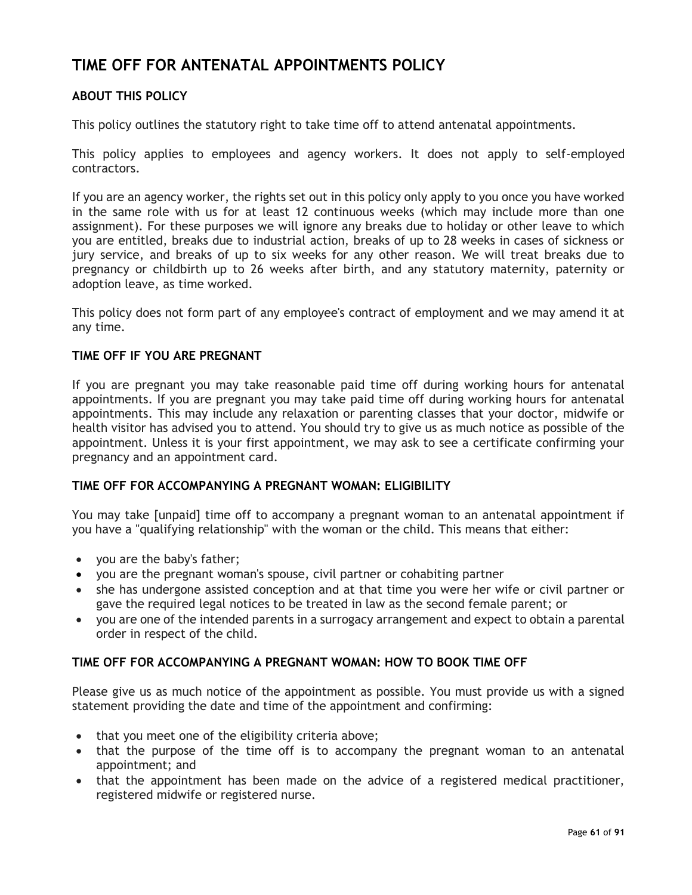# TIME OFF FOR ANTENATAL APPOINTMENTS POLICY

## ABOUT THIS POLICY

This policy outlines the statutory right to take time off to attend antenatal appointments.

This policy applies to employees and agency workers. It does not apply to self-employed contractors.

If you are an agency worker, the rights set out in this policy only apply to you once you have worked in the same role with us for at least 12 continuous weeks (which may include more than one assignment). For these purposes we will ignore any breaks due to holiday or other leave to which you are entitled, breaks due to industrial action, breaks of up to 28 weeks in cases of sickness or jury service, and breaks of up to six weeks for any other reason. We will treat breaks due to pregnancy or childbirth up to 26 weeks after birth, and any statutory maternity, paternity or adoption leave, as time worked.

This policy does not form part of any employee's contract of employment and we may amend it at any time.

## TIME OFF IF YOU ARE PREGNANT

If you are pregnant you may take reasonable paid time off during working hours for antenatal appointments. If you are pregnant you may take paid time off during working hours for antenatal appointments. This may include any relaxation or parenting classes that your doctor, midwife or health visitor has advised you to attend. You should try to give us as much notice as possible of the appointment. Unless it is your first appointment, we may ask to see a certificate confirming your pregnancy and an appointment card.

## TIME OFF FOR ACCOMPANYING A PREGNANT WOMAN: ELIGIBILITY

You may take [unpaid] time off to accompany a pregnant woman to an antenatal appointment if you have a "qualifying relationship" with the woman or the child. This means that either:

- you are the baby's father;
- you are the pregnant woman's spouse, civil partner or cohabiting partner
- she has undergone assisted conception and at that time you were her wife or civil partner or gave the required legal notices to be treated in law as the second female parent; or
- you are one of the intended parents in a surrogacy arrangement and expect to obtain a parental order in respect of the child.

## TIME OFF FOR ACCOMPANYING A PREGNANT WOMAN: HOW TO BOOK TIME OFF

Please give us as much notice of the appointment as possible. You must provide us with a signed statement providing the date and time of the appointment and confirming:

- that you meet one of the eligibility criteria above;
- that the purpose of the time off is to accompany the pregnant woman to an antenatal appointment; and
- that the appointment has been made on the advice of a registered medical practitioner, registered midwife or registered nurse.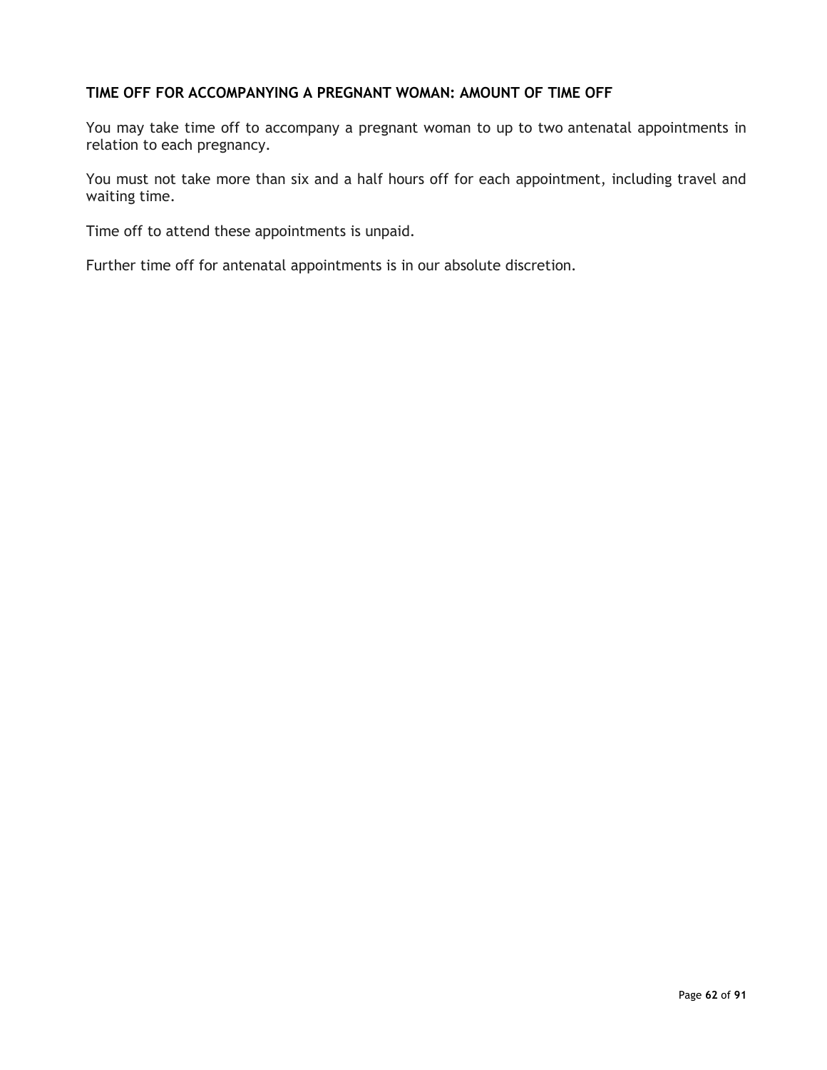### TIME OFF FOR ACCOMPANYING A PREGNANT WOMAN: AMOUNT OF TIME OFF

You may take time off to accompany a pregnant woman to up to two antenatal appointments in relation to each pregnancy.

You must not take more than six and a half hours off for each appointment, including travel and waiting time.

Time off to attend these appointments is unpaid.

Further time off for antenatal appointments is in our absolute discretion.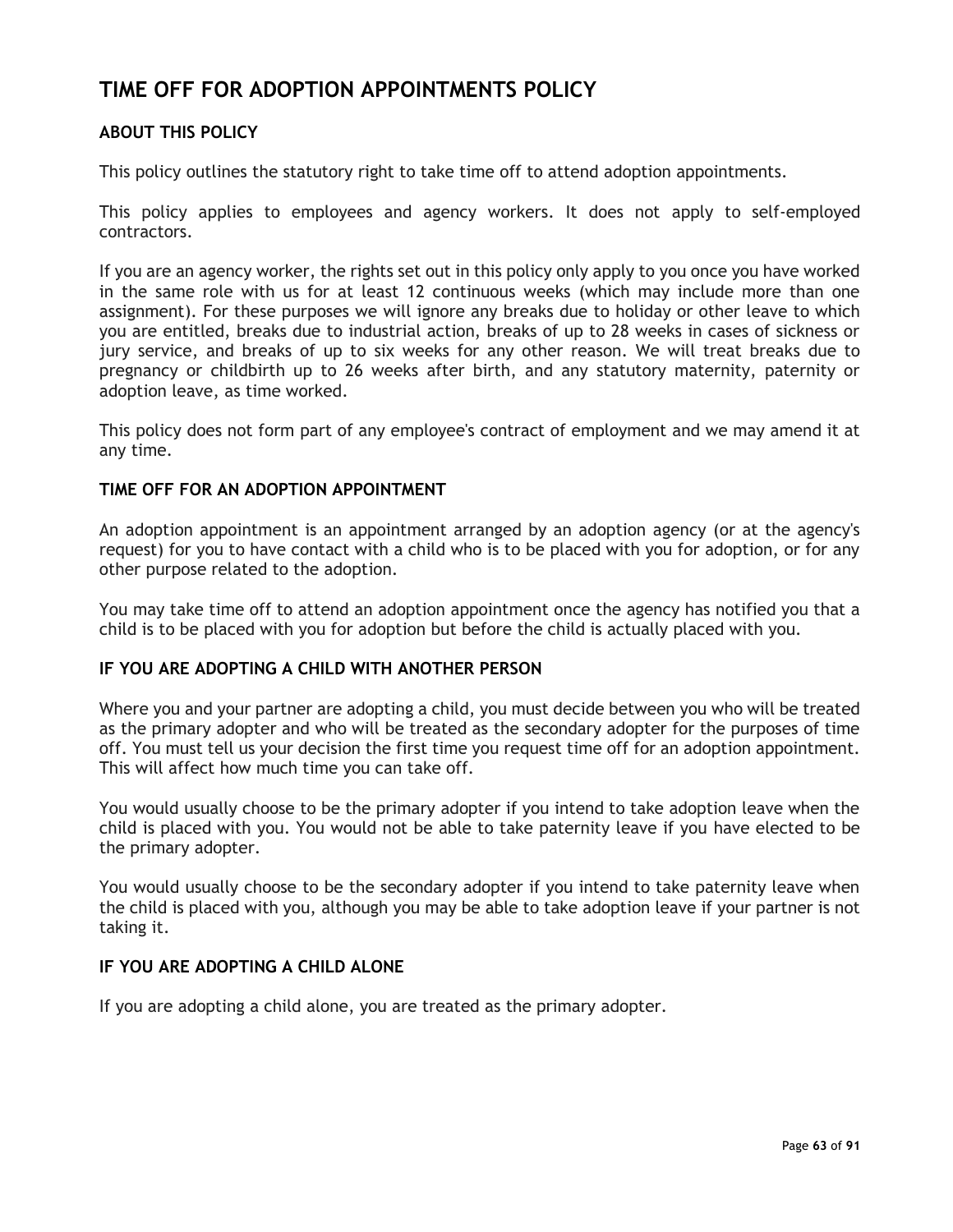# TIME OFF FOR ADOPTION APPOINTMENTS POLICY

## ABOUT THIS POLICY

This policy outlines the statutory right to take time off to attend adoption appointments.

This policy applies to employees and agency workers. It does not apply to self-employed contractors.

If you are an agency worker, the rights set out in this policy only apply to you once you have worked in the same role with us for at least 12 continuous weeks (which may include more than one assignment). For these purposes we will ignore any breaks due to holiday or other leave to which you are entitled, breaks due to industrial action, breaks of up to 28 weeks in cases of sickness or jury service, and breaks of up to six weeks for any other reason. We will treat breaks due to pregnancy or childbirth up to 26 weeks after birth, and any statutory maternity, paternity or adoption leave, as time worked.

This policy does not form part of any employee's contract of employment and we may amend it at any time.

## TIME OFF FOR AN ADOPTION APPOINTMENT

An adoption appointment is an appointment arranged by an adoption agency (or at the agency's request) for you to have contact with a child who is to be placed with you for adoption, or for any other purpose related to the adoption.

You may take time off to attend an adoption appointment once the agency has notified you that a child is to be placed with you for adoption but before the child is actually placed with you.

## IF YOU ARE ADOPTING A CHILD WITH ANOTHER PERSON

Where you and your partner are adopting a child, you must decide between you who will be treated as the primary adopter and who will be treated as the secondary adopter for the purposes of time off. You must tell us your decision the first time you request time off for an adoption appointment. This will affect how much time you can take off.

You would usually choose to be the primary adopter if you intend to take adoption leave when the child is placed with you. You would not be able to take paternity leave if you have elected to be the primary adopter.

You would usually choose to be the secondary adopter if you intend to take paternity leave when the child is placed with you, although you may be able to take adoption leave if your partner is not taking it.

## IF YOU ARE ADOPTING A CHILD ALONE

If you are adopting a child alone, you are treated as the primary adopter.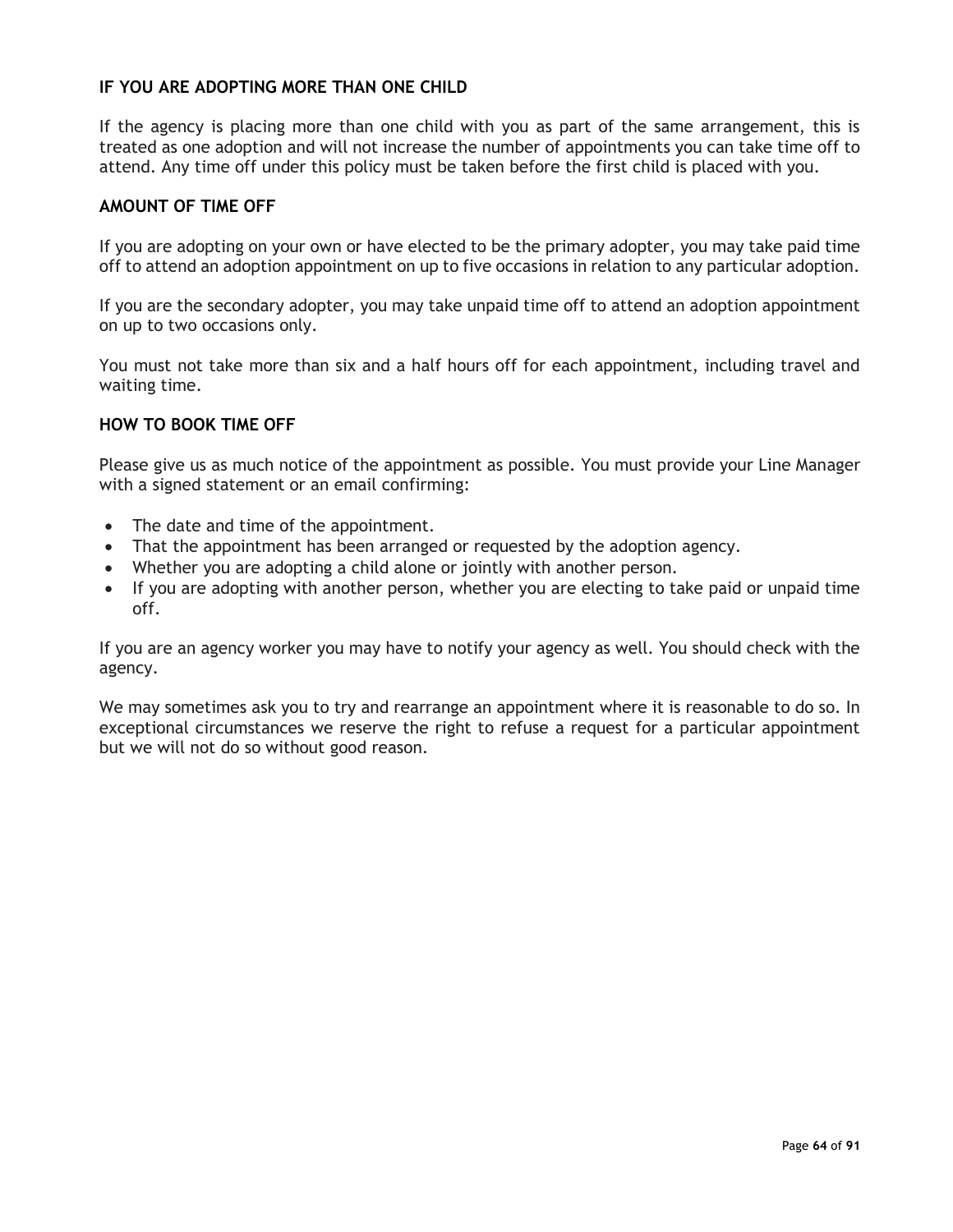### IF YOU ARE ADOPTING MORE THAN ONE CHILD

If the agency is placing more than one child with you as part of the same arrangement, this is treated as one adoption and will not increase the number of appointments you can take time off to attend. Any time off under this policy must be taken before the first child is placed with you.

### AMOUNT OF TIME OFF

If you are adopting on your own or have elected to be the primary adopter, you may take paid time off to attend an adoption appointment on up to five occasions in relation to any particular adoption.

If you are the secondary adopter, you may take unpaid time off to attend an adoption appointment on up to two occasions only.

You must not take more than six and a half hours off for each appointment, including travel and waiting time.

### HOW TO BOOK TIME OFF

Please give us as much notice of the appointment as possible. You must provide your Line Manager with a signed statement or an email confirming:

- The date and time of the appointment.
- That the appointment has been arranged or requested by the adoption agency.
- Whether you are adopting a child alone or jointly with another person.
- If you are adopting with another person, whether you are electing to take paid or unpaid time off.

If you are an agency worker you may have to notify your agency as well. You should check with the agency.

We may sometimes ask you to try and rearrange an appointment where it is reasonable to do so. In exceptional circumstances we reserve the right to refuse a request for a particular appointment but we will not do so without good reason.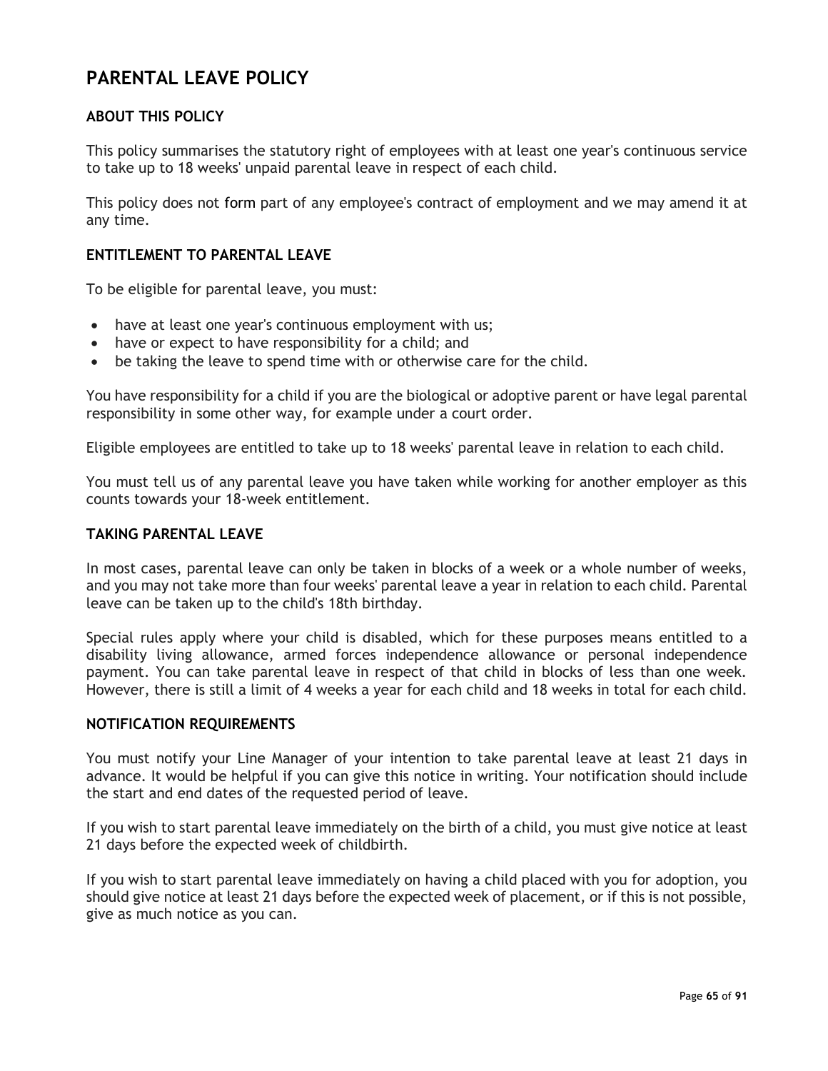# PARENTAL LEAVE POLICY

## ABOUT THIS POLICY

This policy summarises the statutory right of employees with at least one year's continuous service to take up to 18 weeks' unpaid parental leave in respect of each child.

This policy does not form part of any employee's contract of employment and we may amend it at any time.

## ENTITLEMENT TO PARENTAL LEAVE

To be eligible for parental leave, you must:

- have at least one year's continuous employment with us;
- have or expect to have responsibility for a child; and
- be taking the leave to spend time with or otherwise care for the child.

You have responsibility for a child if you are the biological or adoptive parent or have legal parental responsibility in some other way, for example under a court order.

Eligible employees are entitled to take up to 18 weeks' parental leave in relation to each child.

You must tell us of any parental leave you have taken while working for another employer as this counts towards your 18-week entitlement.

## TAKING PARENTAL LEAVE

In most cases, parental leave can only be taken in blocks of a week or a whole number of weeks, and you may not take more than four weeks' parental leave a year in relation to each child. Parental leave can be taken up to the child's 18th birthday.

Special rules apply where your child is disabled, which for these purposes means entitled to a disability living allowance, armed forces independence allowance or personal independence payment. You can take parental leave in respect of that child in blocks of less than one week. However, there is still a limit of 4 weeks a year for each child and 18 weeks in total for each child.

## NOTIFICATION REQUIREMENTS

You must notify your Line Manager of your intention to take parental leave at least 21 days in advance. It would be helpful if you can give this notice in writing. Your notification should include the start and end dates of the requested period of leave.

If you wish to start parental leave immediately on the birth of a child, you must give notice at least 21 days before the expected week of childbirth.

If you wish to start parental leave immediately on having a child placed with you for adoption, you should give notice at least 21 days before the expected week of placement, or if this is not possible, give as much notice as you can.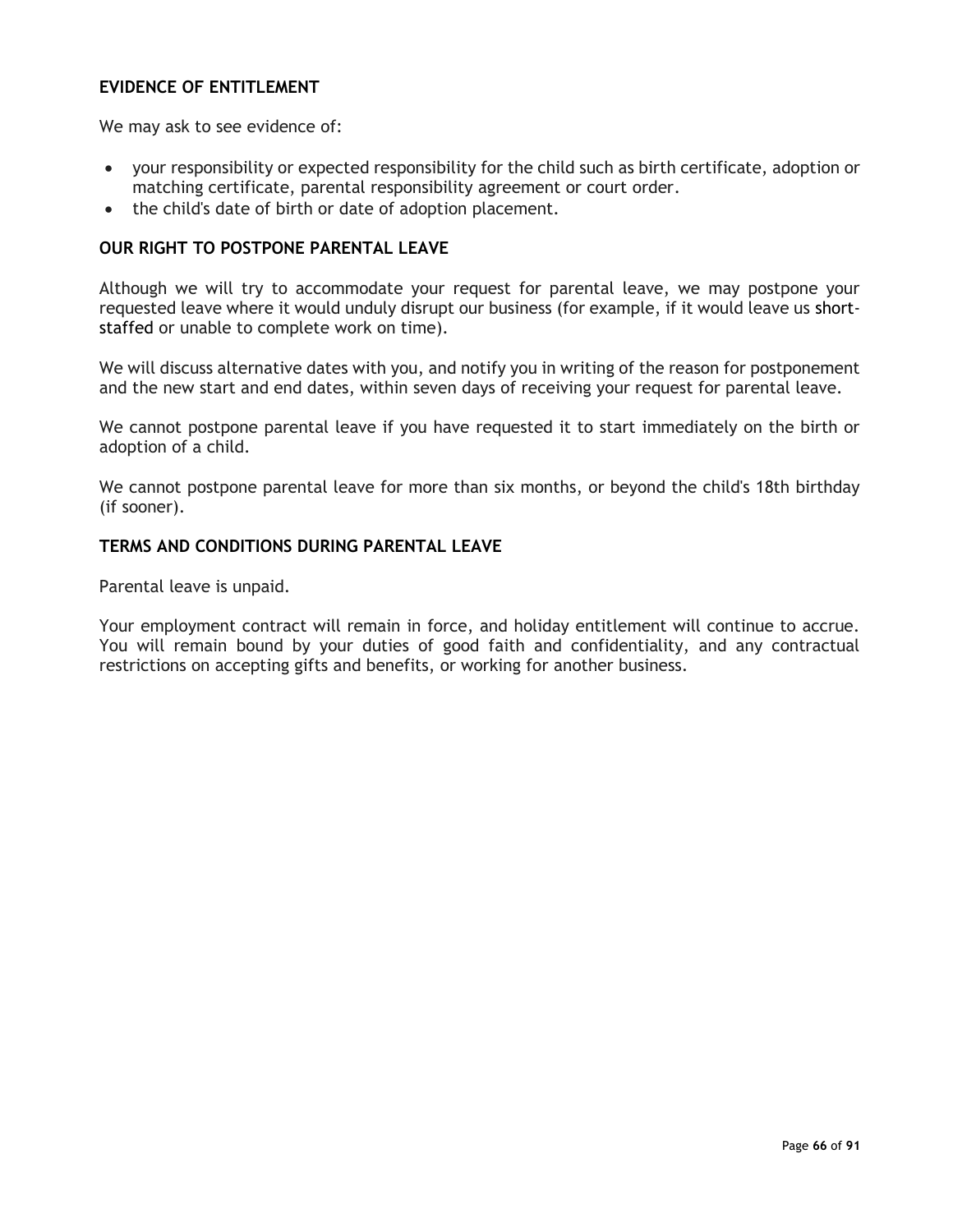### EVIDENCE OF ENTITLEMENT

We may ask to see evidence of:

- your responsibility or expected responsibility for the child such as birth certificate, adoption or matching certificate, parental responsibility agreement or court order.
- the child's date of birth or date of adoption placement.

### OUR RIGHT TO POSTPONE PARENTAL LEAVE

Although we will try to accommodate your request for parental leave, we may postpone your requested leave where it would unduly disrupt our business (for example, if it would leave us short-staffed or unable to complete work on time).

We will discuss alternative dates with you, and notify you in writing of the reason for postponement and the new start and end dates, within seven days of receiving your request for parental leave.

We cannot postpone parental leave if you have requested it to start immediately on the birth or adoption of a child.

We cannot postpone parental leave for more than six months, or beyond the child's 18th birthday (if sooner).

### TERMS AND CONDITIONS DURING PARENTAL LEAVE

Parental leave is unpaid.

Your employment contract will remain in force, and holiday entitlement will continue to accrue. You will remain bound by your duties of good faith and confidentiality, and any contractual restrictions on accepting gifts and benefits, or working for another business.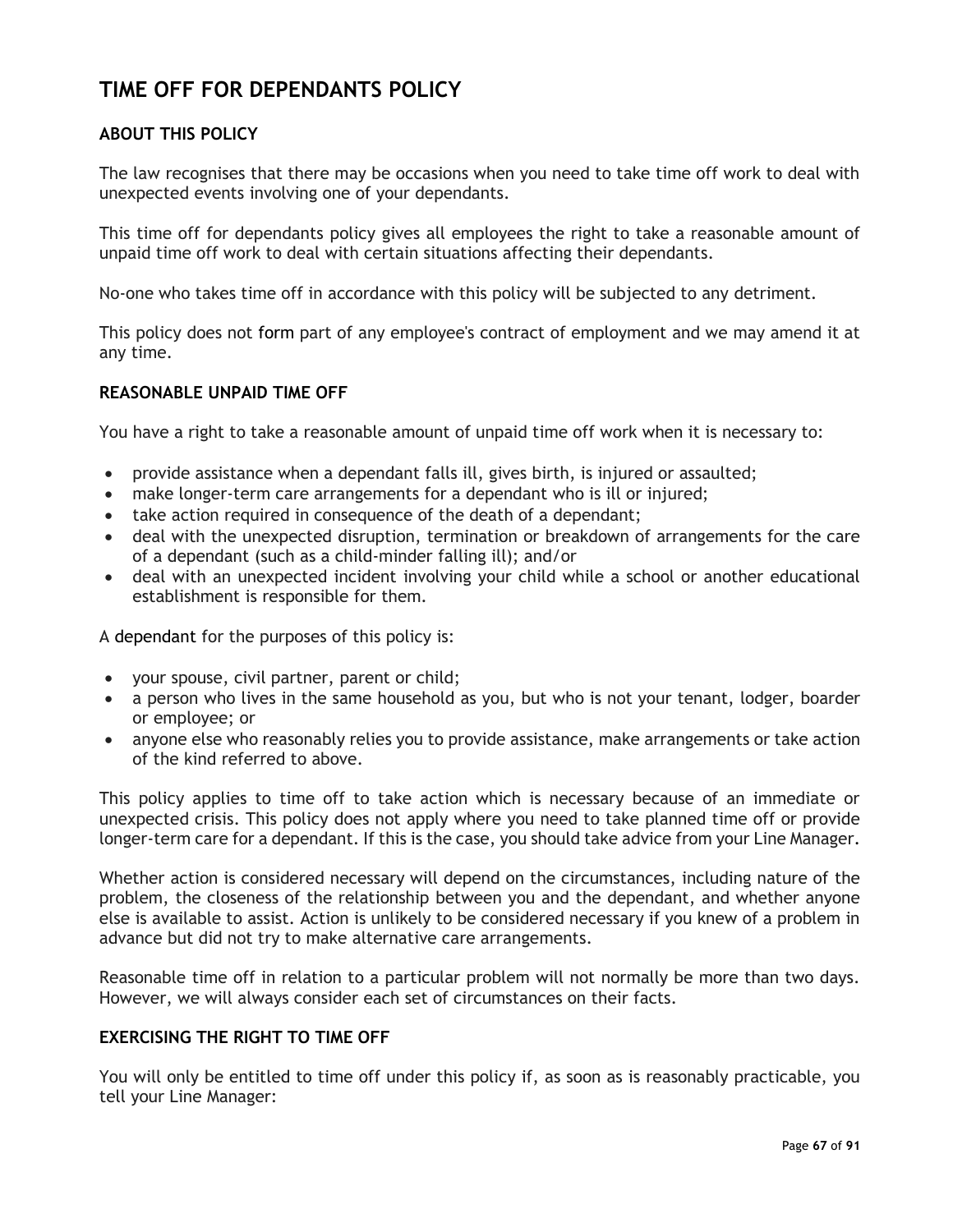# TIME OFF FOR DEPENDANTS POLICY

## ABOUT THIS POLICY

The law recognises that there may be occasions when you need to take time off work to deal with unexpected events involving one of your dependants.

This time off for dependants policy gives all employees the right to take a reasonable amount of unpaid time off work to deal with certain situations affecting their dependants.

No-one who takes time off in accordance with this policy will be subjected to any detriment.

This policy does not form part of any employee's contract of employment and we may amend it at any time.

## REASONABLE UNPAID TIME OFF

You have a right to take a reasonable amount of unpaid time off work when it is necessary to:

- provide assistance when a dependant falls ill, gives birth, is injured or assaulted;
- make longer-term care arrangements for a dependant who is ill or injured;
- take action required in consequence of the death of a dependant;
- deal with the unexpected disruption, termination or breakdown of arrangements for the care of a dependant (such as a child-minder falling ill); and/or
- deal with an unexpected incident involving your child while a school or another educational establishment is responsible for them.

A dependant for the purposes of this policy is:

- your spouse, civil partner, parent or child;
- a person who lives in the same household as you, but who is not your tenant, lodger, boarder or employee; or
- anyone else who reasonably relies you to provide assistance, make arrangements or take action of the kind referred to above.

This policy applies to time off to take action which is necessary because of an immediate or unexpected crisis. This policy does not apply where you need to take planned time off or provide longer-term care for a dependant. If this is the case, you should take advice from your Line Manager.

Whether action is considered necessary will depend on the circumstances, including nature of the problem, the closeness of the relationship between you and the dependant, and whether anyone else is available to assist. Action is unlikely to be considered necessary if you knew of a problem in advance but did not try to make alternative care arrangements.

Reasonable time off in relation to a particular problem will not normally be more than two days. However, we will always consider each set of circumstances on their facts.

## EXERCISING THE RIGHT TO TIME OFF

You will only be entitled to time off under this policy if, as soon as is reasonably practicable, you tell your Line Manager: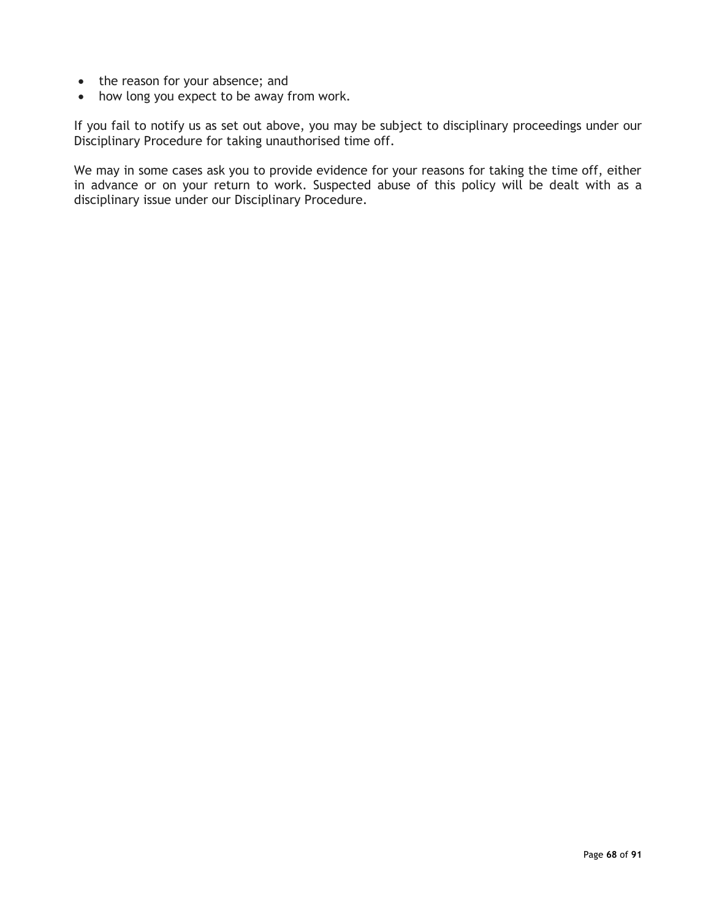- the reason for your absence; and
- how long you expect to be away from work.

If you fail to notify us as set out above, you may be subject to disciplinary proceedings under our Disciplinary Procedure for taking unauthorised time off.

We may in some cases ask you to provide evidence for your reasons for taking the time off, either in advance or on your return to work. Suspected abuse of this policy will be dealt with as a disciplinary issue under our Disciplinary Procedure.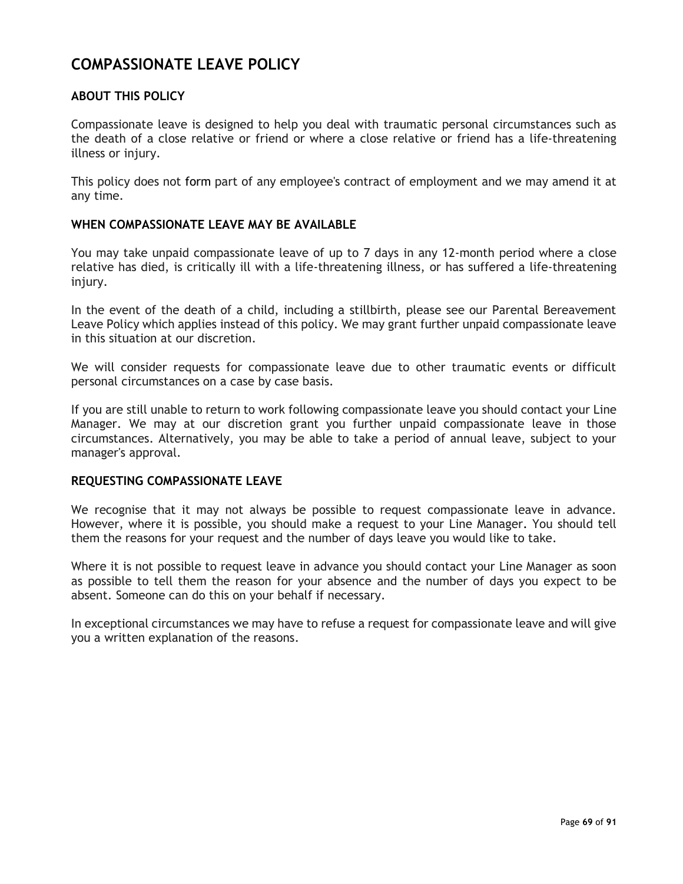# COMPASSIONATE LEAVE POLICY

## ABOUT THIS POLICY

Compassionate leave is designed to help you deal with traumatic personal circumstances such as the death of a close relative or friend or where a close relative or friend has a life-threatening illness or injury.

This policy does not form part of any employee's contract of employment and we may amend it at any time.

## WHEN COMPASSIONATE LEAVE MAY BE AVAILABLE

You may take unpaid compassionate leave of up to 7 days in any 12-month period where a close relative has died, is critically ill with a life-threatening illness, or has suffered a life-threatening injury.

In the event of the death of a child, including a stillbirth, please see our Parental Bereavement Leave Policy which applies instead of this policy. We may grant further unpaid compassionate leave in this situation at our discretion.

We will consider requests for compassionate leave due to other traumatic events or difficult personal circumstances on a case by case basis.

If you are still unable to return to work following compassionate leave you should contact your Line Manager. We may at our discretion grant you further unpaid compassionate leave in those circumstances. Alternatively, you may be able to take a period of annual leave, subject to your manager's approval.

## REQUESTING COMPASSIONATE LEAVE

We recognise that it may not always be possible to request compassionate leave in advance. However, where it is possible, you should make a request to your Line Manager. You should tell them the reasons for your request and the number of days leave you would like to take.

Where it is not possible to request leave in advance you should contact your Line Manager as soon as possible to tell them the reason for your absence and the number of days you expect to be absent. Someone can do this on your behalf if necessary.

In exceptional circumstances we may have to refuse a request for compassionate leave and will give you a written explanation of the reasons.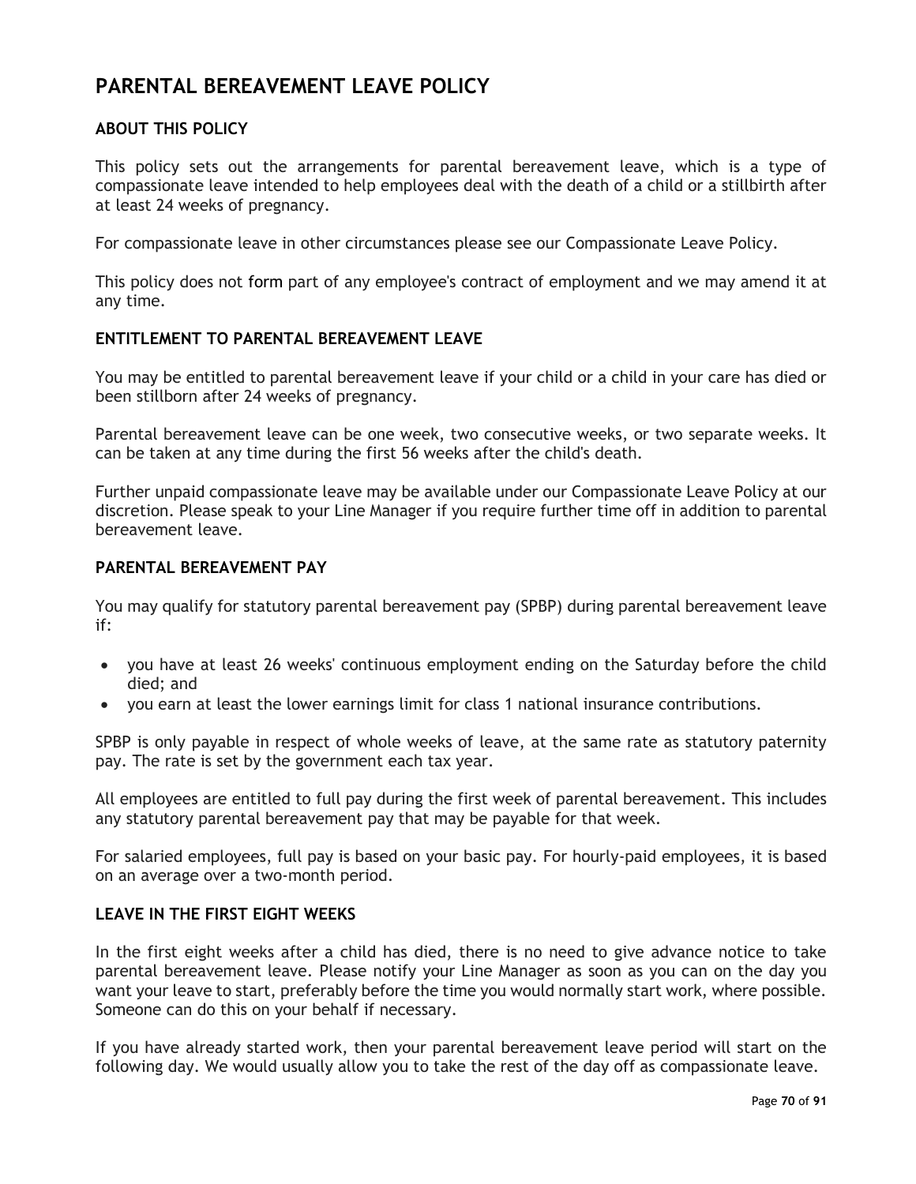# PARENTAL BEREAVEMENT LEAVE POLICY

## ABOUT THIS POLICY

This policy sets out the arrangements for parental bereavement leave, which is a type of compassionate leave intended to help employees deal with the death of a child or a stillbirth after at least 24 weeks of pregnancy.

For compassionate leave in other circumstances please see our Compassionate Leave Policy.

This policy does not form part of any employee's contract of employment and we may amend it at any time.

## ENTITLEMENT TO PARENTAL BEREAVEMENT LEAVE

You may be entitled to parental bereavement leave if your child or a child in your care has died or been stillborn after 24 weeks of pregnancy.

Parental bereavement leave can be one week, two consecutive weeks, or two separate weeks. It can be taken at any time during the first 56 weeks after the child's death.

Further unpaid compassionate leave may be available under our Compassionate Leave Policy at our discretion. Please speak to your Line Manager if you require further time off in addition to parental bereavement leave.

## PARENTAL BEREAVEMENT PAY

You may qualify for statutory parental bereavement pay (SPBP) during parental bereavement leave if:

- you have at least 26 weeks' continuous employment ending on the Saturday before the child died; and
- you earn at least the lower earnings limit for class 1 national insurance contributions.

SPBP is only payable in respect of whole weeks of leave, at the same rate as statutory paternity pay. The rate is set by the government each tax year.

All employees are entitled to full pay during the first week of parental bereavement. This includes any statutory parental bereavement pay that may be payable for that week.

For salaried employees, full pay is based on your basic pay. For hourly-paid employees, it is based on an average over a two-month period.

## LEAVE IN THE FIRST EIGHT WEEKS

In the first eight weeks after a child has died, there is no need to give advance notice to take parental bereavement leave. Please notify your Line Manager as soon as you can on the day you want your leave to start, preferably before the time you would normally start work, where possible. Someone can do this on your behalf if necessary.

If you have already started work, then your parental bereavement leave period will start on the following day. We would usually allow you to take the rest of the day off as compassionate leave.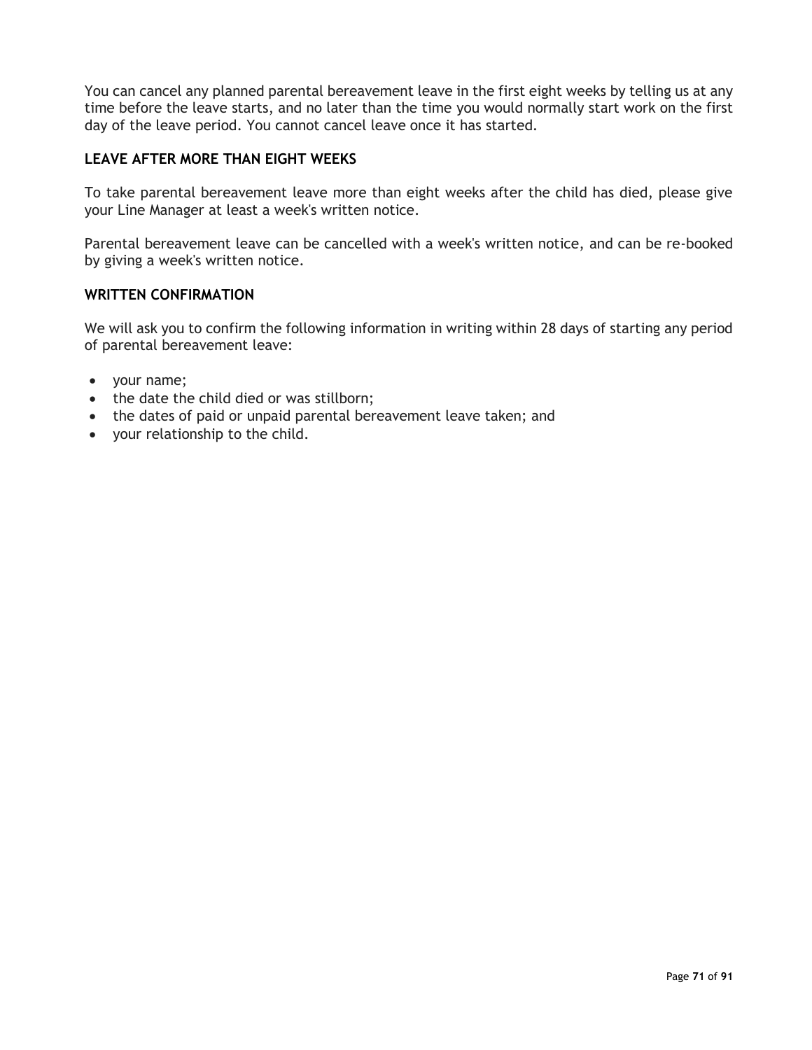You can cancel any planned parental bereavement leave in the first eight weeks by telling us at any time before the leave starts, and no later than the time you would normally start work on the first day of the leave period. You cannot cancel leave once it has started.

## LEAVE AFTER MORE THAN EIGHT WEEKS

To take parental bereavement leave more than eight weeks after the child has died, please give your Line Manager at least a week's written notice.

Parental bereavement leave can be cancelled with a week's written notice, and can be re-booked by giving a week's written notice.

## WRITTEN CONFIRMATION

We will ask you to confirm the following information in writing within 28 days of starting any period of parental bereavement leave:

- your name;
- the date the child died or was stillborn;
- the dates of paid or unpaid parental bereavement leave taken; and
- your relationship to the child.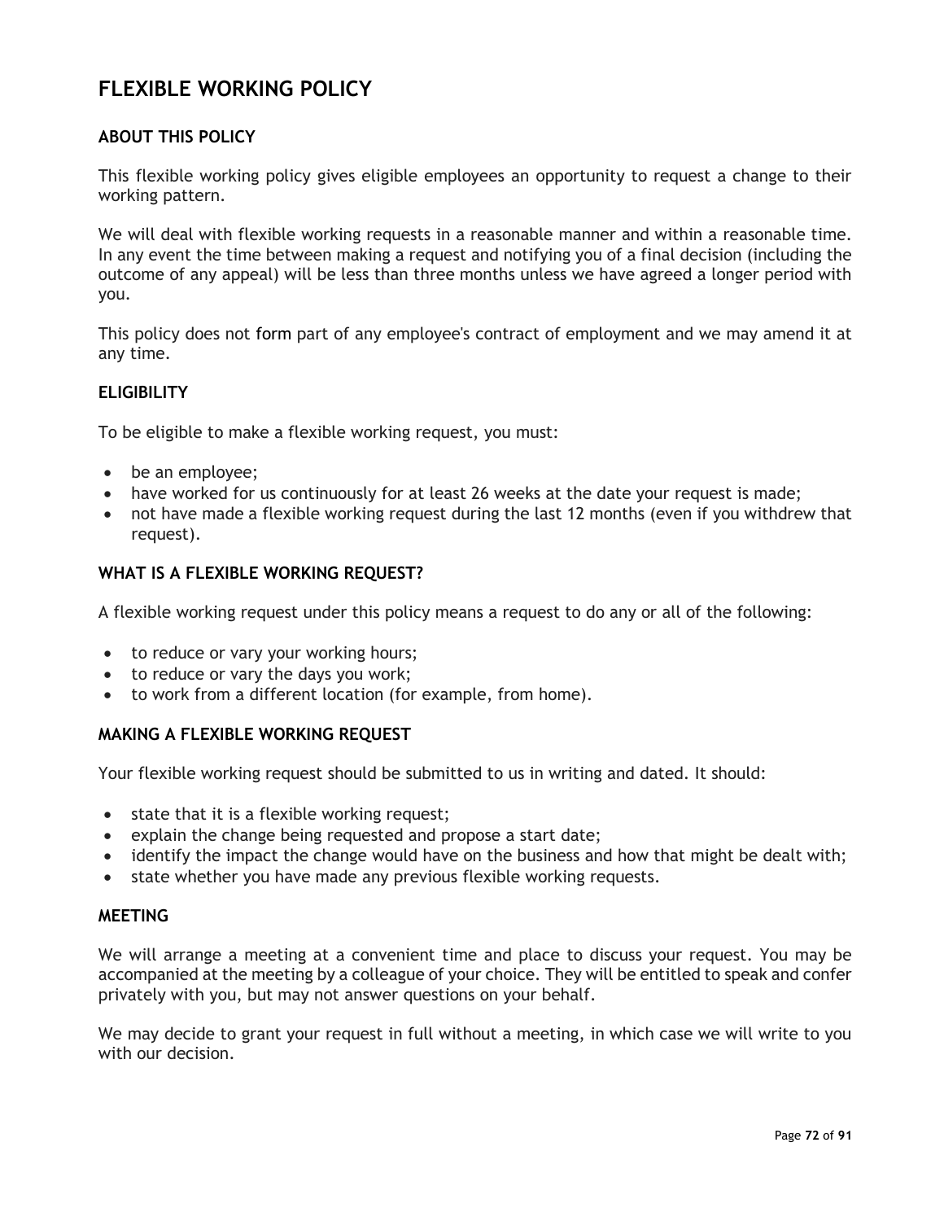# FLEXIBLE WORKING POLICY

## ABOUT THIS POLICY

This flexible working policy gives eligible employees an opportunity to request a change to their working pattern.

We will deal with flexible working requests in a reasonable manner and within a reasonable time. In any event the time between making a request and notifying you of a final decision (including the outcome of any appeal) will be less than three months unless we have agreed a longer period with you.

This policy does not form part of any employee's contract of employment and we may amend it at any time.

## ELIGIBILITY

To be eligible to make a flexible working request, you must:

- be an employee;
- have worked for us continuously for at least 26 weeks at the date your request is made;
- not have made a flexible working request during the last 12 months (even if you withdrew that request).

## WHAT IS A FLEXIBLE WORKING REQUEST?

A flexible working request under this policy means a request to do any or all of the following:

- to reduce or vary your working hours;
- to reduce or vary the days you work;
- to work from a different location (for example, from home).

## MAKING A FLEXIBLE WORKING REQUEST

Your flexible working request should be submitted to us in writing and dated. It should:

- state that it is a flexible working request;
- explain the change being requested and propose a start date;
- identify the impact the change would have on the business and how that might be dealt with;
- state whether you have made any previous flexible working requests.

## MEETING

We will arrange a meeting at a convenient time and place to discuss your request. You may be accompanied at the meeting by a colleague of your choice. They will be entitled to speak and confer privately with you, but may not answer questions on your behalf.

We may decide to grant your request in full without a meeting, in which case we will write to you with our decision.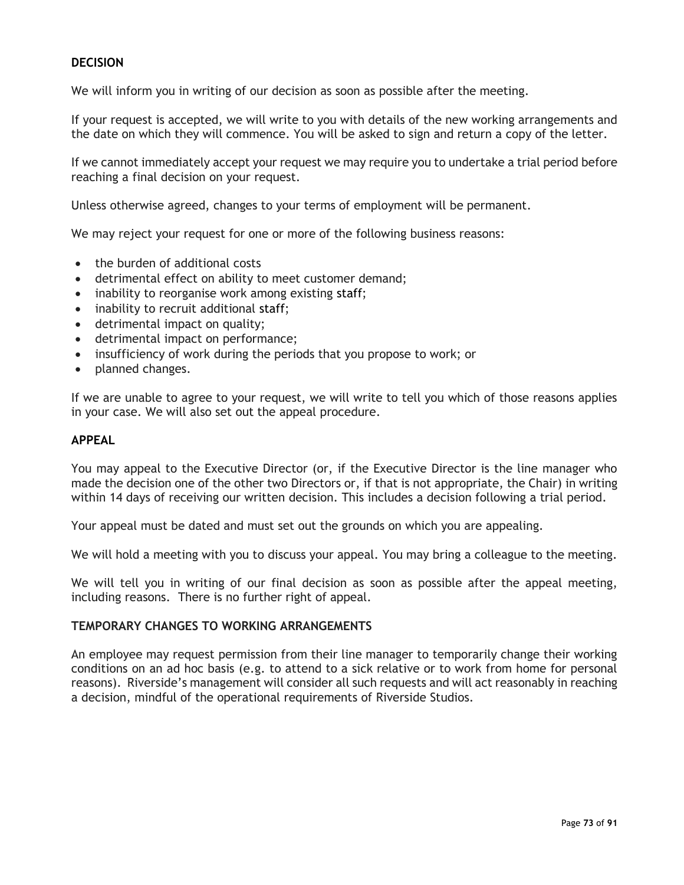**DECISION**

We will inform you in writing of our decision as soon as possible after the meeting.

If your request is accepted, we will write to you with details of the new working arrangements and the date on which they will commence. You will be asked to sign and return a copy of the letter.

If we cannot immediately accept your request we may require you to undertake a trial period before reaching a final decision on your request.

Unless otherwise agreed, changes to your terms of employment will be permanent.

We may reject your request for one or more of the following business reasons:

- the burden of additional costs
- detrimental effect on ability to meet customer demand;
- inability to reorganise work among existing staff;
- inability to recruit additional staff;
- detrimental impact on quality;
- detrimental impact on performance;
- insufficiency of work during the periods that you propose to work; or
- planned changes.

If we are unable to agree to your request, we will write to tell you which of those reasons applies in your case. We will also set out the appeal procedure.

**APPEAL**

You may appeal to the Executive Director (or, if the Executive Director is the line manager who made the decision one of the other two Directors or, if that is not appropriate, the Chair) in writing within 14 days of receiving our written decision. This includes a decision following a trial period.

Your appeal must be dated and must set out the grounds on which you are appealing.

We will hold a meeting with you to discuss your appeal. You may bring a colleague to the meeting.

We will tell you in writing of our final decision as soon as possible after the appeal meeting, including reasons. There is no further right of appeal.

**TEMPORARY CHANGES TO WORKING ARRANGEMENTS**

An employee may request permission from their line manager to temporarily change their working conditions on an ad hoc basis (e.g. to attend to a sick relative or to work from home for personal reasons). Riverside's management will consider all such requests and will act reasonably in reaching a decision, mindful of the operational requirements of Riverside Studios.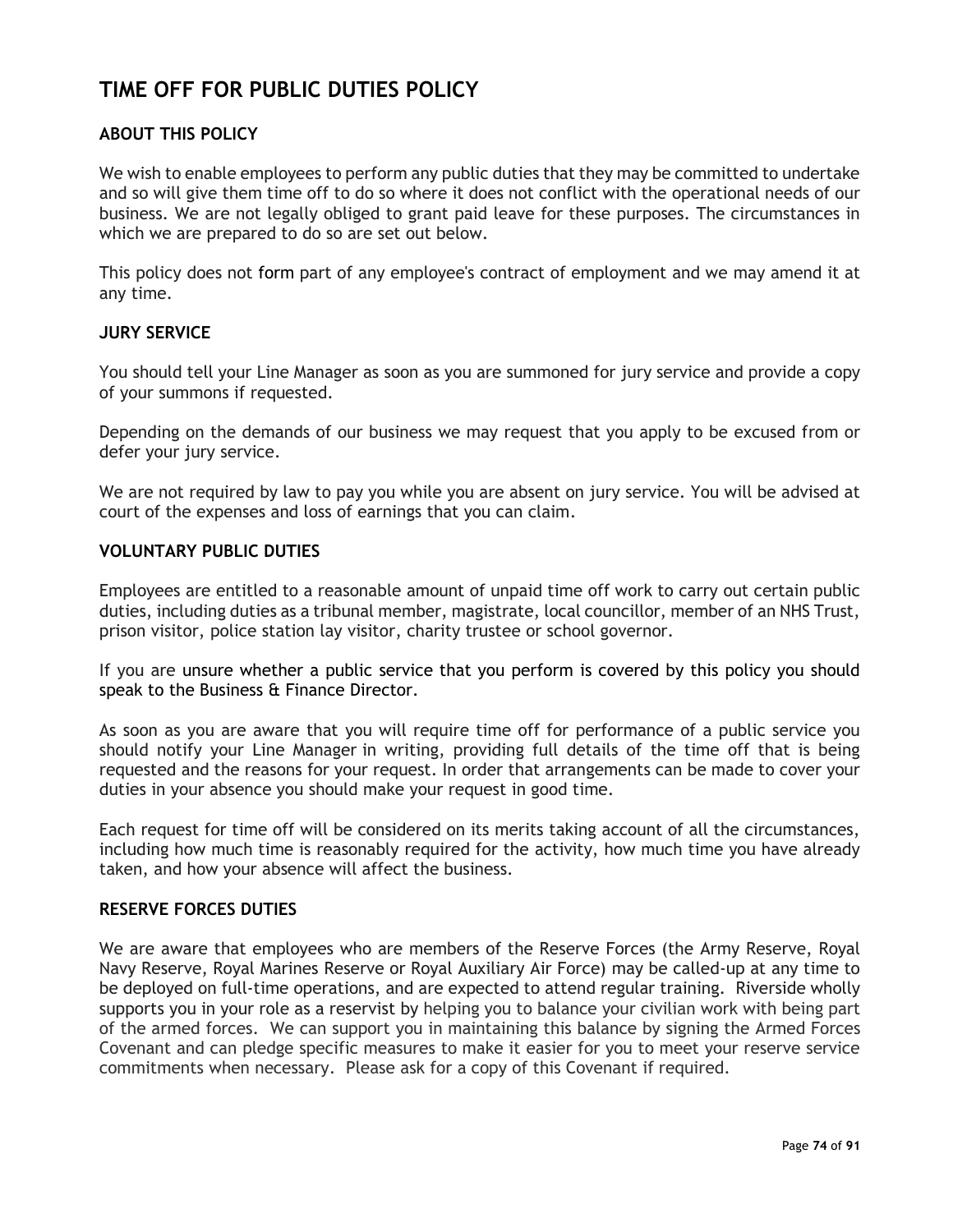# TIME OFF FOR PUBLIC DUTIES POLICY

## ABOUT THIS POLICY

We wish to enable employees to perform any public duties that they may be committed to undertake and so will give them time off to do so where it does not conflict with the operational needs of our business. We are not legally obliged to grant paid leave for these purposes. The circumstances in which we are prepared to do so are set out below.

This policy does not form part of any employee's contract of employment and we may amend it at any time.

## JURY SERVICE

You should tell your Line Manager as soon as you are summoned for jury service and provide a copy of your summons if requested.

Depending on the demands of our business we may request that you apply to be excused from or defer your jury service.

We are not required by law to pay you while you are absent on jury service. You will be advised at court of the expenses and loss of earnings that you can claim.

## VOLUNTARY PUBLIC DUTIES

Employees are entitled to a reasonable amount of unpaid time off work to carry out certain public duties, including duties as a tribunal member, magistrate, local councillor, member of an NHS Trust, prison visitor, police station lay visitor, charity trustee or school governor.

If you are unsure whether a public service that you perform is covered by this policy you should speak to the Business & Finance Director.

As soon as you are aware that you will require time off for performance of a public service you should notify your Line Manager in writing, providing full details of the time off that is being requested and the reasons for your request. In order that arrangements can be made to cover your duties in your absence you should make your request in good time.

Each request for time off will be considered on its merits taking account of all the circumstances, including how much time is reasonably required for the activity, how much time you have already taken, and how your absence will affect the business.

## RESERVE FORCES DUTIES

We are aware that employees who are members of the Reserve Forces (the Army Reserve, Royal Navy Reserve, Royal Marines Reserve or Royal Auxiliary Air Force) may be called-up at any time to be deployed on full-time operations, and are expected to attend regular training. Riverside wholly supports you in your role as a reservist by helping you to balance your civilian work with being part of the armed forces. We can support you in maintaining this balance by signing the Armed Forces Covenant and can pledge specific measures to make it easier for you to meet your reserve service commitments when necessary. Please ask for a copy of this Covenant if required.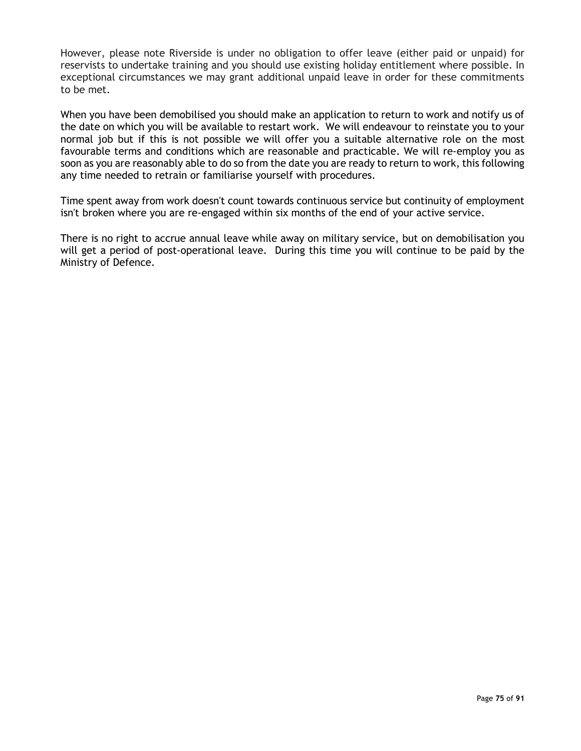However, please note Riverside is under no obligation to offer leave (either paid or unpaid) for reservists to undertake training and you should use existing holiday entitlement where possible. In exceptional circumstances we may grant additional unpaid leave in order for these commitments to be met.

When you have been demobilised you should make an application to return to work and notify us of the date on which you will be available to restart work. We will endeavour to reinstate you to your normal job but if this is not possible we will offer you a suitable alternative role on the most favourable terms and conditions which are reasonable and practicable. We will re-employ you as soon as you are reasonably able to do so from the date you are ready to return to work, this following any time needed to retrain or familiarise yourself with procedures.

Time spent away from work doesn't count towards continuous service but continuity of employment isn't broken where you are re-engaged within six months of the end of your active service.

There is no right to accrue annual leave while away on military service, but on demobilisation you will get a period of post-operational leave. During this time you will continue to be paid by the Ministry of Defence.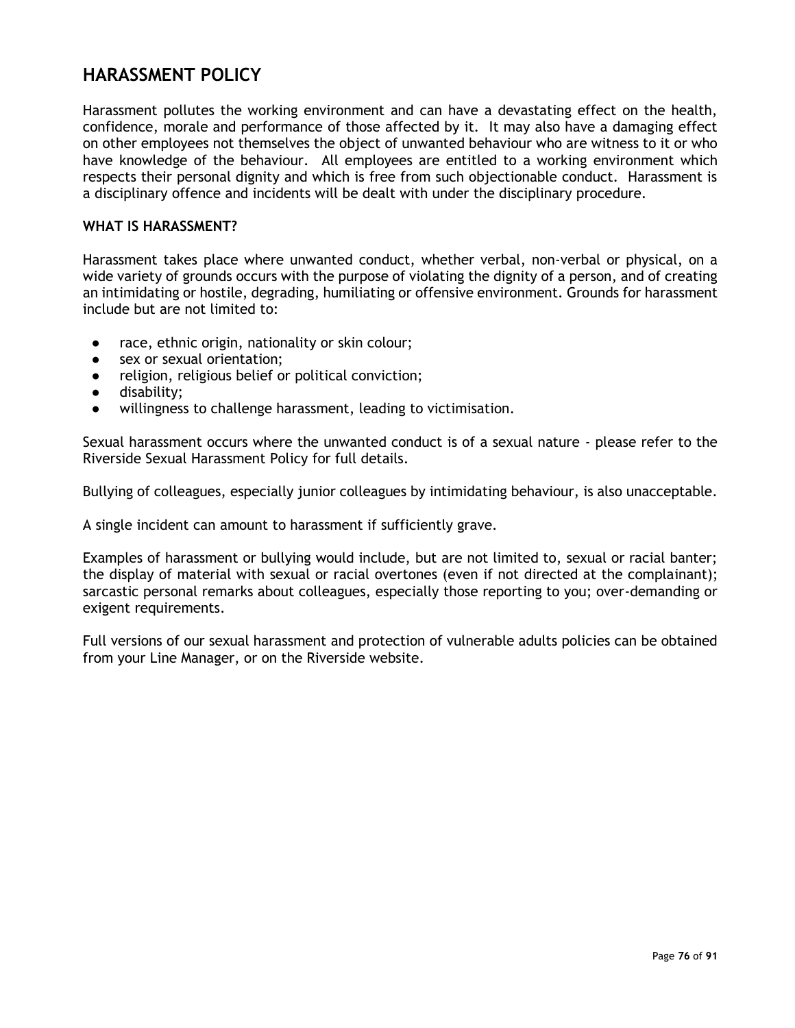# HARASSMENT POLICY

Harassment pollutes the working environment and can have a devastating effect on the health, confidence, morale and performance of those affected by it. It may also have a damaging effect on other employees not themselves the object of unwanted behaviour who are witness to it or who have knowledge of the behaviour. All employees are entitled to a working environment which respects their personal dignity and which is free from such objectionable conduct. Harassment is a disciplinary offence and incidents will be dealt with under the disciplinary procedure.

### WHAT IS HARASSMENT?

Harassment takes place where unwanted conduct, whether verbal, non-verbal or physical, on a wide variety of grounds occurs with the purpose of violating the dignity of a person, and of creating an intimidating or hostile, degrading, humiliating or offensive environment. Grounds for harassment include but are not limited to:

- race, ethnic origin, nationality or skin colour;
- sex or sexual orientation;
- religion, religious belief or political conviction;
- disability;
- willingness to challenge harassment, leading to victimisation.

Sexual harassment occurs where the unwanted conduct is of a sexual nature - please refer to the Riverside Sexual Harassment Policy for full details.

Bullying of colleagues, especially junior colleagues by intimidating behaviour, is also unacceptable.

A single incident can amount to harassment if sufficiently grave.

Examples of harassment or bullying would include, but are not limited to, sexual or racial banter; the display of material with sexual or racial overtones (even if not directed at the complainant); sarcastic personal remarks about colleagues, especially those reporting to you; over-demanding or exigent requirements.

Full versions of our sexual harassment and protection of vulnerable adults policies can be obtained from your Line Manager, or on the Riverside website.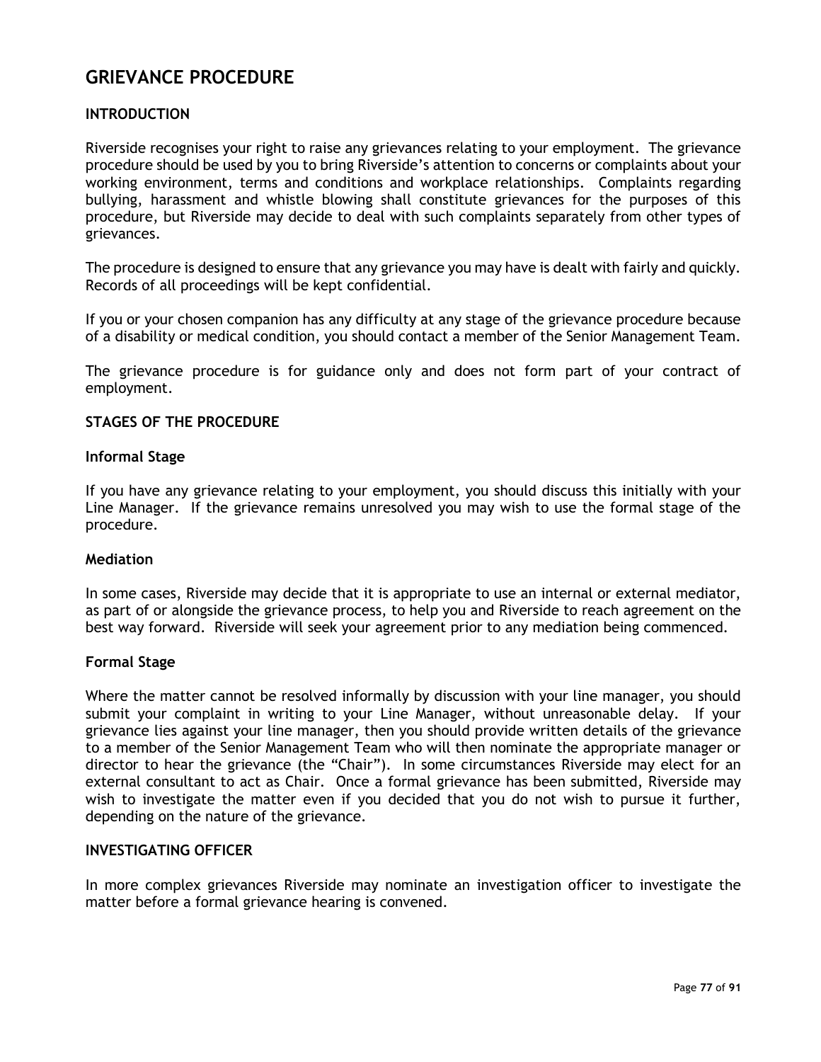# GRIEVANCE PROCEDURE

## INTRODUCTION

Riverside recognises your right to raise any grievances relating to your employment. The grievance procedure should be used by you to bring Riverside's attention to concerns or complaints about your working environment, terms and conditions and workplace relationships. Complaints regarding bullying, harassment and whistle blowing shall constitute grievances for the purposes of this procedure, but Riverside may decide to deal with such complaints separately from other types of grievances.

The procedure is designed to ensure that any grievance you may have is dealt with fairly and quickly. Records of all proceedings will be kept confidential.

If you or your chosen companion has any difficulty at any stage of the grievance procedure because of a disability or medical condition, you should contact a member of the Senior Management Team.

The grievance procedure is for guidance only and does not form part of your contract of employment.

## STAGES OF THE PROCEDURE

### Informal Stage

If you have any grievance relating to your employment, you should discuss this initially with your Line Manager. If the grievance remains unresolved you may wish to use the formal stage of the procedure.

### Mediation

In some cases, Riverside may decide that it is appropriate to use an internal or external mediator, as part of or alongside the grievance process, to help you and Riverside to reach agreement on the best way forward. Riverside will seek your agreement prior to any mediation being commenced.

### Formal Stage

Where the matter cannot be resolved informally by discussion with your line manager, you should submit your complaint in writing to your Line Manager, without unreasonable delay. If your grievance lies against your line manager, then you should provide written details of the grievance to a member of the Senior Management Team who will then nominate the appropriate manager or director to hear the grievance (the "Chair"). In some circumstances Riverside may elect for an external consultant to act as Chair. Once a formal grievance has been submitted, Riverside may wish to investigate the matter even if you decided that you do not wish to pursue it further, depending on the nature of the grievance.

## INVESTIGATING OFFICER

In more complex grievances Riverside may nominate an investigation officer to investigate the matter before a formal grievance hearing is convened.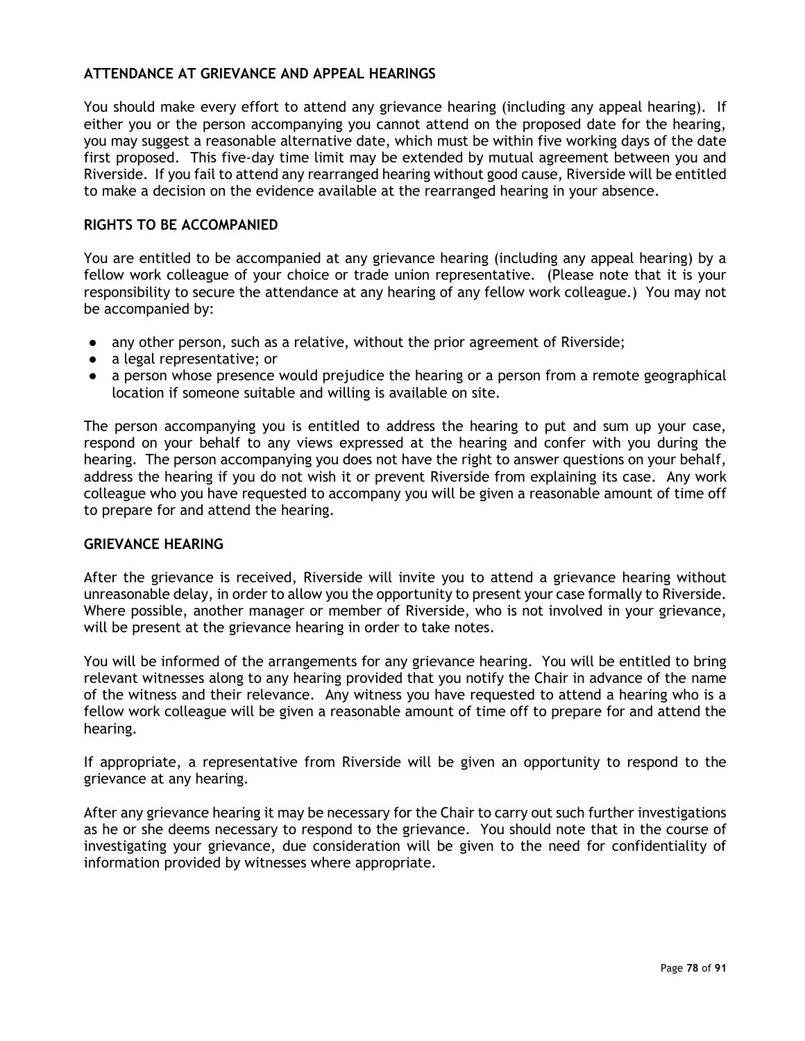## ATTENDANCE AT GRIEVANCE AND APPEAL HEARINGS

You should make every effort to attend any grievance hearing (including any appeal hearing). If either you or the person accompanying you cannot attend on the proposed date for the hearing, you may suggest a reasonable alternative date, which must be within five working days of the date first proposed. This five-day time limit may be extended by mutual agreement between you and Riverside. If you fail to attend any rearranged hearing without good cause, Riverside will be entitled to make a decision on the evidence available at the rearranged hearing in your absence.

## RIGHTS TO BE ACCOMPANIED

You are entitled to be accompanied at any grievance hearing (including any appeal hearing) by a fellow work colleague of your choice or trade union representative. (Please note that it is your responsibility to secure the attendance at any hearing of any fellow work colleague.) You may not be accompanied by:

- any other person, such as a relative, without the prior agreement of Riverside;
- a legal representative; or
- a person whose presence would prejudice the hearing or a person from a remote geographical location if someone suitable and willing is available on site.

The person accompanying you is entitled to address the hearing to put and sum up your case, respond on your behalf to any views expressed at the hearing and confer with you during the hearing. The person accompanying you does not have the right to answer questions on your behalf, address the hearing if you do not wish it or prevent Riverside from explaining its case. Any work colleague who you have requested to accompany you will be given a reasonable amount of time off to prepare for and attend the hearing.

## GRIEVANCE HEARING

After the grievance is received, Riverside will invite you to attend a grievance hearing without unreasonable delay, in order to allow you the opportunity to present your case formally to Riverside. Where possible, another manager or member of Riverside, who is not involved in your grievance, will be present at the grievance hearing in order to take notes.

You will be informed of the arrangements for any grievance hearing. You will be entitled to bring relevant witnesses along to any hearing provided that you notify the Chair in advance of the name of the witness and their relevance. Any witness you have requested to attend a hearing who is a fellow work colleague will be given a reasonable amount of time off to prepare for and attend the hearing.

If appropriate, a representative from Riverside will be given an opportunity to respond to the grievance at any hearing.

After any grievance hearing it may be necessary for the Chair to carry out such further investigations as he or she deems necessary to respond to the grievance. You should note that in the course of investigating your grievance, due consideration will be given to the need for confidentiality of information provided by witnesses where appropriate.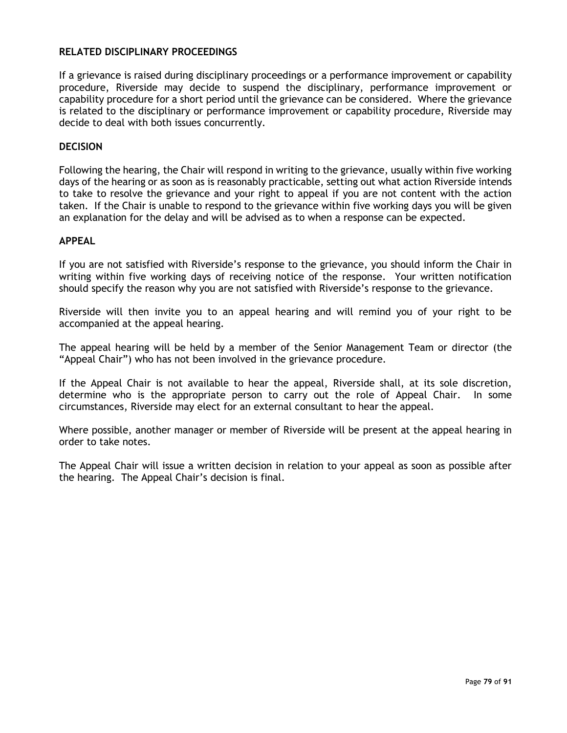## RELATED DISCIPLINARY PROCEEDINGS

If a grievance is raised during disciplinary proceedings or a performance improvement or capability procedure, Riverside may decide to suspend the disciplinary, performance improvement or capability procedure for a short period until the grievance can be considered. Where the grievance is related to the disciplinary or performance improvement or capability procedure, Riverside may decide to deal with both issues concurrently.

## DECISION

Following the hearing, the Chair will respond in writing to the grievance, usually within five working days of the hearing or as soon as is reasonably practicable, setting out what action Riverside intends to take to resolve the grievance and your right to appeal if you are not content with the action taken. If the Chair is unable to respond to the grievance within five working days you will be given an explanation for the delay and will be advised as to when a response can be expected.

## APPEAL

If you are not satisfied with Riverside's response to the grievance, you should inform the Chair in writing within five working days of receiving notice of the response. Your written notification should specify the reason why you are not satisfied with Riverside's response to the grievance.

Riverside will then invite you to an appeal hearing and will remind you of your right to be accompanied at the appeal hearing.

The appeal hearing will be held by a member of the Senior Management Team or director (the "Appeal Chair") who has not been involved in the grievance procedure.

If the Appeal Chair is not available to hear the appeal, Riverside shall, at its sole discretion, determine who is the appropriate person to carry out the role of Appeal Chair. In some circumstances, Riverside may elect for an external consultant to hear the appeal.

Where possible, another manager or member of Riverside will be present at the appeal hearing in order to take notes.

The Appeal Chair will issue a written decision in relation to your appeal as soon as possible after the hearing. The Appeal Chair's decision is final.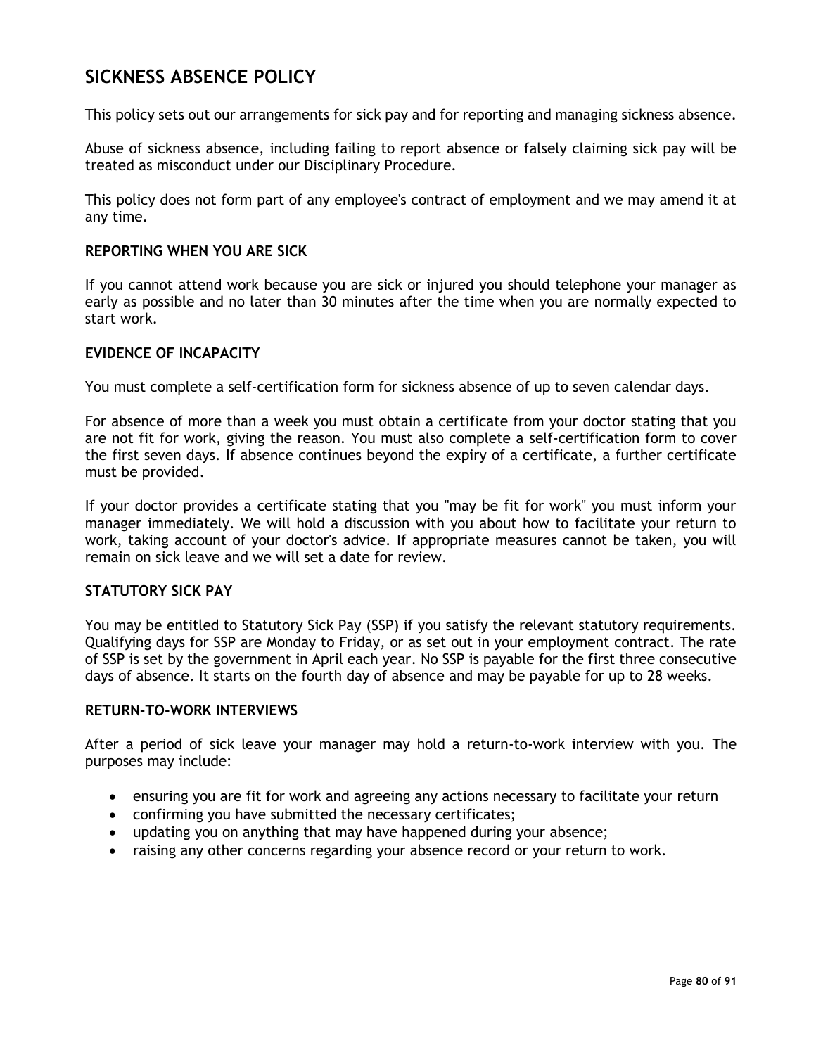# SICKNESS ABSENCE POLICY

This policy sets out our arrangements for sick pay and for reporting and managing sickness absence.

Abuse of sickness absence, including failing to report absence or falsely claiming sick pay will be treated as misconduct under our Disciplinary Procedure.

This policy does not form part of any employee's contract of employment and we may amend it at any time.

## REPORTING WHEN YOU ARE SICK

If you cannot attend work because you are sick or injured you should telephone your manager as early as possible and no later than 30 minutes after the time when you are normally expected to start work.

## EVIDENCE OF INCAPACITY

You must complete a self-certification form for sickness absence of up to seven calendar days.

For absence of more than a week you must obtain a certificate from your doctor stating that you are not fit for work, giving the reason. You must also complete a self-certification form to cover the first seven days. If absence continues beyond the expiry of a certificate, a further certificate must be provided.

If your doctor provides a certificate stating that you "may be fit for work" you must inform your manager immediately. We will hold a discussion with you about how to facilitate your return to work, taking account of your doctor's advice. If appropriate measures cannot be taken, you will remain on sick leave and we will set a date for review.

## STATUTORY SICK PAY

You may be entitled to Statutory Sick Pay (SSP) if you satisfy the relevant statutory requirements. Qualifying days for SSP are Monday to Friday, or as set out in your employment contract. The rate of SSP is set by the government in April each year. No SSP is payable for the first three consecutive days of absence. It starts on the fourth day of absence and may be payable for up to 28 weeks.

## RETURN-TO-WORK INTERVIEWS

After a period of sick leave your manager may hold a return-to-work interview with you. The purposes may include:

- ensuring you are fit for work and agreeing any actions necessary to facilitate your return
- confirming you have submitted the necessary certificates;
- updating you on anything that may have happened during your absence;
- raising any other concerns regarding your absence record or your return to work.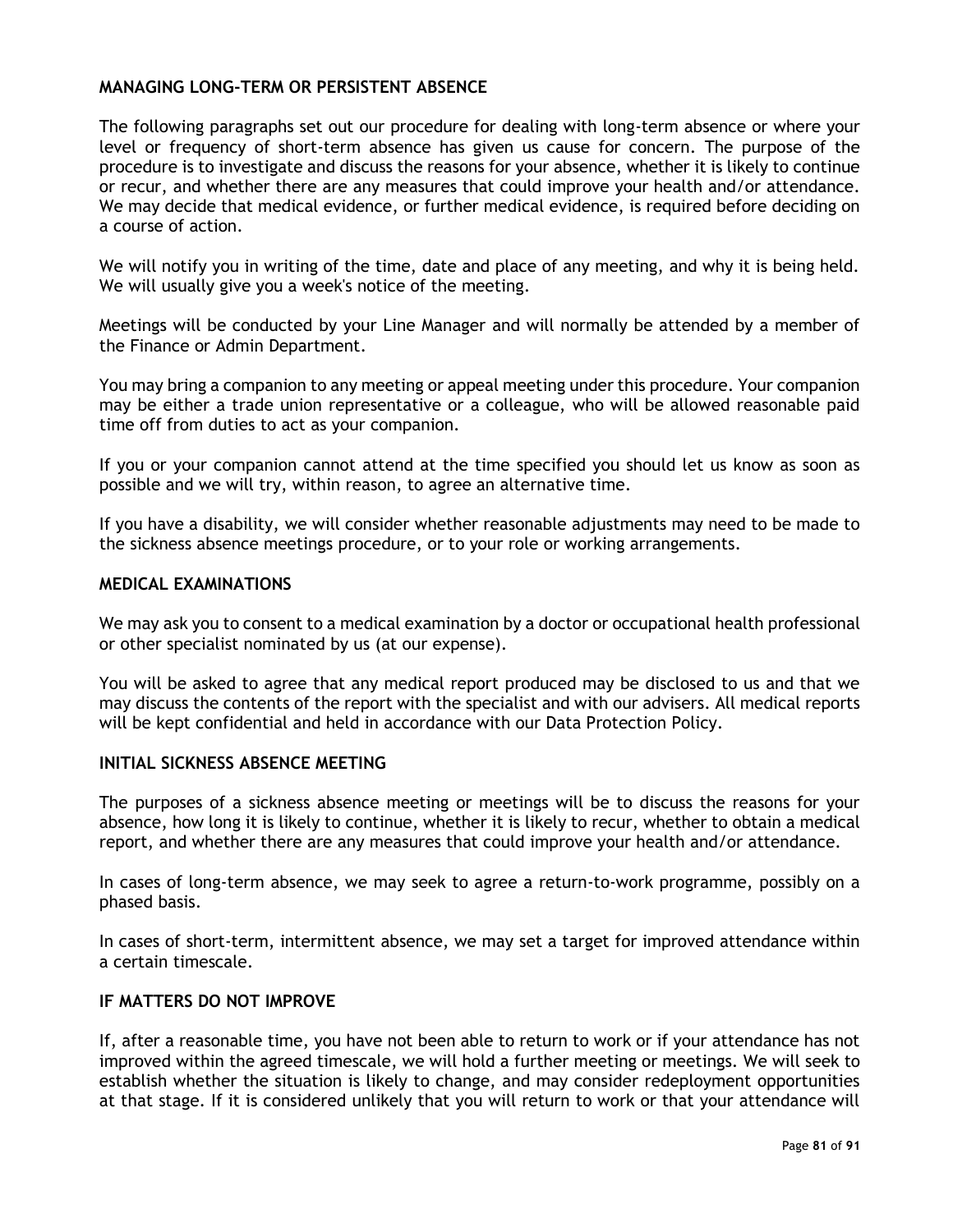## MANAGING LONG-TERM OR PERSISTENT ABSENCE

The following paragraphs set out our procedure for dealing with long-term absence or where your level or frequency of short-term absence has given us cause for concern. The purpose of the procedure is to investigate and discuss the reasons for your absence, whether it is likely to continue or recur, and whether there are any measures that could improve your health and/or attendance. We may decide that medical evidence, or further medical evidence, is required before deciding on a course of action.

We will notify you in writing of the time, date and place of any meeting, and why it is being held. We will usually give you a week's notice of the meeting.

Meetings will be conducted by your Line Manager and will normally be attended by a member of the Finance or Admin Department.

You may bring a companion to any meeting or appeal meeting under this procedure. Your companion may be either a trade union representative or a colleague, who will be allowed reasonable paid time off from duties to act as your companion.

If you or your companion cannot attend at the time specified you should let us know as soon as possible and we will try, within reason, to agree an alternative time.

If you have a disability, we will consider whether reasonable adjustments may need to be made to the sickness absence meetings procedure, or to your role or working arrangements.

## MEDICAL EXAMINATIONS

We may ask you to consent to a medical examination by a doctor or occupational health professional or other specialist nominated by us (at our expense).

You will be asked to agree that any medical report produced may be disclosed to us and that we may discuss the contents of the report with the specialist and with our advisers. All medical reports will be kept confidential and held in accordance with our Data Protection Policy.

## INITIAL SICKNESS ABSENCE MEETING

The purposes of a sickness absence meeting or meetings will be to discuss the reasons for your absence, how long it is likely to continue, whether it is likely to recur, whether to obtain a medical report, and whether there are any measures that could improve your health and/or attendance.

In cases of long-term absence, we may seek to agree a return-to-work programme, possibly on a phased basis.

In cases of short-term, intermittent absence, we may set a target for improved attendance within a certain timescale.

## IF MATTERS DO NOT IMPROVE

If, after a reasonable time, you have not been able to return to work or if your attendance has not improved within the agreed timescale, we will hold a further meeting or meetings. We will seek to establish whether the situation is likely to change, and may consider redeployment opportunities at that stage. If it is considered unlikely that you will return to work or that your attendance will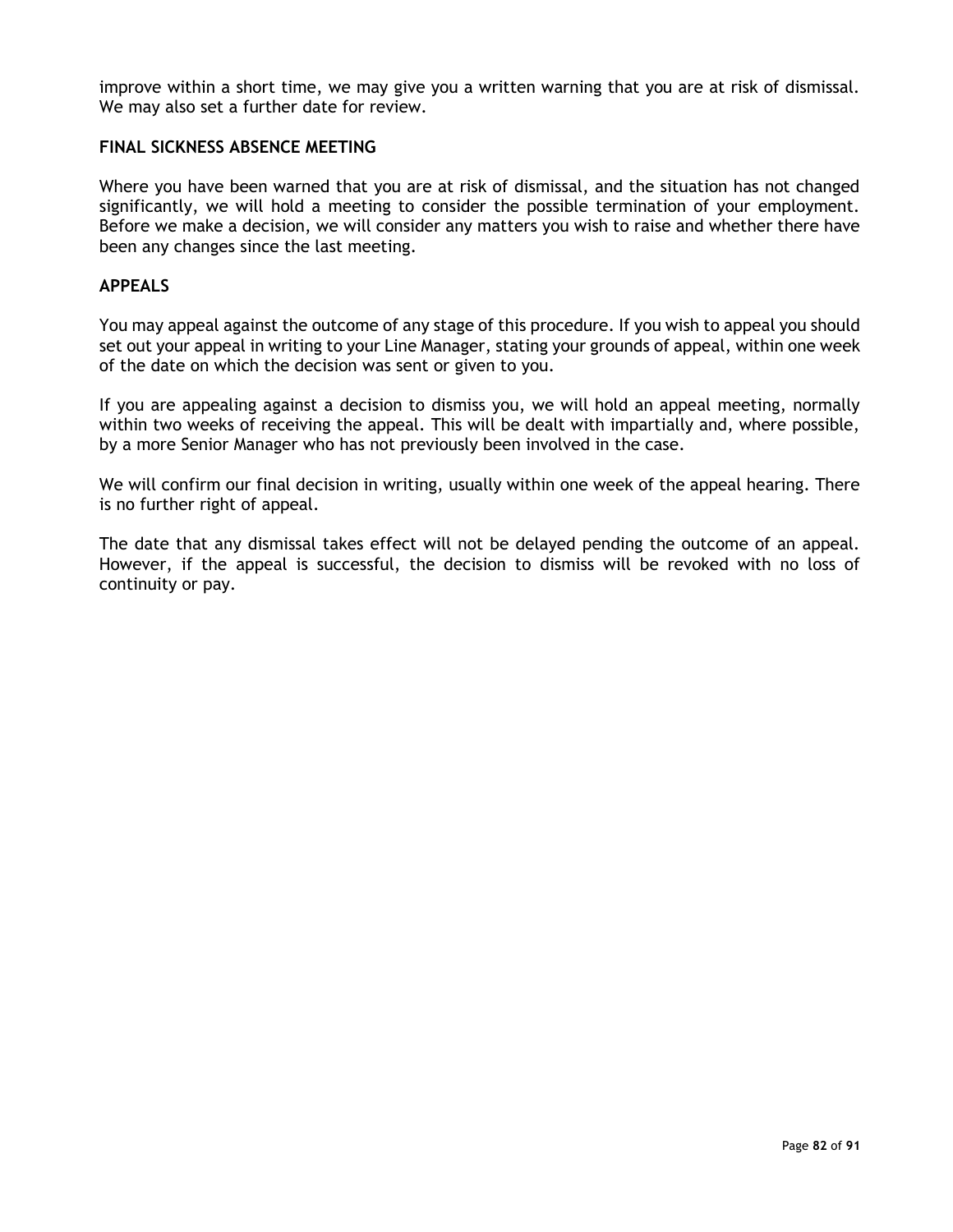improve within a short time, we may give you a written warning that you are at risk of dismissal. We may also set a further date for review.

### FINAL SICKNESS ABSENCE MEETING

Where you have been warned that you are at risk of dismissal, and the situation has not changed significantly, we will hold a meeting to consider the possible termination of your employment. Before we make a decision, we will consider any matters you wish to raise and whether there have been any changes since the last meeting.

### APPEALS

You may appeal against the outcome of any stage of this procedure. If you wish to appeal you should set out your appeal in writing to your Line Manager, stating your grounds of appeal, within one week of the date on which the decision was sent or given to you.

If you are appealing against a decision to dismiss you, we will hold an appeal meeting, normally within two weeks of receiving the appeal. This will be dealt with impartially and, where possible, by a more Senior Manager who has not previously been involved in the case.

We will confirm our final decision in writing, usually within one week of the appeal hearing. There is no further right of appeal.

The date that any dismissal takes effect will not be delayed pending the outcome of an appeal. However, if the appeal is successful, the decision to dismiss will be revoked with no loss of continuity or pay.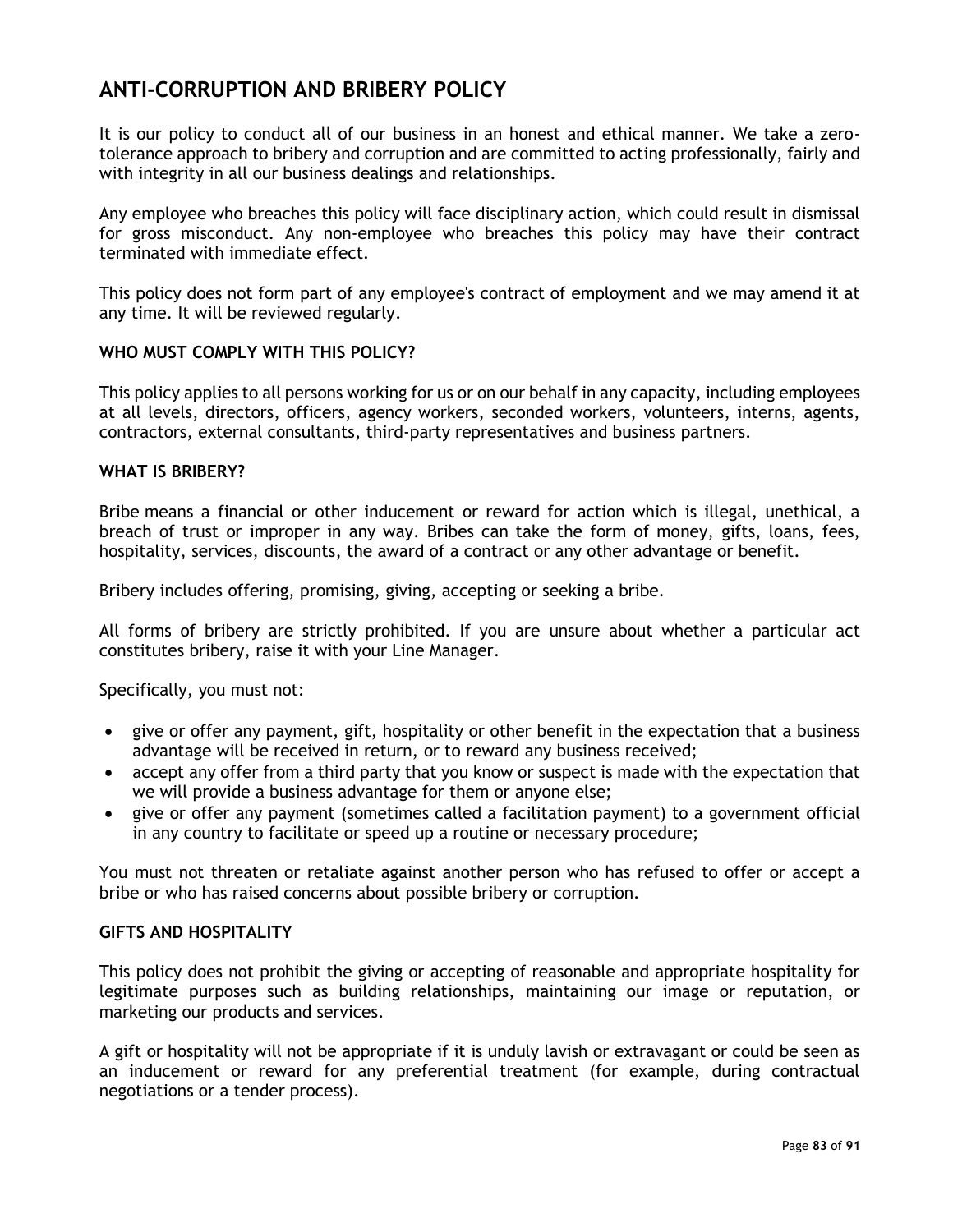# ANTI-CORRUPTION AND BRIBERY POLICY

It is our policy to conduct all of our business in an honest and ethical manner. We take a zero-tolerance approach to bribery and corruption and are committed to acting professionally, fairly and with integrity in all our business dealings and relationships.

Any employee who breaches this policy will face disciplinary action, which could result in dismissal for gross misconduct. Any non-employee who breaches this policy may have their contract terminated with immediate effect.

This policy does not form part of any employee's contract of employment and we may amend it at any time. It will be reviewed regularly.

### WHO MUST COMPLY WITH THIS POLICY?

This policy applies to all persons working for us or on our behalf in any capacity, including employees at all levels, directors, officers, agency workers, seconded workers, volunteers, interns, agents, contractors, external consultants, third-party representatives and business partners.

### WHAT IS BRIBERY?

Bribe means a financial or other inducement or reward for action which is illegal, unethical, a breach of trust or improper in any way. Bribes can take the form of money, gifts, loans, fees, hospitality, services, discounts, the award of a contract or any other advantage or benefit.

Bribery includes offering, promising, giving, accepting or seeking a bribe.

All forms of bribery are strictly prohibited. If you are unsure about whether a particular act constitutes bribery, raise it with your Line Manager.

Specifically, you must not:

- give or offer any payment, gift, hospitality or other benefit in the expectation that a business advantage will be received in return, or to reward any business received;
- accept any offer from a third party that you know or suspect is made with the expectation that we will provide a business advantage for them or anyone else;
- give or offer any payment (sometimes called a facilitation payment) to a government official in any country to facilitate or speed up a routine or necessary procedure;

You must not threaten or retaliate against another person who has refused to offer or accept a bribe or who has raised concerns about possible bribery or corruption.

### GIFTS AND HOSPITALITY

This policy does not prohibit the giving or accepting of reasonable and appropriate hospitality for legitimate purposes such as building relationships, maintaining our image or reputation, or marketing our products and services.

A gift or hospitality will not be appropriate if it is unduly lavish or extravagant or could be seen as an inducement or reward for any preferential treatment (for example, during contractual negotiations or a tender process).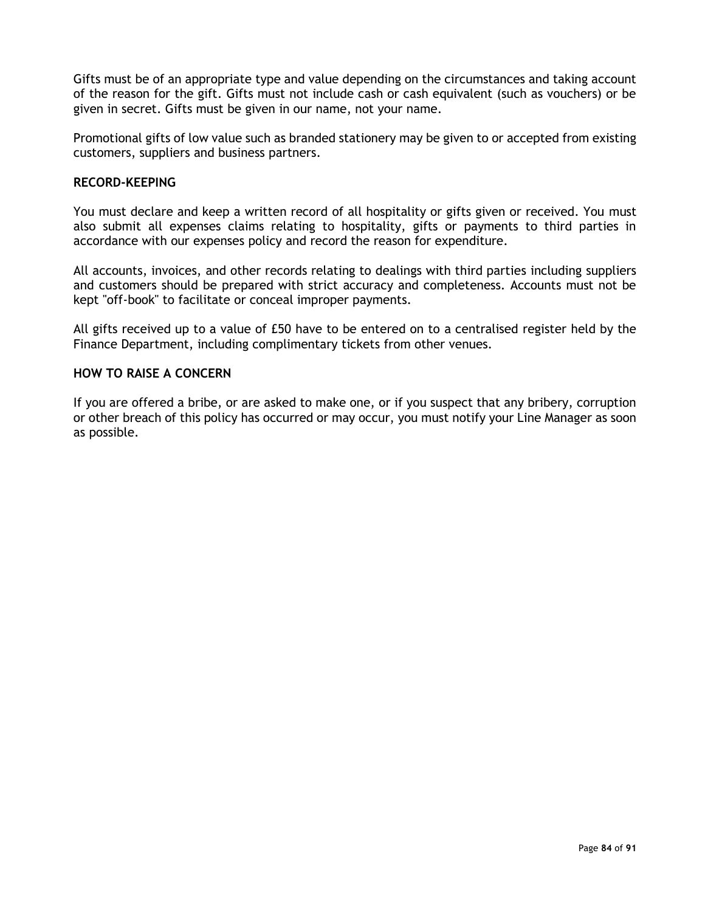Gifts must be of an appropriate type and value depending on the circumstances and taking account of the reason for the gift. Gifts must not include cash or cash equivalent (such as vouchers) or be given in secret. Gifts must be given in our name, not your name.

Promotional gifts of low value such as branded stationery may be given to or accepted from existing customers, suppliers and business partners.

**RECORD-KEEPING**

You must declare and keep a written record of all hospitality or gifts given or received. You must also submit all expenses claims relating to hospitality, gifts or payments to third parties in accordance with our expenses policy and record the reason for expenditure.

All accounts, invoices, and other records relating to dealings with third parties including suppliers and customers should be prepared with strict accuracy and completeness. Accounts must not be kept "off-book" to facilitate or conceal improper payments.

All gifts received up to a value of £50 have to be entered on to a centralised register held by the Finance Department, including complimentary tickets from other venues.

**HOW TO RAISE A CONCERN**

If you are offered a bribe, or are asked to make one, or if you suspect that any bribery, corruption or other breach of this policy has occurred or may occur, you must notify your Line Manager as soon as possible.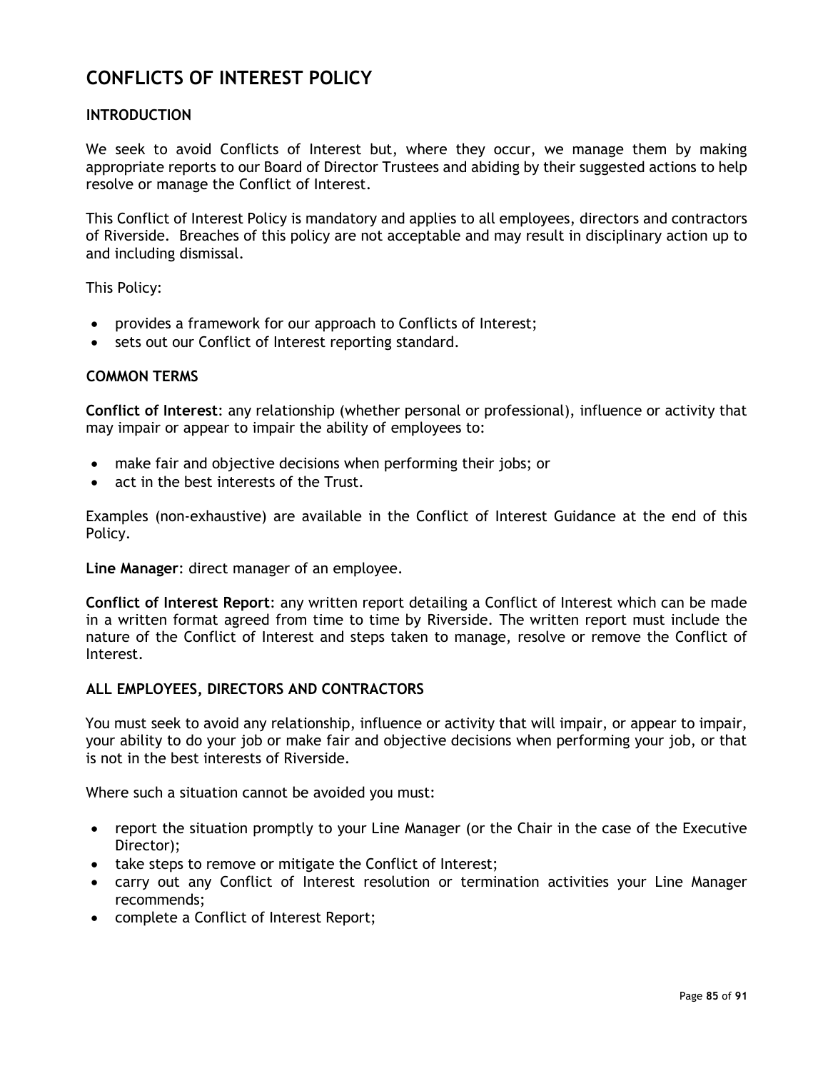# CONFLICTS OF INTEREST POLICY

## INTRODUCTION

We seek to avoid Conflicts of Interest but, where they occur, we manage them by making appropriate reports to our Board of Director Trustees and abiding by their suggested actions to help resolve or manage the Conflict of Interest.

This Conflict of Interest Policy is mandatory and applies to all employees, directors and contractors of Riverside. Breaches of this policy are not acceptable and may result in disciplinary action up to and including dismissal.

This Policy:

- provides a framework for our approach to Conflicts of Interest;
- sets out our Conflict of Interest reporting standard.

## COMMON TERMS

**Conflict of Interest**: any relationship (whether personal or professional), influence or activity that may impair or appear to impair the ability of employees to:

- make fair and objective decisions when performing their jobs; or
- act in the best interests of the Trust.

Examples (non-exhaustive) are available in the Conflict of Interest Guidance at the end of this Policy.

**Line Manager**: direct manager of an employee.

**Conflict of Interest Report**: any written report detailing a Conflict of Interest which can be made in a written format agreed from time to time by Riverside. The written report must include the nature of the Conflict of Interest and steps taken to manage, resolve or remove the Conflict of Interest.

## ALL EMPLOYEES, DIRECTORS AND CONTRACTORS

You must seek to avoid any relationship, influence or activity that will impair, or appear to impair, your ability to do your job or make fair and objective decisions when performing your job, or that is not in the best interests of Riverside.

Where such a situation cannot be avoided you must:

- report the situation promptly to your Line Manager (or the Chair in the case of the Executive Director);
- take steps to remove or mitigate the Conflict of Interest;
- carry out any Conflict of Interest resolution or termination activities your Line Manager recommends;
- complete a Conflict of Interest Report;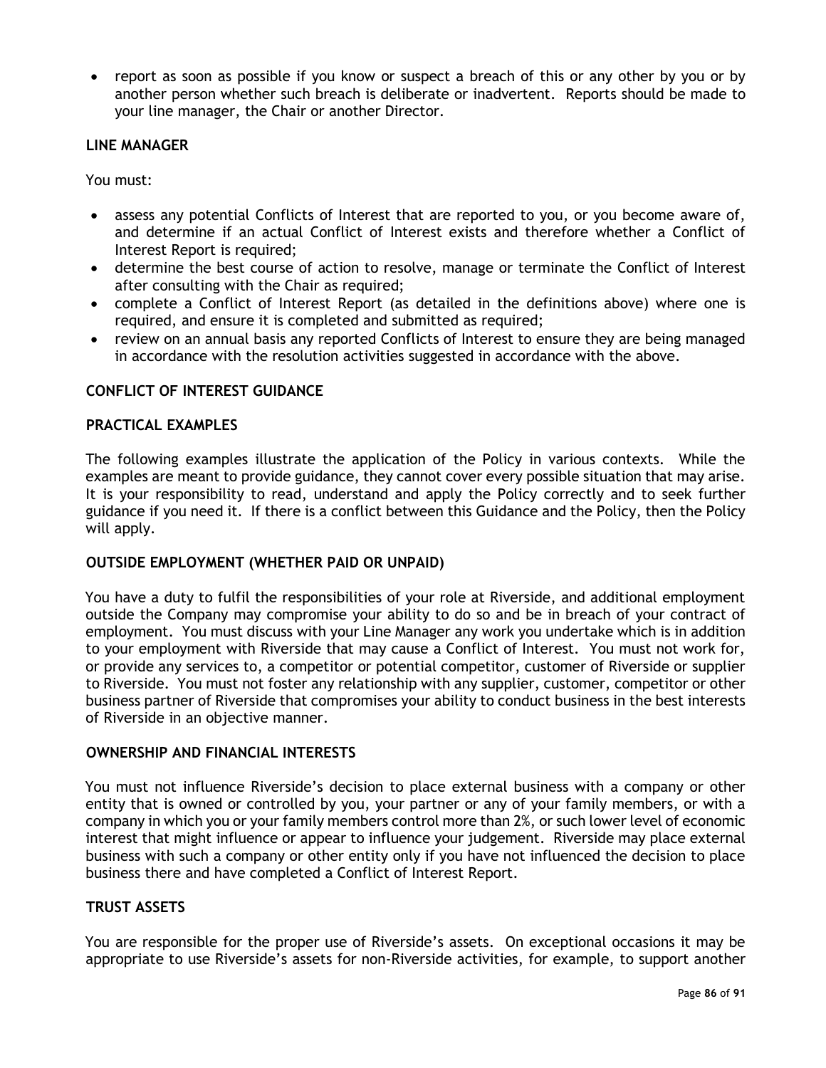- report as soon as possible if you know or suspect a breach of this or any other by you or by another person whether such breach is deliberate or inadvertent. Reports should be made to your line manager, the Chair or another Director.

**LINE MANAGER**

You must:

- assess any potential Conflicts of Interest that are reported to you, or you become aware of, and determine if an actual Conflict of Interest exists and therefore whether a Conflict of Interest Report is required;
- determine the best course of action to resolve, manage or terminate the Conflict of Interest after consulting with the Chair as required;
- complete a Conflict of Interest Report (as detailed in the definitions above) where one is required, and ensure it is completed and submitted as required;
- review on an annual basis any reported Conflicts of Interest to ensure they are being managed in accordance with the resolution activities suggested in accordance with the above.

**CONFLICT OF INTEREST GUIDANCE**

**PRACTICAL EXAMPLES**

The following examples illustrate the application of the Policy in various contexts. While the examples are meant to provide guidance, they cannot cover every possible situation that may arise. It is your responsibility to read, understand and apply the Policy correctly and to seek further guidance if you need it. If there is a conflict between this Guidance and the Policy, then the Policy will apply.

**OUTSIDE EMPLOYMENT (WHETHER PAID OR UNPAID)**

You have a duty to fulfil the responsibilities of your role at Riverside, and additional employment outside the Company may compromise your ability to do so and be in breach of your contract of employment. You must discuss with your Line Manager any work you undertake which is in addition to your employment with Riverside that may cause a Conflict of Interest. You must not work for, or provide any services to, a competitor or potential competitor, customer of Riverside or supplier to Riverside. You must not foster any relationship with any supplier, customer, competitor or other business partner of Riverside that compromises your ability to conduct business in the best interests of Riverside in an objective manner.

**OWNERSHIP AND FINANCIAL INTERESTS**

You must not influence Riverside's decision to place external business with a company or other entity that is owned or controlled by you, your partner or any of your family members, or with a company in which you or your family members control more than 2%, or such lower level of economic interest that might influence or appear to influence your judgement. Riverside may place external business with such a company or other entity only if you have not influenced the decision to place business there and have completed a Conflict of Interest Report.

**TRUST ASSETS**

You are responsible for the proper use of Riverside's assets. On exceptional occasions it may be appropriate to use Riverside's assets for non-Riverside activities, for example, to support another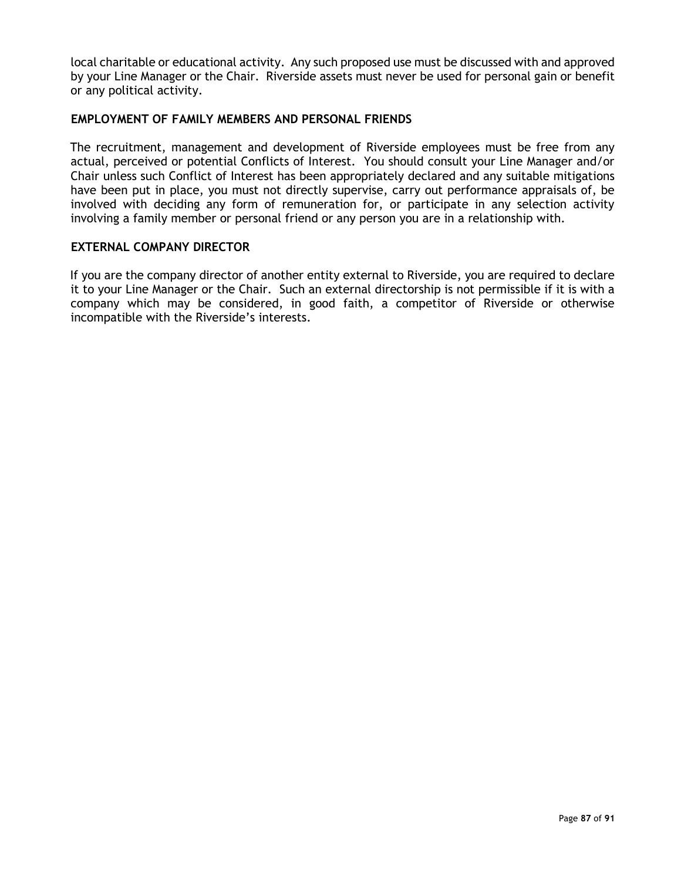local charitable or educational activity. Any such proposed use must be discussed with and approved by your Line Manager or the Chair. Riverside assets must never be used for personal gain or benefit or any political activity.

## EMPLOYMENT OF FAMILY MEMBERS AND PERSONAL FRIENDS

The recruitment, management and development of Riverside employees must be free from any actual, perceived or potential Conflicts of Interest. You should consult your Line Manager and/or Chair unless such Conflict of Interest has been appropriately declared and any suitable mitigations have been put in place, you must not directly supervise, carry out performance appraisals of, be involved with deciding any form of remuneration for, or participate in any selection activity involving a family member or personal friend or any person you are in a relationship with.

## EXTERNAL COMPANY DIRECTOR

If you are the company director of another entity external to Riverside, you are required to declare it to your Line Manager or the Chair. Such an external directorship is not permissible if it is with a company which may be considered, in good faith, a competitor of Riverside or otherwise incompatible with the Riverside's interests.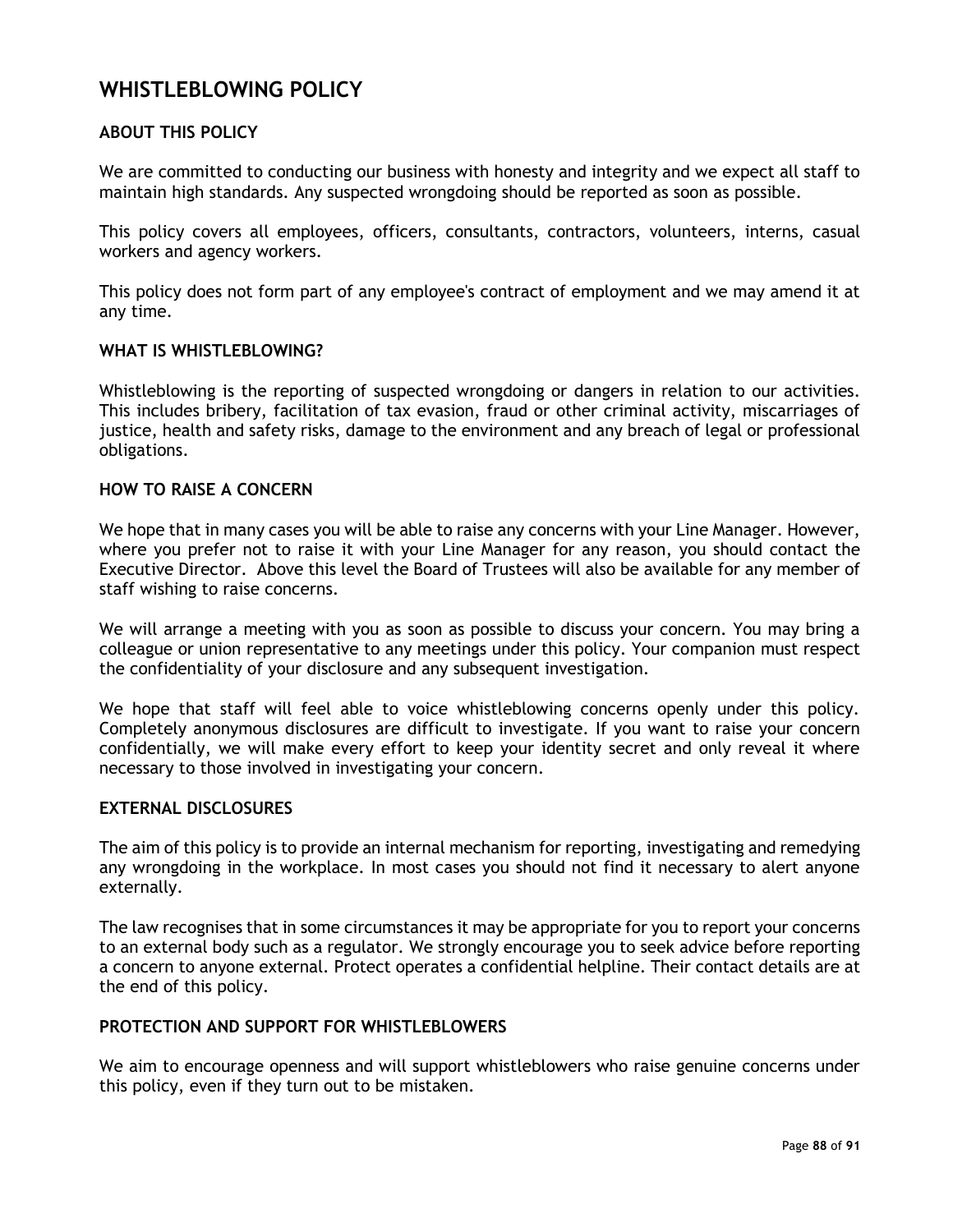# WHISTLEBLOWING POLICY

## ABOUT THIS POLICY

We are committed to conducting our business with honesty and integrity and we expect all staff to maintain high standards. Any suspected wrongdoing should be reported as soon as possible.

This policy covers all employees, officers, consultants, contractors, volunteers, interns, casual workers and agency workers.

This policy does not form part of any employee's contract of employment and we may amend it at any time.

## WHAT IS WHISTLEBLOWING?

Whistleblowing is the reporting of suspected wrongdoing or dangers in relation to our activities. This includes bribery, facilitation of tax evasion, fraud or other criminal activity, miscarriages of justice, health and safety risks, damage to the environment and any breach of legal or professional obligations.

## HOW TO RAISE A CONCERN

We hope that in many cases you will be able to raise any concerns with your Line Manager. However, where you prefer not to raise it with your Line Manager for any reason, you should contact the Executive Director. Above this level the Board of Trustees will also be available for any member of staff wishing to raise concerns.

We will arrange a meeting with you as soon as possible to discuss your concern. You may bring a colleague or union representative to any meetings under this policy. Your companion must respect the confidentiality of your disclosure and any subsequent investigation.

We hope that staff will feel able to voice whistleblowing concerns openly under this policy. Completely anonymous disclosures are difficult to investigate. If you want to raise your concern confidentially, we will make every effort to keep your identity secret and only reveal it where necessary to those involved in investigating your concern.

## EXTERNAL DISCLOSURES

The aim of this policy is to provide an internal mechanism for reporting, investigating and remedying any wrongdoing in the workplace. In most cases you should not find it necessary to alert anyone externally.

The law recognises that in some circumstances it may be appropriate for you to report your concerns to an external body such as a regulator. We strongly encourage you to seek advice before reporting a concern to anyone external. Protect operates a confidential helpline. Their contact details are at the end of this policy.

## PROTECTION AND SUPPORT FOR WHISTLEBLOWERS

We aim to encourage openness and will support whistleblowers who raise genuine concerns under this policy, even if they turn out to be mistaken.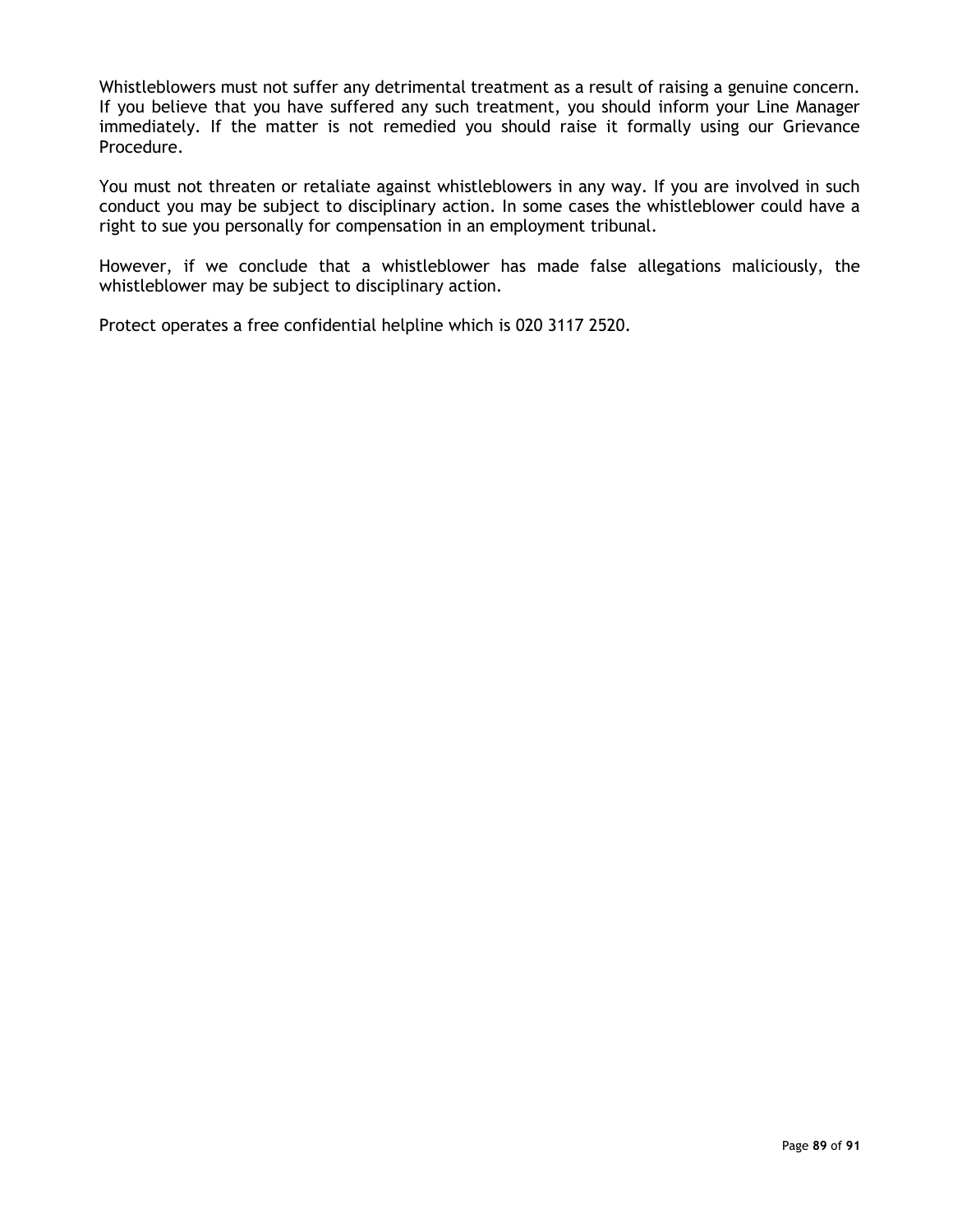Whistleblowers must not suffer any detrimental treatment as a result of raising a genuine concern. If you believe that you have suffered any such treatment, you should inform your Line Manager immediately. If the matter is not remedied you should raise it formally using our Grievance Procedure.

You must not threaten or retaliate against whistleblowers in any way. If you are involved in such conduct you may be subject to disciplinary action. In some cases the whistleblower could have a right to sue you personally for compensation in an employment tribunal.

However, if we conclude that a whistleblower has made false allegations maliciously, the whistleblower may be subject to disciplinary action.

Protect operates a free confidential helpline which is 020 3117 2520.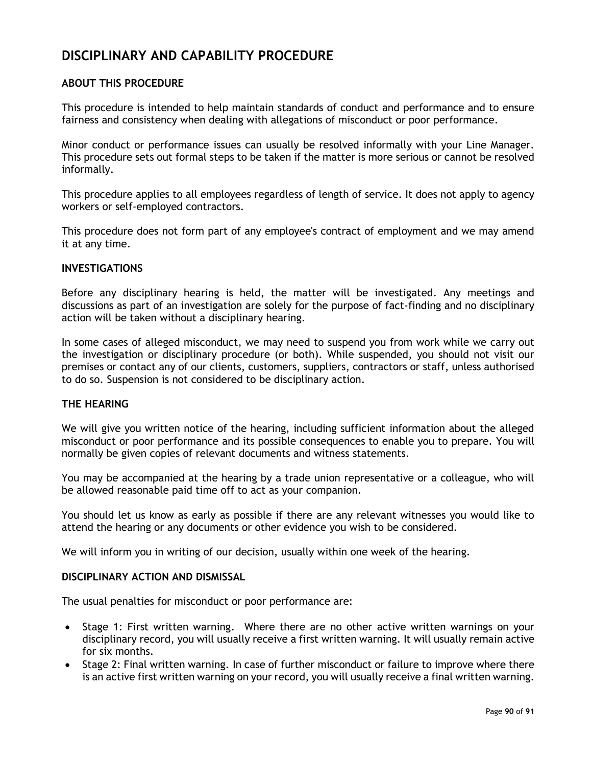# DISCIPLINARY AND CAPABILITY PROCEDURE

## ABOUT THIS PROCEDURE

This procedure is intended to help maintain standards of conduct and performance and to ensure fairness and consistency when dealing with allegations of misconduct or poor performance.

Minor conduct or performance issues can usually be resolved informally with your Line Manager. This procedure sets out formal steps to be taken if the matter is more serious or cannot be resolved informally.

This procedure applies to all employees regardless of length of service. It does not apply to agency workers or self-employed contractors.

This procedure does not form part of any employee's contract of employment and we may amend it at any time.

## INVESTIGATIONS

Before any disciplinary hearing is held, the matter will be investigated. Any meetings and discussions as part of an investigation are solely for the purpose of fact-finding and no disciplinary action will be taken without a disciplinary hearing.

In some cases of alleged misconduct, we may need to suspend you from work while we carry out the investigation or disciplinary procedure (or both). While suspended, you should not visit our premises or contact any of our clients, customers, suppliers, contractors or staff, unless authorised to do so. Suspension is not considered to be disciplinary action.

## THE HEARING

We will give you written notice of the hearing, including sufficient information about the alleged misconduct or poor performance and its possible consequences to enable you to prepare. You will normally be given copies of relevant documents and witness statements.

You may be accompanied at the hearing by a trade union representative or a colleague, who will be allowed reasonable paid time off to act as your companion.

You should let us know as early as possible if there are any relevant witnesses you would like to attend the hearing or any documents or other evidence you wish to be considered.

We will inform you in writing of our decision, usually within one week of the hearing.

## DISCIPLINARY ACTION AND DISMISSAL

The usual penalties for misconduct or poor performance are:

- Stage 1: First written warning. Where there are no other active written warnings on your disciplinary record, you will usually receive a first written warning. It will usually remain active for six months.
- Stage 2: Final written warning. In case of further misconduct or failure to improve where there is an active first written warning on your record, you will usually receive a final written warning.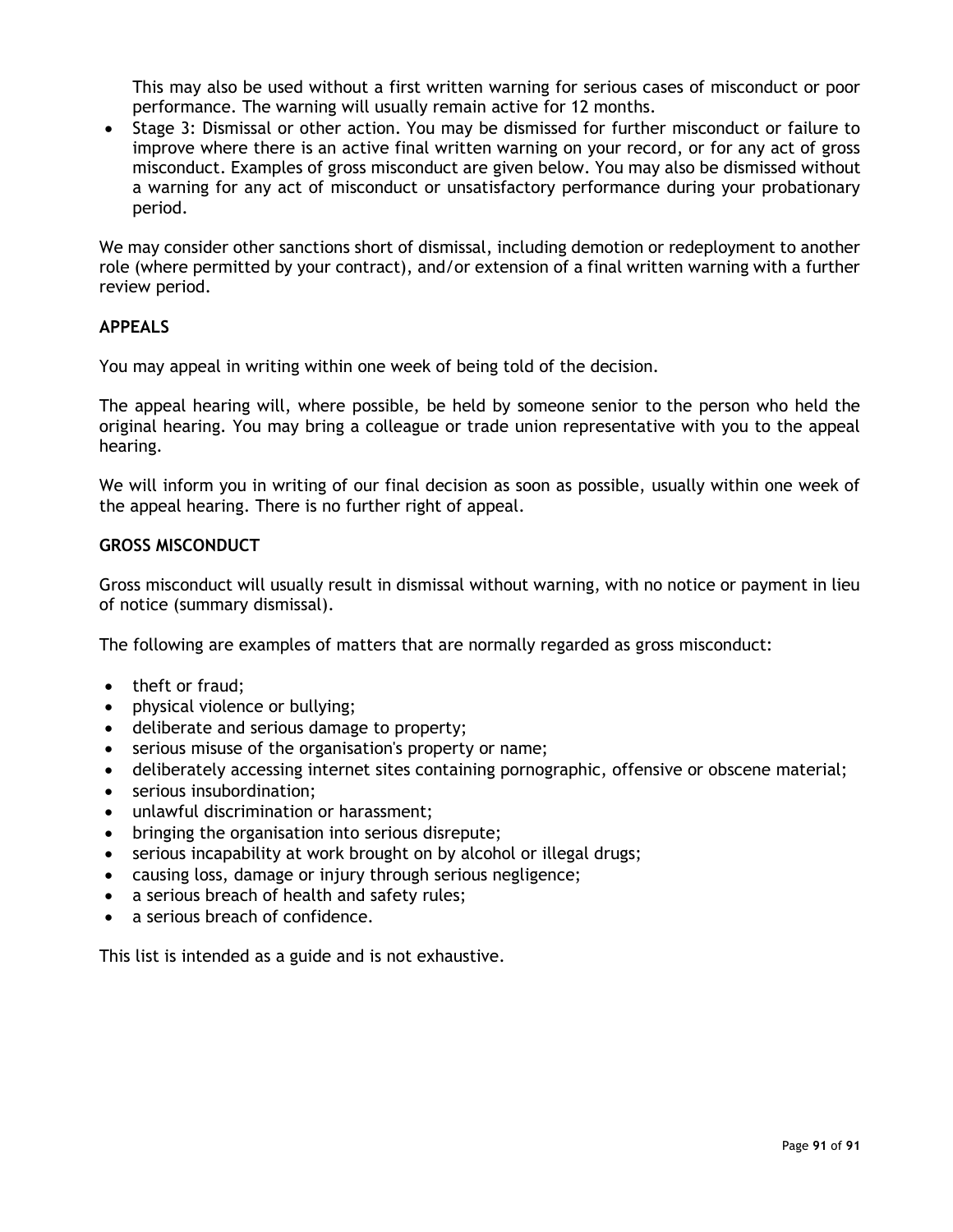This may also be used without a first written warning for serious cases of misconduct or poor performance. The warning will usually remain active for 12 months.

- Stage 3: Dismissal or other action. You may be dismissed for further misconduct or failure to improve where there is an active final written warning on your record, or for any act of gross misconduct. Examples of gross misconduct are given below. You may also be dismissed without a warning for any act of misconduct or unsatisfactory performance during your probationary period.

We may consider other sanctions short of dismissal, including demotion or redeployment to another role (where permitted by your contract), and/or extension of a final written warning with a further review period.

**APPEALS**

You may appeal in writing within one week of being told of the decision.

The appeal hearing will, where possible, be held by someone senior to the person who held the original hearing. You may bring a colleague or trade union representative with you to the appeal hearing.

We will inform you in writing of our final decision as soon as possible, usually within one week of the appeal hearing. There is no further right of appeal.

**GROSS MISCONDUCT**

Gross misconduct will usually result in dismissal without warning, with no notice or payment in lieu of notice (summary dismissal).

The following are examples of matters that are normally regarded as gross misconduct:

- theft or fraud;
- physical violence or bullying;
- deliberate and serious damage to property;
- serious misuse of the organisation's property or name;
- deliberately accessing internet sites containing pornographic, offensive or obscene material;
- serious insubordination;
- unlawful discrimination or harassment;
- bringing the organisation into serious disrepute;
- serious incapability at work brought on by alcohol or illegal drugs;
- causing loss, damage or injury through serious negligence;
- a serious breach of health and safety rules;
- a serious breach of confidence.

This list is intended as a guide and is not exhaustive.